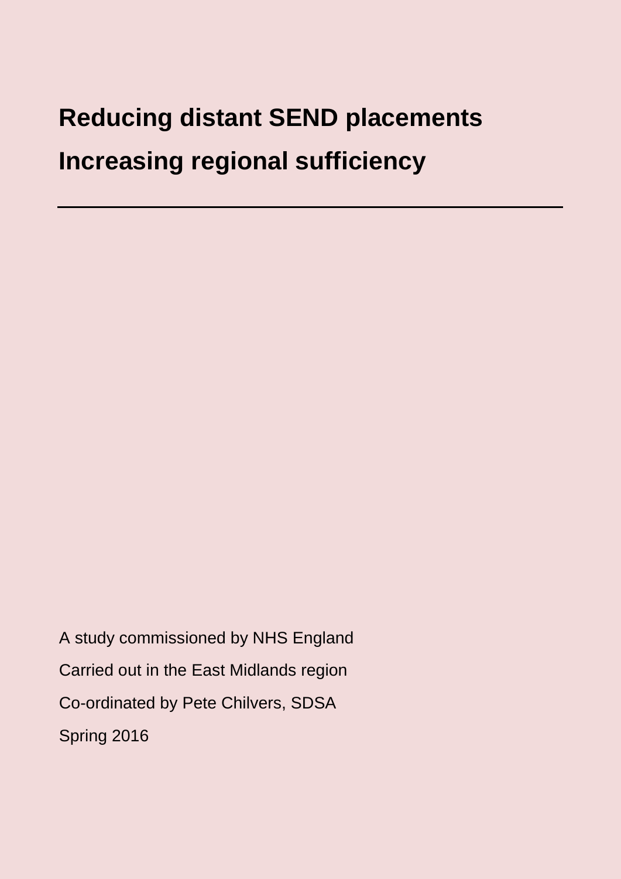# Reducing distant SEND placements

# Increasing regional sufficiency

---

A study commissioned by NHS England

Carried out in the East Midlands region

Co-ordinated by Pete Chilvers, SDSA

Spring 2016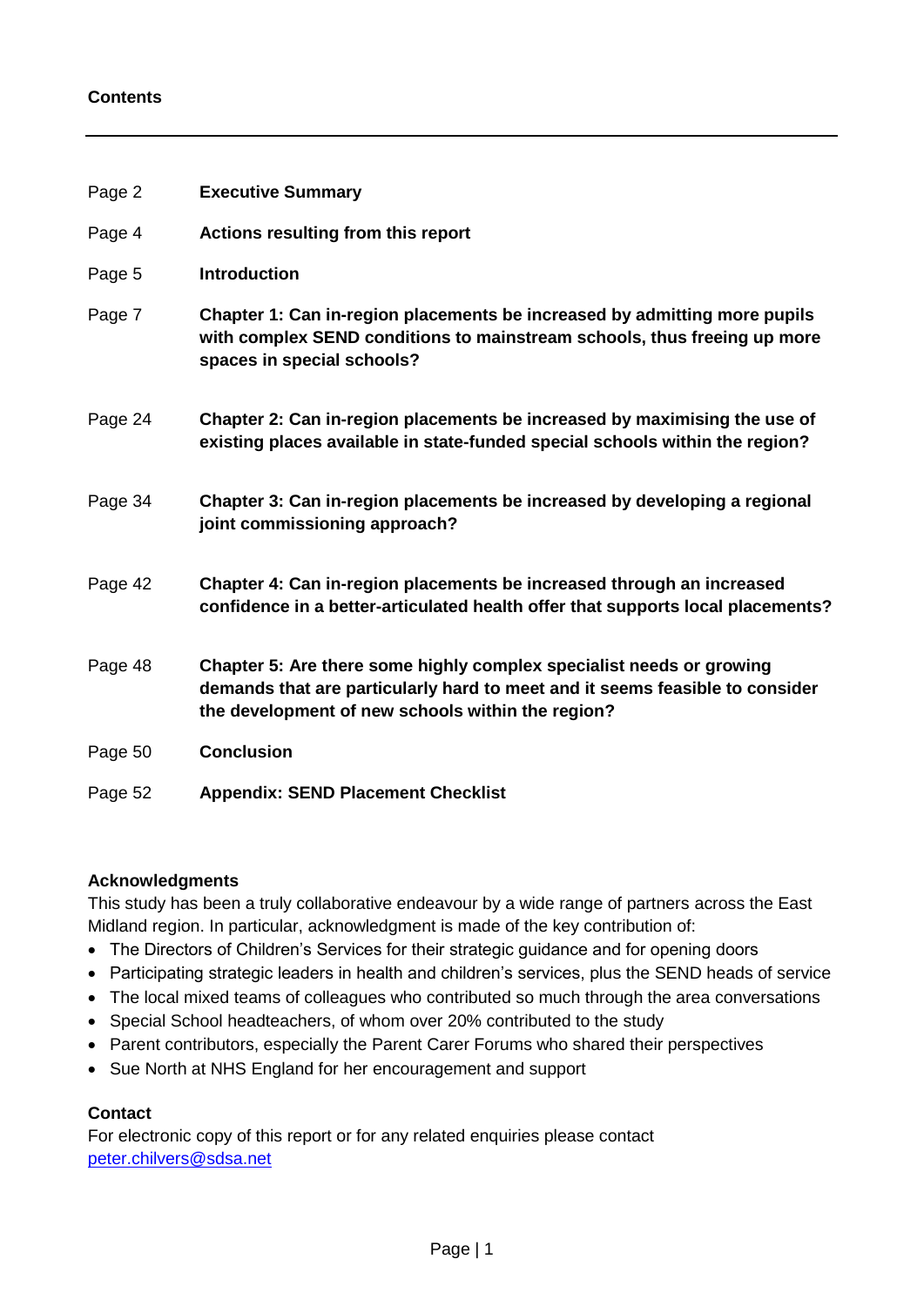**Contents**

| | |
|---|---|
| Page 2 | **Executive Summary** |
| Page 4 | **Actions resulting from this report** |
| Page 5 | **Introduction** |
| Page 7 | **Chapter 1: Can in-region placements be increased by admitting more pupils with complex SEND conditions to mainstream schools, thus freeing up more spaces in special schools?** |
| Page 24 | **Chapter 2: Can in-region placements be increased by maximising the use of existing places available in state-funded special schools within the region?** |
| Page 34 | **Chapter 3: Can in-region placements be increased by developing a regional joint commissioning approach?** |
| Page 42 | **Chapter 4: Can in-region placements be increased through an increased confidence in a better-articulated health offer that supports local placements?** |
| Page 48 | **Chapter 5: Are there some highly complex specialist needs or growing demands that are particularly hard to meet and it seems feasible to consider the development of new schools within the region?** |
| Page 50 | **Conclusion** |
| Page 52 | **Appendix: SEND Placement Checklist** |

**Acknowledgments**

This study has been a truly collaborative endeavour by a wide range of partners across the East Midland region. In particular, acknowledgment is made of the key contribution of:

- The Directors of Children's Services for their strategic guidance and for opening doors
- Participating strategic leaders in health and children's services, plus the SEND heads of service
- The local mixed teams of colleagues who contributed so much through the area conversations
- Special School headteachers, of whom over 20% contributed to the study
- Parent contributors, especially the Parent Carer Forums who shared their perspectives
- Sue North at NHS England for her encouragement and support

**Contact**

For electronic copy of this report or for any related enquiries please contact
peter.chilvers@sdsa.net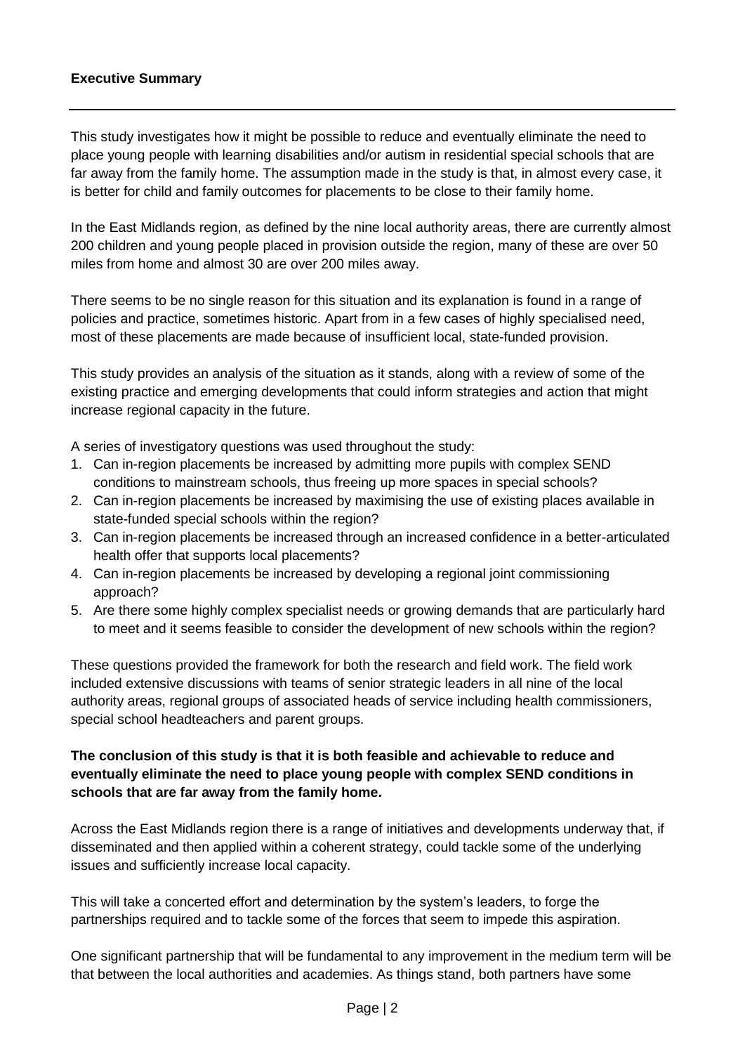**Executive Summary**

This study investigates how it might be possible to reduce and eventually eliminate the need to place young people with learning disabilities and/or autism in residential special schools that are far away from the family home. The assumption made in the study is that, in almost every case, it is better for child and family outcomes for placements to be close to their family home.

In the East Midlands region, as defined by the nine local authority areas, there are currently almost 200 children and young people placed in provision outside the region, many of these are over 50 miles from home and almost 30 are over 200 miles away.

There seems to be no single reason for this situation and its explanation is found in a range of policies and practice, sometimes historic. Apart from in a few cases of highly specialised need, most of these placements are made because of insufficient local, state-funded provision.

This study provides an analysis of the situation as it stands, along with a review of some of the existing practice and emerging developments that could inform strategies and action that might increase regional capacity in the future.

A series of investigatory questions was used throughout the study:

1. Can in-region placements be increased by admitting more pupils with complex SEND conditions to mainstream schools, thus freeing up more spaces in special schools?
2. Can in-region placements be increased by maximising the use of existing places available in state-funded special schools within the region?
3. Can in-region placements be increased through an increased confidence in a better-articulated health offer that supports local placements?
4. Can in-region placements be increased by developing a regional joint commissioning approach?
5. Are there some highly complex specialist needs or growing demands that are particularly hard to meet and it seems feasible to consider the development of new schools within the region?

These questions provided the framework for both the research and field work. The field work included extensive discussions with teams of senior strategic leaders in all nine of the local authority areas, regional groups of associated heads of service including health commissioners, special school headteachers and parent groups.

**The conclusion of this study is that it is both feasible and achievable to reduce and eventually eliminate the need to place young people with complex SEND conditions in schools that are far away from the family home.**

Across the East Midlands region there is a range of initiatives and developments underway that, if disseminated and then applied within a coherent strategy, could tackle some of the underlying issues and sufficiently increase local capacity.

This will take a concerted effort and determination by the system's leaders, to forge the partnerships required and to tackle some of the forces that seem to impede this aspiration.

One significant partnership that will be fundamental to any improvement in the medium term will be that between the local authorities and academies. As things stand, both partners have some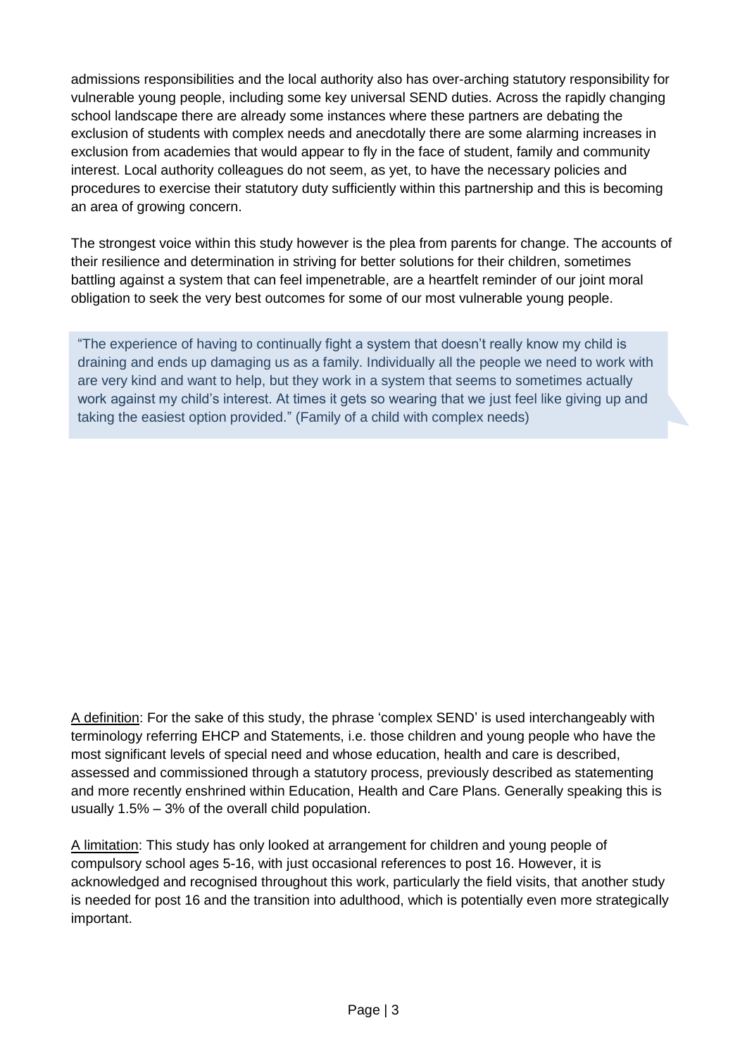admissions responsibilities and the local authority also has over-arching statutory responsibility for vulnerable young people, including some key universal SEND duties. Across the rapidly changing school landscape there are already some instances where these partners are debating the exclusion of students with complex needs and anecdotally there are some alarming increases in exclusion from academies that would appear to fly in the face of student, family and community interest. Local authority colleagues do not seem, as yet, to have the necessary policies and procedures to exercise their statutory duty sufficiently within this partnership and this is becoming an area of growing concern.

The strongest voice within this study however is the plea from parents for change. The accounts of their resilience and determination in striving for better solutions for their children, sometimes battling against a system that can feel impenetrable, are a heartfelt reminder of our joint moral obligation to seek the very best outcomes for some of our most vulnerable young people.

> "The experience of having to continually fight a system that doesn't really know my child is draining and ends up damaging us as a family. Individually all the people we need to work with are very kind and want to help, but they work in a system that seems to sometimes actually work against my child's interest. At times it gets so wearing that we just feel like giving up and taking the easiest option provided." (Family of a child with complex needs)

<u>A definition</u>: For the sake of this study, the phrase 'complex SEND' is used interchangeably with terminology referring EHCP and Statements, i.e. those children and young people who have the most significant levels of special need and whose education, health and care is described, assessed and commissioned through a statutory process, previously described as statementing and more recently enshrined within Education, Health and Care Plans. Generally speaking this is usually 1.5% – 3% of the overall child population.

<u>A limitation</u>: This study has only looked at arrangement for children and young people of compulsory school ages 5-16, with just occasional references to post 16. However, it is acknowledged and recognised throughout this work, particularly the field visits, that another study is needed for post 16 and the transition into adulthood, which is potentially even more strategically important.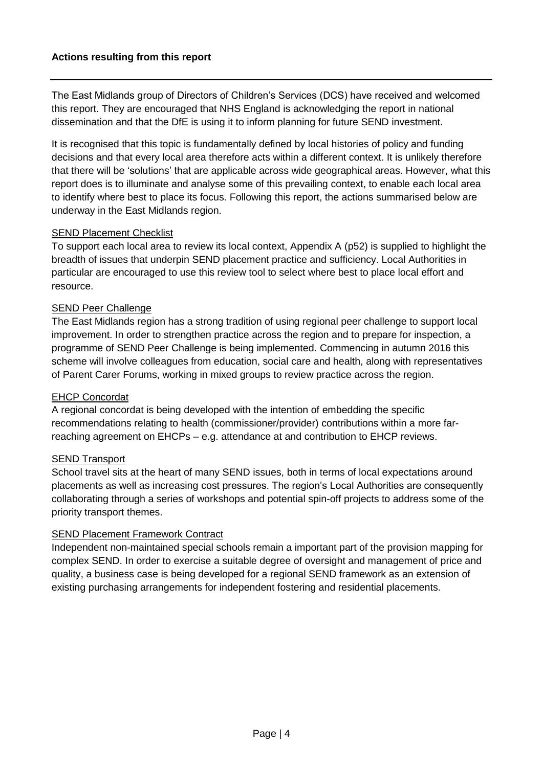**Actions resulting from this report**

---

The East Midlands group of Directors of Children's Services (DCS) have received and welcomed this report. They are encouraged that NHS England is acknowledging the report in national dissemination and that the DfE is using it to inform planning for future SEND investment.

It is recognised that this topic is fundamentally defined by local histories of policy and funding decisions and that every local area therefore acts within a different context. It is unlikely therefore that there will be 'solutions' that are applicable across wide geographical areas. However, what this report does is to illuminate and analyse some of this prevailing context, to enable each local area to identify where best to place its focus. Following this report, the actions summarised below are underway in the East Midlands region.

<u>SEND Placement Checklist</u>

To support each local area to review its local context, Appendix A (p52) is supplied to highlight the breadth of issues that underpin SEND placement practice and sufficiency. Local Authorities in particular are encouraged to use this review tool to select where best to place local effort and resource.

<u>SEND Peer Challenge</u>

The East Midlands region has a strong tradition of using regional peer challenge to support local improvement. In order to strengthen practice across the region and to prepare for inspection, a programme of SEND Peer Challenge is being implemented. Commencing in autumn 2016 this scheme will involve colleagues from education, social care and health, along with representatives of Parent Carer Forums, working in mixed groups to review practice across the region.

<u>EHCP Concordat</u>

A regional concordat is being developed with the intention of embedding the specific recommendations relating to health (commissioner/provider) contributions within a more far-reaching agreement on EHCPs – e.g. attendance at and contribution to EHCP reviews.

<u>SEND Transport</u>

School travel sits at the heart of many SEND issues, both in terms of local expectations around placements as well as increasing cost pressures. The region's Local Authorities are consequently collaborating through a series of workshops and potential spin-off projects to address some of the priority transport themes.

<u>SEND Placement Framework Contract</u>

Independent non-maintained special schools remain a important part of the provision mapping for complex SEND. In order to exercise a suitable degree of oversight and management of price and quality, a business case is being developed for a regional SEND framework as an extension of existing purchasing arrangements for independent fostering and residential placements.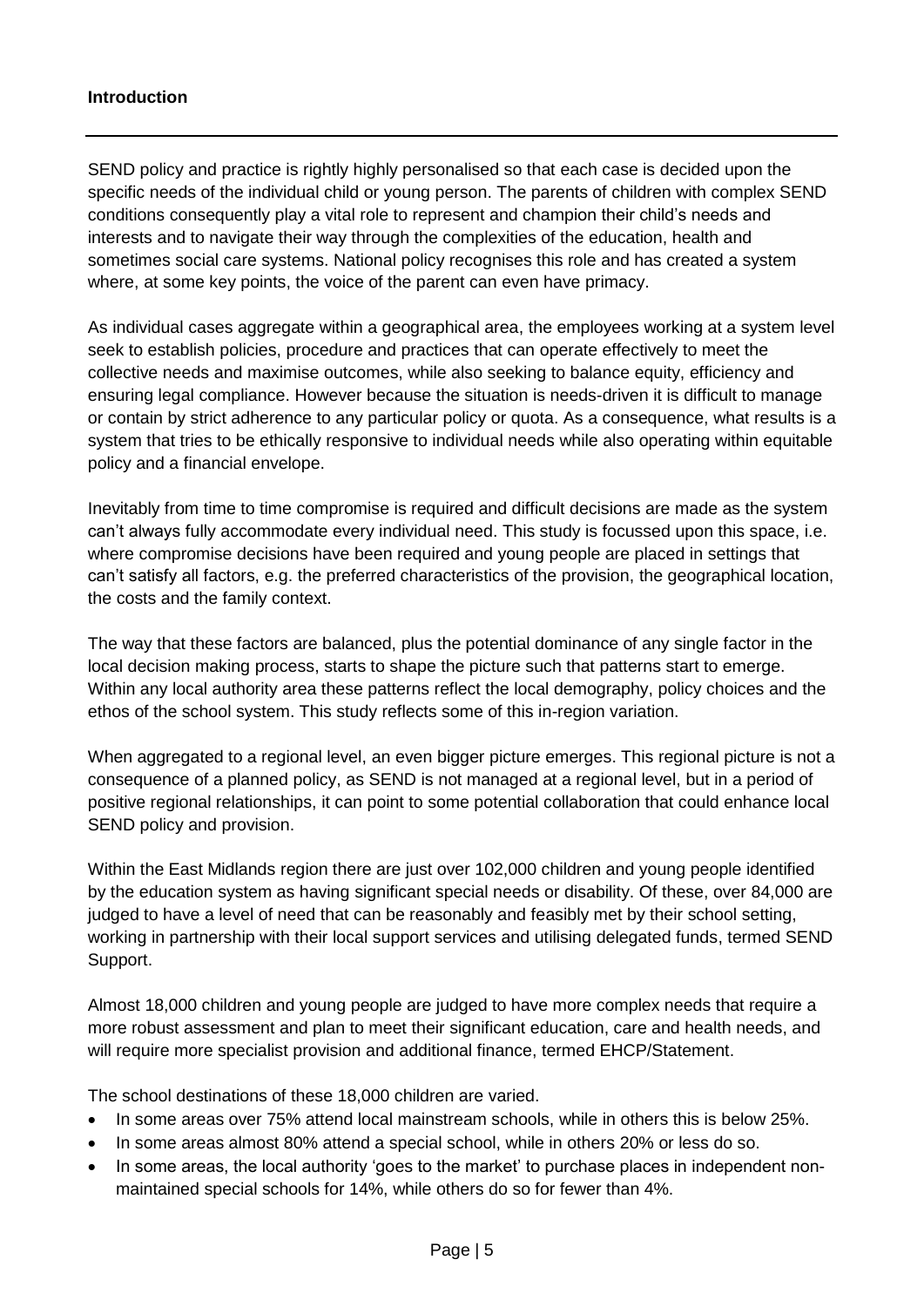**Introduction**

---

SEND policy and practice is rightly highly personalised so that each case is decided upon the specific needs of the individual child or young person. The parents of children with complex SEND conditions consequently play a vital role to represent and champion their child's needs and interests and to navigate their way through the complexities of the education, health and sometimes social care systems. National policy recognises this role and has created a system where, at some key points, the voice of the parent can even have primacy.

As individual cases aggregate within a geographical area, the employees working at a system level seek to establish policies, procedure and practices that can operate effectively to meet the collective needs and maximise outcomes, while also seeking to balance equity, efficiency and ensuring legal compliance. However because the situation is needs-driven it is difficult to manage or contain by strict adherence to any particular policy or quota. As a consequence, what results is a system that tries to be ethically responsive to individual needs while also operating within equitable policy and a financial envelope.

Inevitably from time to time compromise is required and difficult decisions are made as the system can't always fully accommodate every individual need. This study is focussed upon this space, i.e. where compromise decisions have been required and young people are placed in settings that can't satisfy all factors, e.g. the preferred characteristics of the provision, the geographical location, the costs and the family context.

The way that these factors are balanced, plus the potential dominance of any single factor in the local decision making process, starts to shape the picture such that patterns start to emerge. Within any local authority area these patterns reflect the local demography, policy choices and the ethos of the school system. This study reflects some of this in-region variation.

When aggregated to a regional level, an even bigger picture emerges. This regional picture is not a consequence of a planned policy, as SEND is not managed at a regional level, but in a period of positive regional relationships, it can point to some potential collaboration that could enhance local SEND policy and provision.

Within the East Midlands region there are just over 102,000 children and young people identified by the education system as having significant special needs or disability. Of these, over 84,000 are judged to have a level of need that can be reasonably and feasibly met by their school setting, working in partnership with their local support services and utilising delegated funds, termed SEND Support.

Almost 18,000 children and young people are judged to have more complex needs that require a more robust assessment and plan to meet their significant education, care and health needs, and will require more specialist provision and additional finance, termed EHCP/Statement.

The school destinations of these 18,000 children are varied.

- In some areas over 75% attend local mainstream schools, while in others this is below 25%.
- In some areas almost 80% attend a special school, while in others 20% or less do so.
- In some areas, the local authority 'goes to the market' to purchase places in independent non-maintained special schools for 14%, while others do so for fewer than 4%.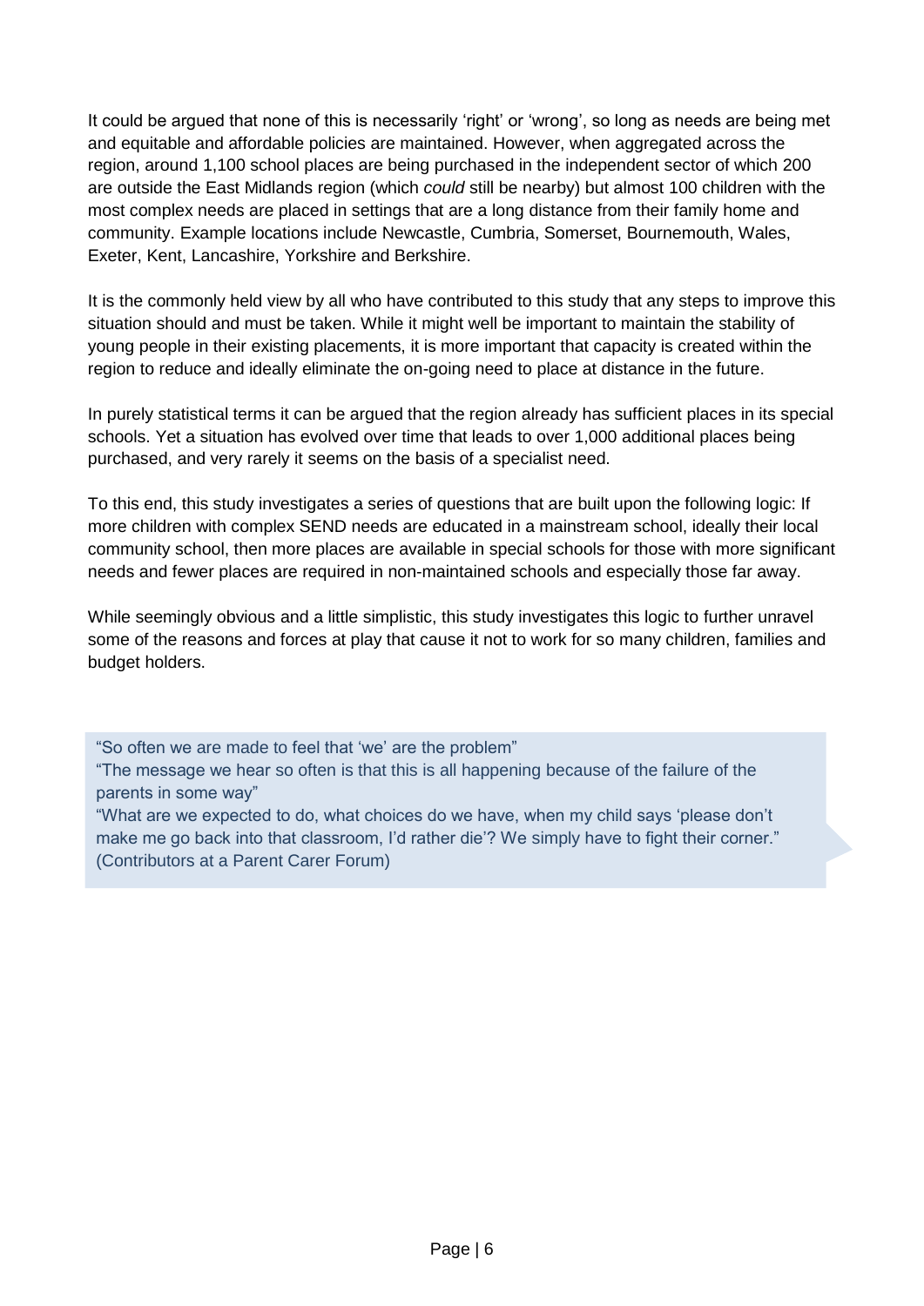It could be argued that none of this is necessarily 'right' or 'wrong', so long as needs are being met and equitable and affordable policies are maintained. However, when aggregated across the region, around 1,100 school places are being purchased in the independent sector of which 200 are outside the East Midlands region (which *could* still be nearby) but almost 100 children with the most complex needs are placed in settings that are a long distance from their family home and community. Example locations include Newcastle, Cumbria, Somerset, Bournemouth, Wales, Exeter, Kent, Lancashire, Yorkshire and Berkshire.

It is the commonly held view by all who have contributed to this study that any steps to improve this situation should and must be taken. While it might well be important to maintain the stability of young people in their existing placements, it is more important that capacity is created within the region to reduce and ideally eliminate the on-going need to place at distance in the future.

In purely statistical terms it can be argued that the region already has sufficient places in its special schools. Yet a situation has evolved over time that leads to over 1,000 additional places being purchased, and very rarely it seems on the basis of a specialist need.

To this end, this study investigates a series of questions that are built upon the following logic: If more children with complex SEND needs are educated in a mainstream school, ideally their local community school, then more places are available in special schools for those with more significant needs and fewer places are required in non-maintained schools and especially those far away.

While seemingly obvious and a little simplistic, this study investigates this logic to further unravel some of the reasons and forces at play that cause it not to work for so many children, families and budget holders.

> "So often we are made to feel that 'we' are the problem"
> "The message we hear so often is that this is all happening because of the failure of the parents in some way"
> "What are we expected to do, what choices do we have, when my child says 'please don't make me go back into that classroom, I'd rather die'? We simply have to fight their corner."
> (Contributors at a Parent Carer Forum)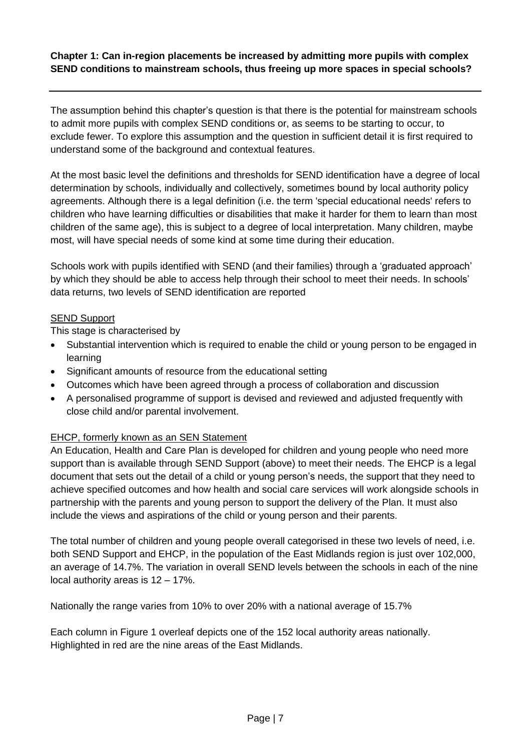**Chapter 1: Can in-region placements be increased by admitting more pupils with complex SEND conditions to mainstream schools, thus freeing up more spaces in special schools?**

---

The assumption behind this chapter's question is that there is the potential for mainstream schools to admit more pupils with complex SEND conditions or, as seems to be starting to occur, to exclude fewer. To explore this assumption and the question in sufficient detail it is first required to understand some of the background and contextual features.

At the most basic level the definitions and thresholds for SEND identification have a degree of local determination by schools, individually and collectively, sometimes bound by local authority policy agreements. Although there is a legal definition (i.e. the term 'special educational needs' refers to children who have learning difficulties or disabilities that make it harder for them to learn than most children of the same age), this is subject to a degree of local interpretation. Many children, maybe most, will have special needs of some kind at some time during their education.

Schools work with pupils identified with SEND (and their families) through a 'graduated approach' by which they should be able to access help through their school to meet their needs. In schools' data returns, two levels of SEND identification are reported

SEND Support

This stage is characterised by

- Substantial intervention which is required to enable the child or young person to be engaged in learning
- Significant amounts of resource from the educational setting
- Outcomes which have been agreed through a process of collaboration and discussion
- A personalised programme of support is devised and reviewed and adjusted frequently with close child and/or parental involvement.

EHCP, formerly known as an SEN Statement

An Education, Health and Care Plan is developed for children and young people who need more support than is available through SEND Support (above) to meet their needs. The EHCP is a legal document that sets out the detail of a child or young person's needs, the support that they need to achieve specified outcomes and how health and social care services will work alongside schools in partnership with the parents and young person to support the delivery of the Plan. It must also include the views and aspirations of the child or young person and their parents.

The total number of children and young people overall categorised in these two levels of need, i.e. both SEND Support and EHCP, in the population of the East Midlands region is just over 102,000, an average of 14.7%. The variation in overall SEND levels between the schools in each of the nine local authority areas is 12 – 17%.

Nationally the range varies from 10% to over 20% with a national average of 15.7%

Each column in Figure 1 overleaf depicts one of the 152 local authority areas nationally. Highlighted in red are the nine areas of the East Midlands.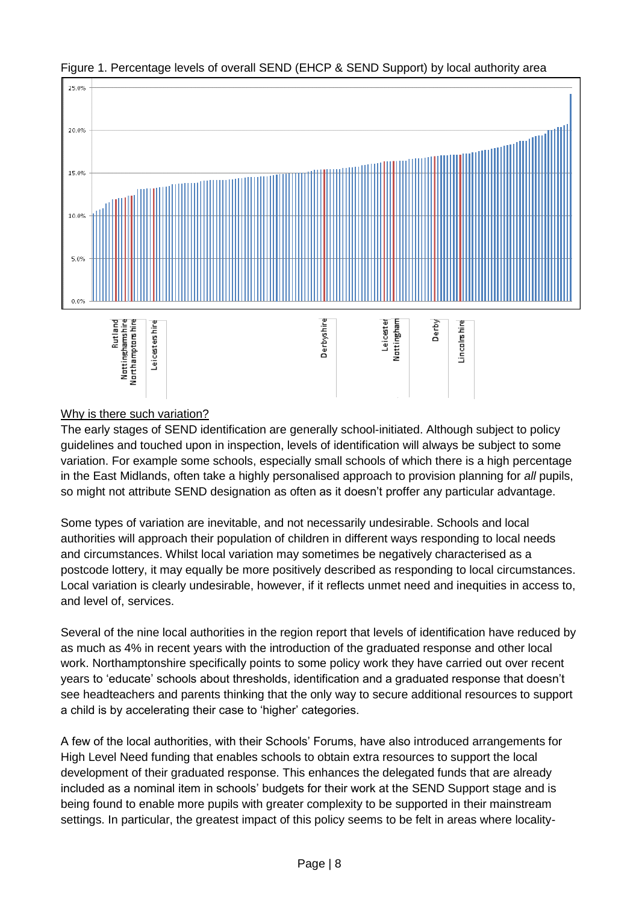Figure 1. Percentage levels of overall SEND (EHCP & SEND Support) by local authority area

Rutland
Nottinghamshire
Northamptonshire
Leicestershire
Derbyshire
Leicester
Nottingham
Derby
Lincolnshire

Why is there such variation?

The early stages of SEND identification are generally school-initiated. Although subject to policy guidelines and touched upon in inspection, levels of identification will always be subject to some variation. For example some schools, especially small schools of which there is a high percentage in the East Midlands, often take a highly personalised approach to provision planning for *all* pupils, so might not attribute SEND designation as often as it doesn't proffer any particular advantage.

Some types of variation are inevitable, and not necessarily undesirable. Schools and local authorities will approach their population of children in different ways responding to local needs and circumstances. Whilst local variation may sometimes be negatively characterised as a postcode lottery, it may equally be more positively described as responding to local circumstances. Local variation is clearly undesirable, however, if it reflects unmet need and inequities in access to, and level of, services.

Several of the nine local authorities in the region report that levels of identification have reduced by as much as 4% in recent years with the introduction of the graduated response and other local work. Northamptonshire specifically points to some policy work they have carried out over recent years to 'educate' schools about thresholds, identification and a graduated response that doesn't see headteachers and parents thinking that the only way to secure additional resources to support a child is by accelerating their case to 'higher' categories.

A few of the local authorities, with their Schools' Forums, have also introduced arrangements for High Level Need funding that enables schools to obtain extra resources to support the local development of their graduated response. This enhances the delegated funds that are already included as a nominal item in schools' budgets for their work at the SEND Support stage and is being found to enable more pupils with greater complexity to be supported in their mainstream settings. In particular, the greatest impact of this policy seems to be felt in areas where locality-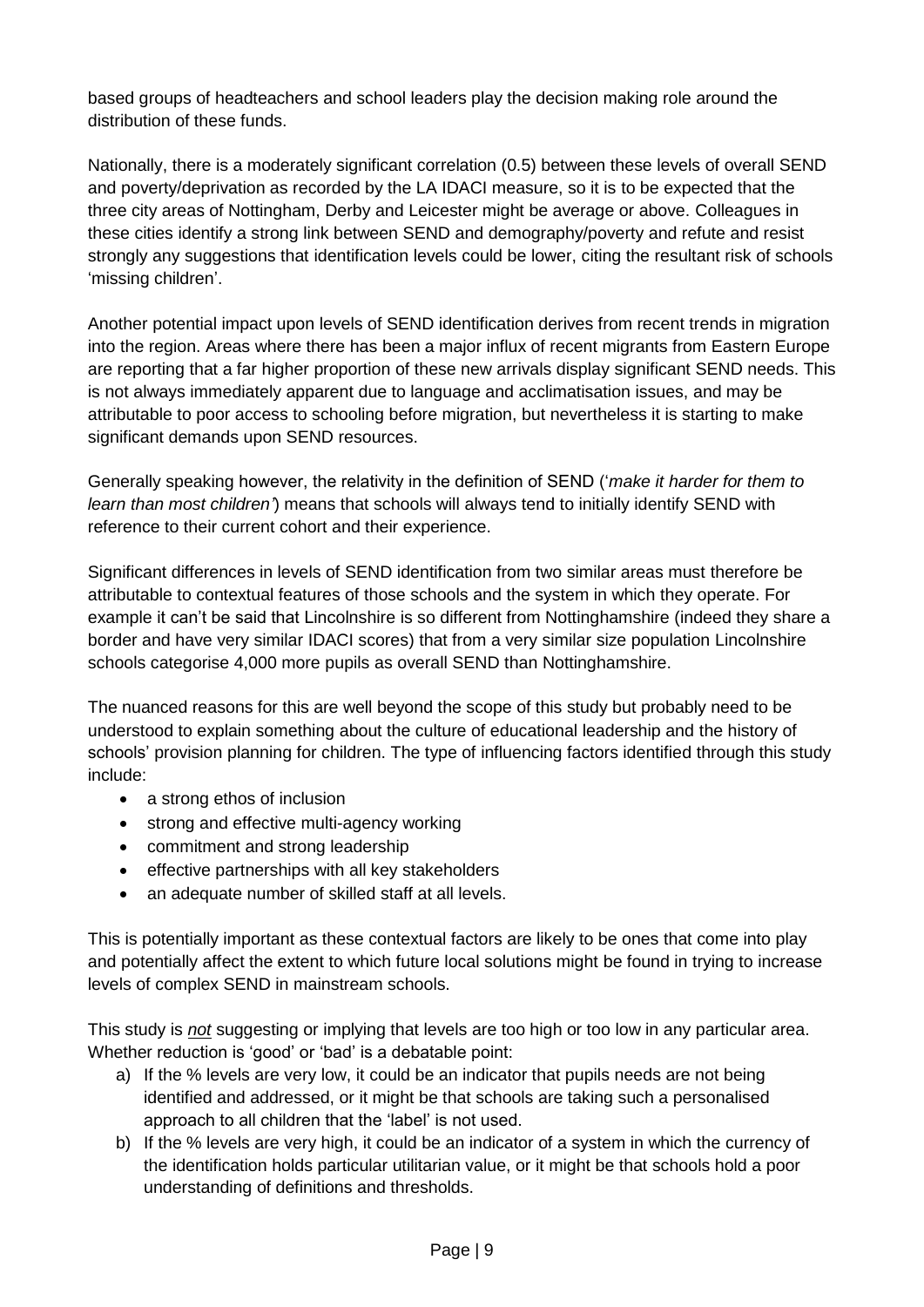based groups of headteachers and school leaders play the decision making role around the distribution of these funds.

Nationally, there is a moderately significant correlation (0.5) between these levels of overall SEND and poverty/deprivation as recorded by the LA IDACI measure, so it is to be expected that the three city areas of Nottingham, Derby and Leicester might be average or above. Colleagues in these cities identify a strong link between SEND and demography/poverty and refute and resist strongly any suggestions that identification levels could be lower, citing the resultant risk of schools 'missing children'.

Another potential impact upon levels of SEND identification derives from recent trends in migration into the region. Areas where there has been a major influx of recent migrants from Eastern Europe are reporting that a far higher proportion of these new arrivals display significant SEND needs. This is not always immediately apparent due to language and acclimatisation issues, and may be attributable to poor access to schooling before migration, but nevertheless it is starting to make significant demands upon SEND resources.

Generally speaking however, the relativity in the definition of SEND ('*make it harder for them to learn than most children'*) means that schools will always tend to initially identify SEND with reference to their current cohort and their experience.

Significant differences in levels of SEND identification from two similar areas must therefore be attributable to contextual features of those schools and the system in which they operate. For example it can't be said that Lincolnshire is so different from Nottinghamshire (indeed they share a border and have very similar IDACI scores) that from a very similar size population Lincolnshire schools categorise 4,000 more pupils as overall SEND than Nottinghamshire.

The nuanced reasons for this are well beyond the scope of this study but probably need to be understood to explain something about the culture of educational leadership and the history of schools' provision planning for children. The type of influencing factors identified through this study include:

- a strong ethos of inclusion
- strong and effective multi-agency working
- commitment and strong leadership
- effective partnerships with all key stakeholders
- an adequate number of skilled staff at all levels.

This is potentially important as these contextual factors are likely to be ones that come into play and potentially affect the extent to which future local solutions might be found in trying to increase levels of complex SEND in mainstream schools.

This study is ***not*** suggesting or implying that levels are too high or too low in any particular area. Whether reduction is 'good' or 'bad' is a debatable point:

a) If the % levels are very low, it could be an indicator that pupils needs are not being identified and addressed, or it might be that schools are taking such a personalised approach to all children that the 'label' is not used.
b) If the % levels are very high, it could be an indicator of a system in which the currency of the identification holds particular utilitarian value, or it might be that schools hold a poor understanding of definitions and thresholds.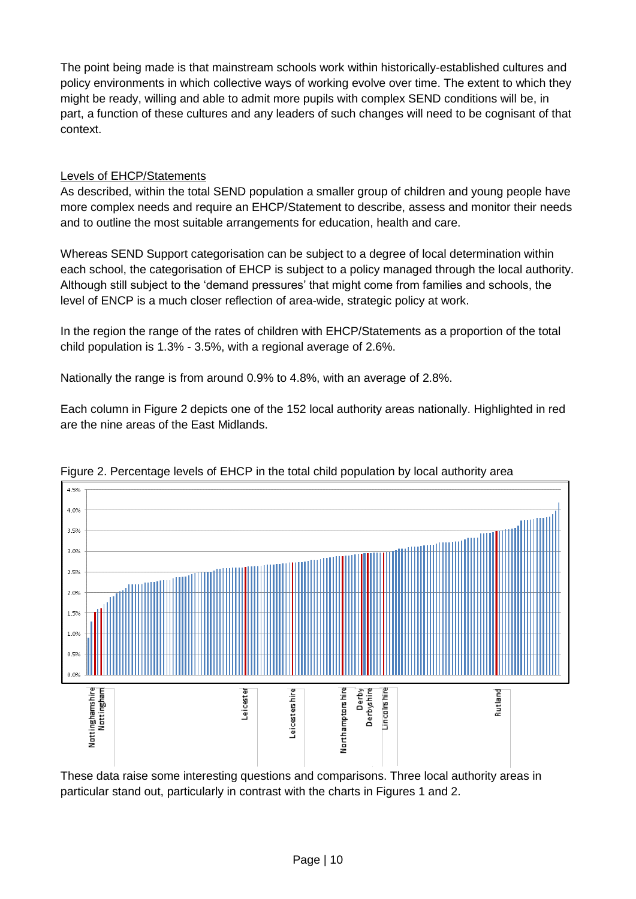The point being made is that mainstream schools work within historically-established cultures and policy environments in which collective ways of working evolve over time. The extent to which they might be ready, willing and able to admit more pupils with complex SEND conditions will be, in part, a function of these cultures and any leaders of such changes will need to be cognisant of that context.

<u>Levels of EHCP/Statements</u>

As described, within the total SEND population a smaller group of children and young people have more complex needs and require an EHCP/Statement to describe, assess and monitor their needs and to outline the most suitable arrangements for education, health and care.

Whereas SEND Support categorisation can be subject to a degree of local determination within each school, the categorisation of EHCP is subject to a policy managed through the local authority. Although still subject to the 'demand pressures' that might come from families and schools, the level of ENCP is a much closer reflection of area-wide, strategic policy at work.

In the region the range of the rates of children with EHCP/Statements as a proportion of the total child population is 1.3% - 3.5%, with a regional average of 2.6%.

Nationally the range is from around 0.9% to 4.8%, with an average of 2.8%.

Each column in Figure 2 depicts one of the 152 local authority areas nationally. Highlighted in red are the nine areas of the East Midlands.

Figure 2. Percentage levels of EHCP in the total child population by local authority area

These data raise some interesting questions and comparisons. Three local authority areas in particular stand out, particularly in contrast with the charts in Figures 1 and 2.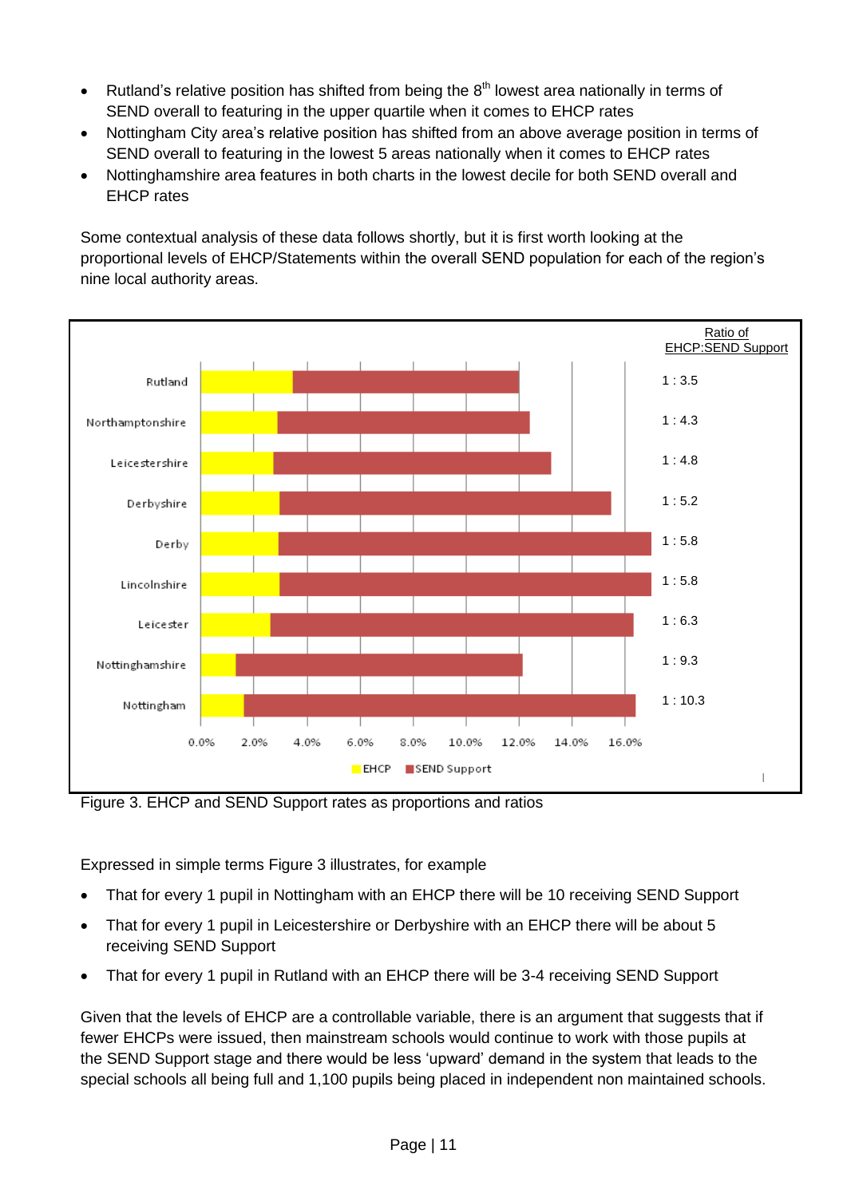- Rutland's relative position has shifted from being the 8th lowest area nationally in terms of SEND overall to featuring in the upper quartile when it comes to EHCP rates
- Nottingham City area's relative position has shifted from an above average position in terms of SEND overall to featuring in the lowest 5 areas nationally when it comes to EHCP rates
- Nottinghamshire area features in both charts in the lowest decile for both SEND overall and EHCP rates

Some contextual analysis of these data follows shortly, but it is first worth looking at the proportional levels of EHCP/Statements within the overall SEND population for each of the region's nine local authority areas.

| Area | Ratio of EHCP:SEND Support |
|---|---|
| Rutland | 1 : 3.5 |
| Northamptonshire | 1 : 4.3 |
| Leicestershire | 1 : 4.8 |
| Derbyshire | 1 : 5.2 |
| Derby | 1 : 5.8 |
| Lincolnshire | 1 : 5.8 |
| Leicester | 1 : 6.3 |
| Nottinghamshire | 1 : 9.3 |
| Nottingham | 1 : 10.3 |

Figure 3. EHCP and SEND Support rates as proportions and ratios

Expressed in simple terms Figure 3 illustrates, for example

- That for every 1 pupil in Nottingham with an EHCP there will be 10 receiving SEND Support
- That for every 1 pupil in Leicestershire or Derbyshire with an EHCP there will be about 5 receiving SEND Support
- That for every 1 pupil in Rutland with an EHCP there will be 3-4 receiving SEND Support

Given that the levels of EHCP are a controllable variable, there is an argument that suggests that if fewer EHCPs were issued, then mainstream schools would continue to work with those pupils at the SEND Support stage and there would be less 'upward' demand in the system that leads to the special schools all being full and 1,100 pupils being placed in independent non maintained schools.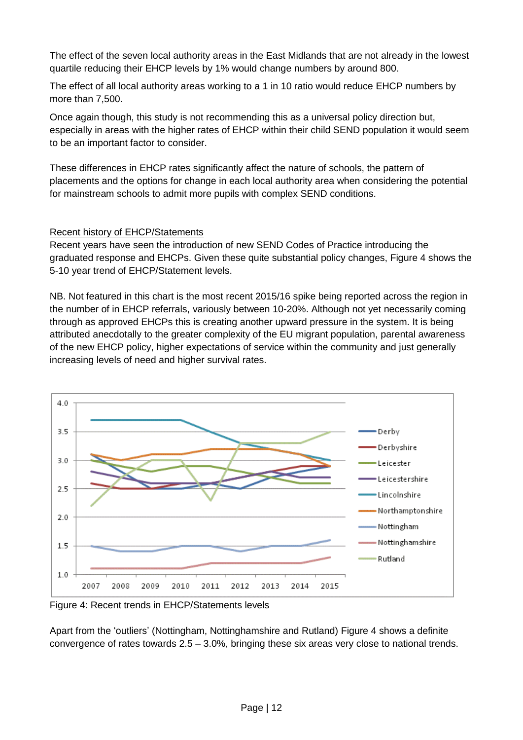The effect of the seven local authority areas in the East Midlands that are not already in the lowest quartile reducing their EHCP levels by 1% would change numbers by around 800.

The effect of all local authority areas working to a 1 in 10 ratio would reduce EHCP numbers by more than 7,500.

Once again though, this study is not recommending this as a universal policy direction but, especially in areas with the higher rates of EHCP within their child SEND population it would seem to be an important factor to consider.

These differences in EHCP rates significantly affect the nature of schools, the pattern of placements and the options for change in each local authority area when considering the potential for mainstream schools to admit more pupils with complex SEND conditions.

## Recent history of EHCP/Statements

Recent years have seen the introduction of new SEND Codes of Practice introducing the graduated response and EHCPs. Given these quite substantial policy changes, Figure 4 shows the 5-10 year trend of EHCP/Statement levels.

NB. Not featured in this chart is the most recent 2015/16 spike being reported across the region in the number of in EHCP referrals, variously between 10-20%. Although not yet necessarily coming through as approved EHCPs this is creating another upward pressure in the system. It is being attributed anecdotally to the greater complexity of the EU migrant population, parental awareness of the new EHCP policy, higher expectations of service within the community and just generally increasing levels of need and higher survival rates.

Figure 4: Recent trends in EHCP/Statements levels

Apart from the 'outliers' (Nottingham, Nottinghamshire and Rutland) Figure 4 shows a definite convergence of rates towards 2.5 – 3.0%, bringing these six areas very close to national trends.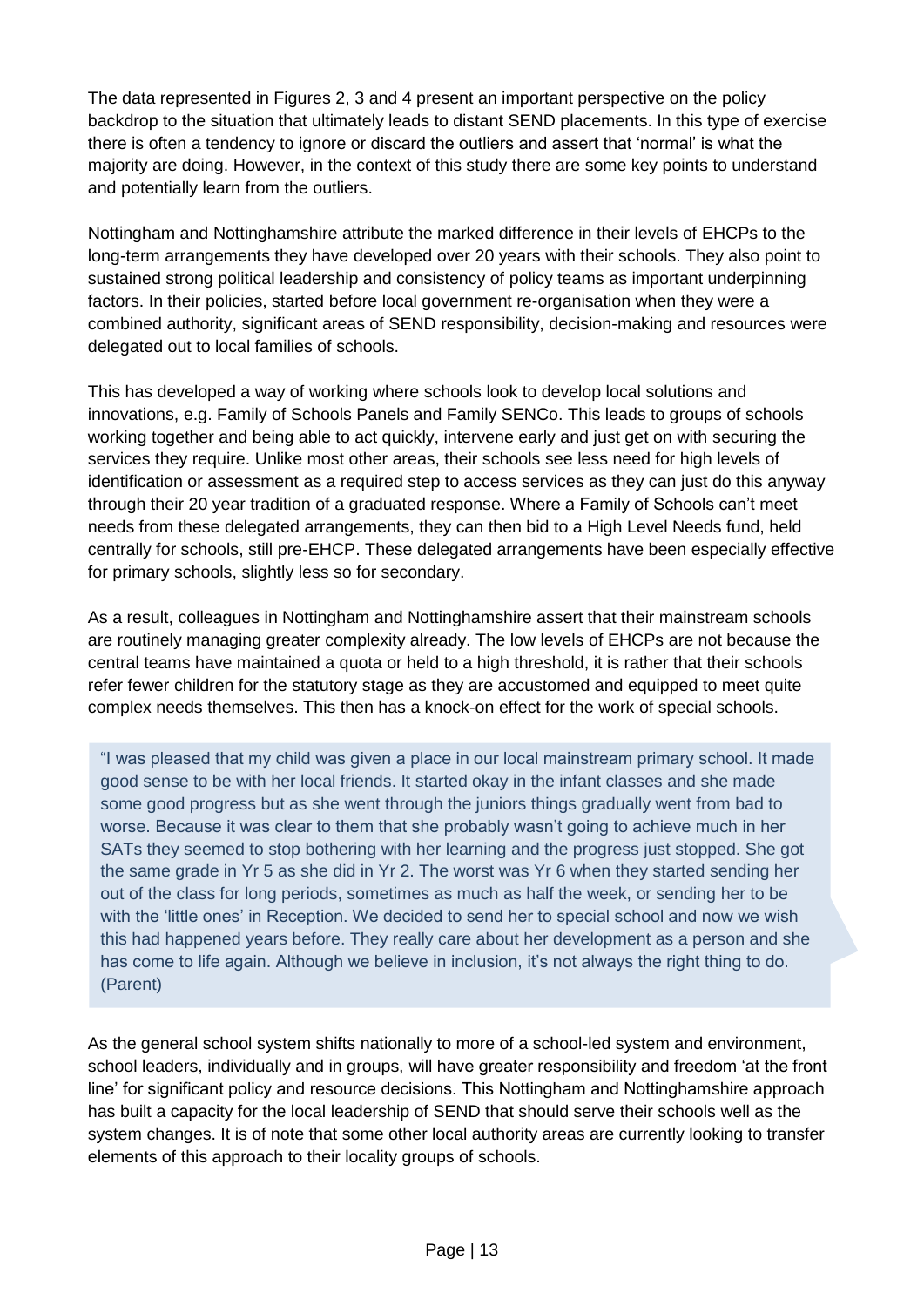The data represented in Figures 2, 3 and 4 present an important perspective on the policy backdrop to the situation that ultimately leads to distant SEND placements. In this type of exercise there is often a tendency to ignore or discard the outliers and assert that 'normal' is what the majority are doing. However, in the context of this study there are some key points to understand and potentially learn from the outliers.

Nottingham and Nottinghamshire attribute the marked difference in their levels of EHCPs to the long-term arrangements they have developed over 20 years with their schools. They also point to sustained strong political leadership and consistency of policy teams as important underpinning factors. In their policies, started before local government re-organisation when they were a combined authority, significant areas of SEND responsibility, decision-making and resources were delegated out to local families of schools.

This has developed a way of working where schools look to develop local solutions and innovations, e.g. Family of Schools Panels and Family SENCo. This leads to groups of schools working together and being able to act quickly, intervene early and just get on with securing the services they require. Unlike most other areas, their schools see less need for high levels of identification or assessment as a required step to access services as they can just do this anyway through their 20 year tradition of a graduated response. Where a Family of Schools can't meet needs from these delegated arrangements, they can then bid to a High Level Needs fund, held centrally for schools, still pre-EHCP. These delegated arrangements have been especially effective for primary schools, slightly less so for secondary.

As a result, colleagues in Nottingham and Nottinghamshire assert that their mainstream schools are routinely managing greater complexity already. The low levels of EHCPs are not because the central teams have maintained a quota or held to a high threshold, it is rather that their schools refer fewer children for the statutory stage as they are accustomed and equipped to meet quite complex needs themselves. This then has a knock-on effect for the work of special schools.

> "I was pleased that my child was given a place in our local mainstream primary school. It made good sense to be with her local friends. It started okay in the infant classes and she made some good progress but as she went through the juniors things gradually went from bad to worse. Because it was clear to them that she probably wasn't going to achieve much in her SATs they seemed to stop bothering with her learning and the progress just stopped. She got the same grade in Yr 5 as she did in Yr 2. The worst was Yr 6 when they started sending her out of the class for long periods, sometimes as much as half the week, or sending her to be with the 'little ones' in Reception. We decided to send her to special school and now we wish this had happened years before. They really care about her development as a person and she has come to life again. Although we believe in inclusion, it's not always the right thing to do. (Parent)

As the general school system shifts nationally to more of a school-led system and environment, school leaders, individually and in groups, will have greater responsibility and freedom 'at the front line' for significant policy and resource decisions. This Nottingham and Nottinghamshire approach has built a capacity for the local leadership of SEND that should serve their schools well as the system changes. It is of note that some other local authority areas are currently looking to transfer elements of this approach to their locality groups of schools.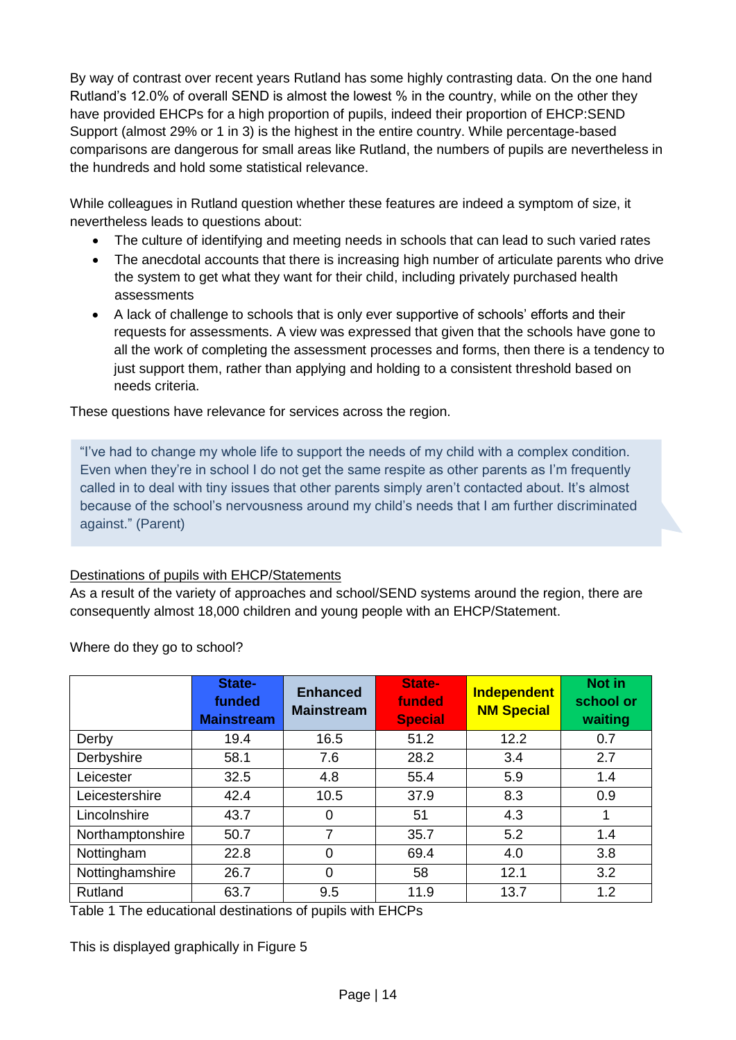By way of contrast over recent years Rutland has some highly contrasting data. On the one hand Rutland's 12.0% of overall SEND is almost the lowest % in the country, while on the other they have provided EHCPs for a high proportion of pupils, indeed their proportion of EHCP:SEND Support (almost 29% or 1 in 3) is the highest in the entire country. While percentage-based comparisons are dangerous for small areas like Rutland, the numbers of pupils are nevertheless in the hundreds and hold some statistical relevance.

While colleagues in Rutland question whether these features are indeed a symptom of size, it nevertheless leads to questions about:

- The culture of identifying and meeting needs in schools that can lead to such varied rates
- The anecdotal accounts that there is increasing high number of articulate parents who drive the system to get what they want for their child, including privately purchased health assessments
- A lack of challenge to schools that is only ever supportive of schools' efforts and their requests for assessments. A view was expressed that given that the schools have gone to all the work of completing the assessment processes and forms, then there is a tendency to just support them, rather than applying and holding to a consistent threshold based on needs criteria.

These questions have relevance for services across the region.

> "I've had to change my whole life to support the needs of my child with a complex condition. Even when they're in school I do not get the same respite as other parents as I'm frequently called in to deal with tiny issues that other parents simply aren't contacted about. It's almost because of the school's nervousness around my child's needs that I am further discriminated against." (Parent)

Destinations of pupils with EHCP/Statements

As a result of the variety of approaches and school/SEND systems around the region, there are consequently almost 18,000 children and young people with an EHCP/Statement.

Where do they go to school?

| | State-funded Mainstream | Enhanced Mainstream | State-funded Special | Independent NM Special | Not in school or waiting |
|---|---|---|---|---|---|
| Derby | 19.4 | 16.5 | 51.2 | 12.2 | 0.7 |
| Derbyshire | 58.1 | 7.6 | 28.2 | 3.4 | 2.7 |
| Leicester | 32.5 | 4.8 | 55.4 | 5.9 | 1.4 |
| Leicestershire | 42.4 | 10.5 | 37.9 | 8.3 | 0.9 |
| Lincolnshire | 43.7 | 0 | 51 | 4.3 | 1 |
| Northamptonshire | 50.7 | 7 | 35.7 | 5.2 | 1.4 |
| Nottingham | 22.8 | 0 | 69.4 | 4.0 | 3.8 |
| Nottinghamshire | 26.7 | 0 | 58 | 12.1 | 3.2 |
| Rutland | 63.7 | 9.5 | 11.9 | 13.7 | 1.2 |

Table 1 The educational destinations of pupils with EHCPs

This is displayed graphically in Figure 5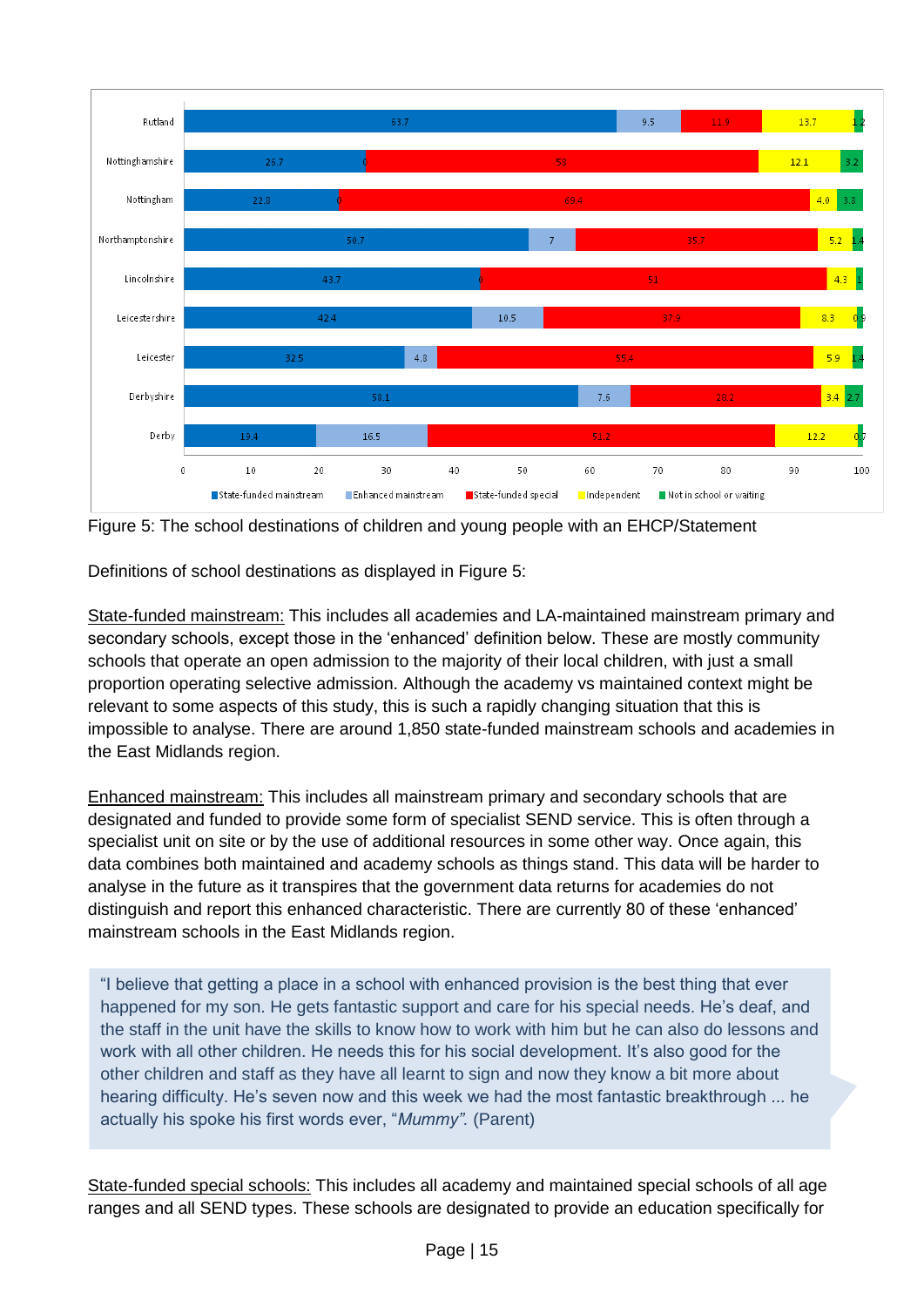| | State-funded mainstream | Enhanced mainstream | State-funded special | Independent | Not in school or waiting |
|---|---|---|---|---|---|
| Rutland | 63.7 | 9.5 | 11.9 | 13.7 | 1.2 |
| Nottinghamshire | 26.7 | 0 | 58 | 12.1 | 3.2 |
| Nottingham | 22.8 | 0 | 69.4 | 4.0 | 3.8 |
| Northamptonshire | 50.7 | 7 | 35.7 | 5.2 | 1.4 |
| Lincolnshire | 43.7 | 0 | 51 | 4.3 | 1 |
| Leicestershire | 42.4 | 10.5 | 37.9 | 8.3 | 0.9 |
| Leicester | 32.5 | 4.8 | 55.4 | 5.9 | 1.4 |
| Derbyshire | 58.1 | 7.6 | 28.2 | 3.4 | 2.7 |
| Derby | 19.4 | 16.5 | 51.2 | 12.2 | 0.7 |

Figure 5: The school destinations of children and young people with an EHCP/Statement

Definitions of school destinations as displayed in Figure 5:

State-funded mainstream: This includes all academies and LA-maintained mainstream primary and secondary schools, except those in the 'enhanced' definition below. These are mostly community schools that operate an open admission to the majority of their local children, with just a small proportion operating selective admission. Although the academy vs maintained context might be relevant to some aspects of this study, this is such a rapidly changing situation that this is impossible to analyse. There are around 1,850 state-funded mainstream schools and academies in the East Midlands region.

Enhanced mainstream: This includes all mainstream primary and secondary schools that are designated and funded to provide some form of specialist SEND service. This is often through a specialist unit on site or by the use of additional resources in some other way. Once again, this data combines both maintained and academy schools as things stand. This data will be harder to analyse in the future as it transpires that the government data returns for academies do not distinguish and report this enhanced characteristic. There are currently 80 of these 'enhanced' mainstream schools in the East Midlands region.

> "I believe that getting a place in a school with enhanced provision is the best thing that ever happened for my son. He gets fantastic support and care for his special needs. He's deaf, and the staff in the unit have the skills to know how to work with him but he can also do lessons and work with all other children. He needs this for his social development. It's also good for the other children and staff as they have all learnt to sign and now they know a bit more about hearing difficulty. He's seven now and this week we had the most fantastic breakthrough ... he actually his spoke his first words ever, "*Mummy".* (Parent)

State-funded special schools: This includes all academy and maintained special schools of all age ranges and all SEND types. These schools are designated to provide an education specifically for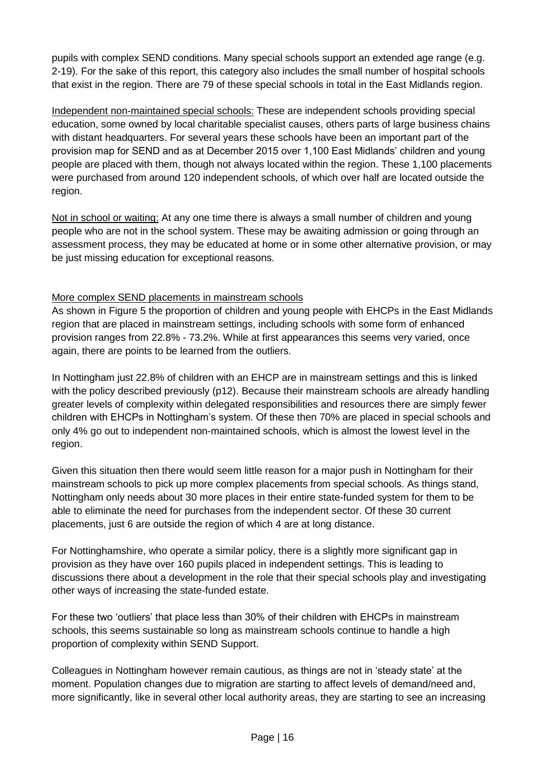pupils with complex SEND conditions. Many special schools support an extended age range (e.g. 2-19). For the sake of this report, this category also includes the small number of hospital schools that exist in the region. There are 79 of these special schools in total in the East Midlands region.

Independent non-maintained special schools: These are independent schools providing special education, some owned by local charitable specialist causes, others parts of large business chains with distant headquarters. For several years these schools have been an important part of the provision map for SEND and as at December 2015 over 1,100 East Midlands' children and young people are placed with them, though not always located within the region. These 1,100 placements were purchased from around 120 independent schools, of which over half are located outside the region.

Not in school or waiting: At any one time there is always a small number of children and young people who are not in the school system. These may be awaiting admission or going through an assessment process, they may be educated at home or in some other alternative provision, or may be just missing education for exceptional reasons.

More complex SEND placements in mainstream schools

As shown in Figure 5 the proportion of children and young people with EHCPs in the East Midlands region that are placed in mainstream settings, including schools with some form of enhanced provision ranges from 22.8% - 73.2%. While at first appearances this seems very varied, once again, there are points to be learned from the outliers.

In Nottingham just 22.8% of children with an EHCP are in mainstream settings and this is linked with the policy described previously (p12). Because their mainstream schools are already handling greater levels of complexity within delegated responsibilities and resources there are simply fewer children with EHCPs in Nottingham's system. Of these then 70% are placed in special schools and only 4% go out to independent non-maintained schools, which is almost the lowest level in the region.

Given this situation then there would seem little reason for a major push in Nottingham for their mainstream schools to pick up more complex placements from special schools. As things stand, Nottingham only needs about 30 more places in their entire state-funded system for them to be able to eliminate the need for purchases from the independent sector. Of these 30 current placements, just 6 are outside the region of which 4 are at long distance.

For Nottinghamshire, who operate a similar policy, there is a slightly more significant gap in provision as they have over 160 pupils placed in independent settings. This is leading to discussions there about a development in the role that their special schools play and investigating other ways of increasing the state-funded estate.

For these two 'outliers' that place less than 30% of their children with EHCPs in mainstream schools, this seems sustainable so long as mainstream schools continue to handle a high proportion of complexity within SEND Support.

Colleagues in Nottingham however remain cautious, as things are not in 'steady state' at the moment. Population changes due to migration are starting to affect levels of demand/need and, more significantly, like in several other local authority areas, they are starting to see an increasing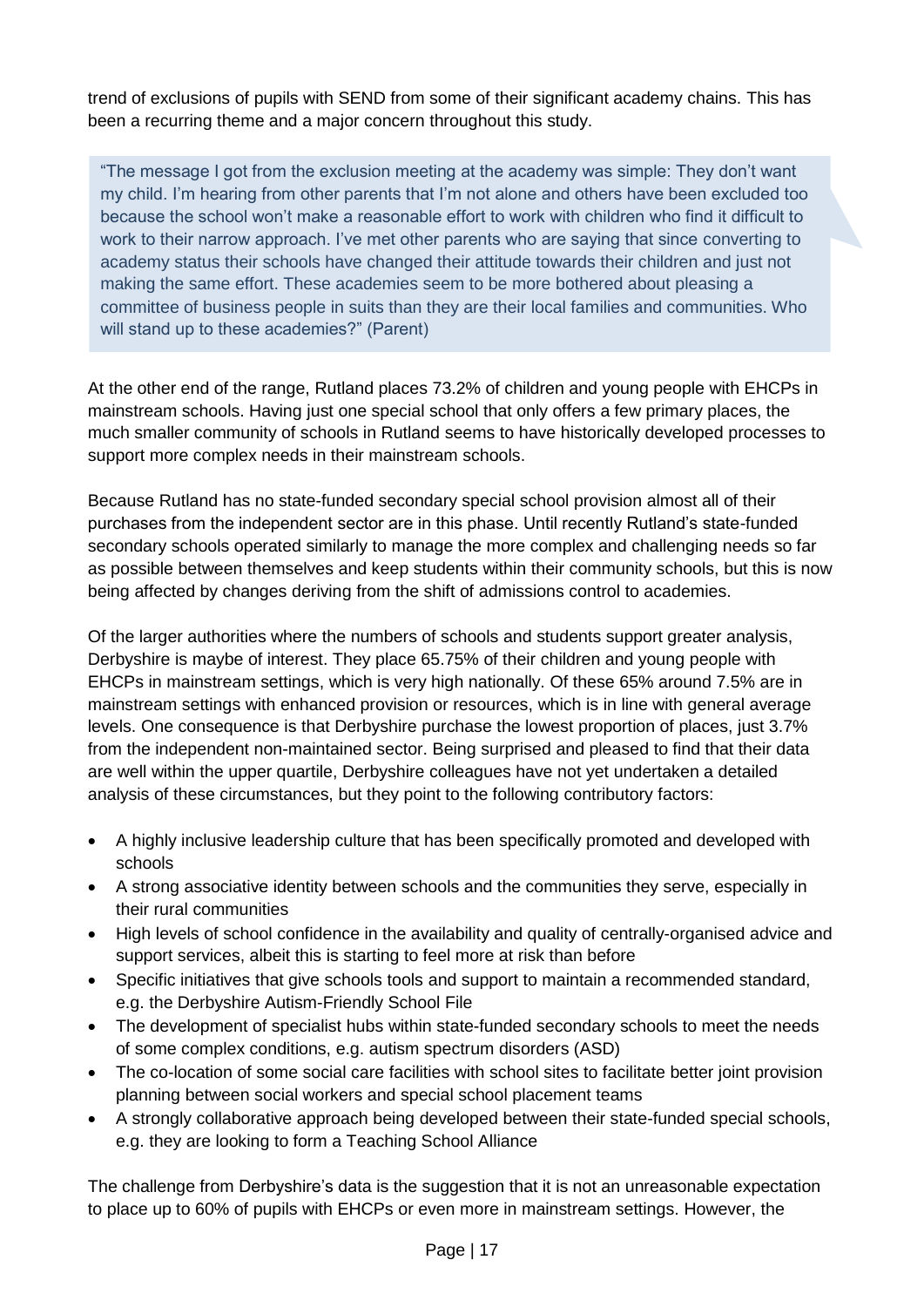trend of exclusions of pupils with SEND from some of their significant academy chains. This has been a recurring theme and a major concern throughout this study.

> "The message I got from the exclusion meeting at the academy was simple: They don't want my child. I'm hearing from other parents that I'm not alone and others have been excluded too because the school won't make a reasonable effort to work with children who find it difficult to work to their narrow approach. I've met other parents who are saying that since converting to academy status their schools have changed their attitude towards their children and just not making the same effort. These academies seem to be more bothered about pleasing a committee of business people in suits than they are their local families and communities. Who will stand up to these academies?" (Parent)

At the other end of the range, Rutland places 73.2% of children and young people with EHCPs in mainstream schools. Having just one special school that only offers a few primary places, the much smaller community of schools in Rutland seems to have historically developed processes to support more complex needs in their mainstream schools.

Because Rutland has no state-funded secondary special school provision almost all of their purchases from the independent sector are in this phase. Until recently Rutland's state-funded secondary schools operated similarly to manage the more complex and challenging needs so far as possible between themselves and keep students within their community schools, but this is now being affected by changes deriving from the shift of admissions control to academies.

Of the larger authorities where the numbers of schools and students support greater analysis, Derbyshire is maybe of interest. They place 65.75% of their children and young people with EHCPs in mainstream settings, which is very high nationally. Of these 65% around 7.5% are in mainstream settings with enhanced provision or resources, which is in line with general average levels. One consequence is that Derbyshire purchase the lowest proportion of places, just 3.7% from the independent non-maintained sector. Being surprised and pleased to find that their data are well within the upper quartile, Derbyshire colleagues have not yet undertaken a detailed analysis of these circumstances, but they point to the following contributory factors:

- A highly inclusive leadership culture that has been specifically promoted and developed with schools
- A strong associative identity between schools and the communities they serve, especially in their rural communities
- High levels of school confidence in the availability and quality of centrally-organised advice and support services, albeit this is starting to feel more at risk than before
- Specific initiatives that give schools tools and support to maintain a recommended standard, e.g. the Derbyshire Autism-Friendly School File
- The development of specialist hubs within state-funded secondary schools to meet the needs of some complex conditions, e.g. autism spectrum disorders (ASD)
- The co-location of some social care facilities with school sites to facilitate better joint provision planning between social workers and special school placement teams
- A strongly collaborative approach being developed between their state-funded special schools, e.g. they are looking to form a Teaching School Alliance

The challenge from Derbyshire's data is the suggestion that it is not an unreasonable expectation to place up to 60% of pupils with EHCPs or even more in mainstream settings. However, the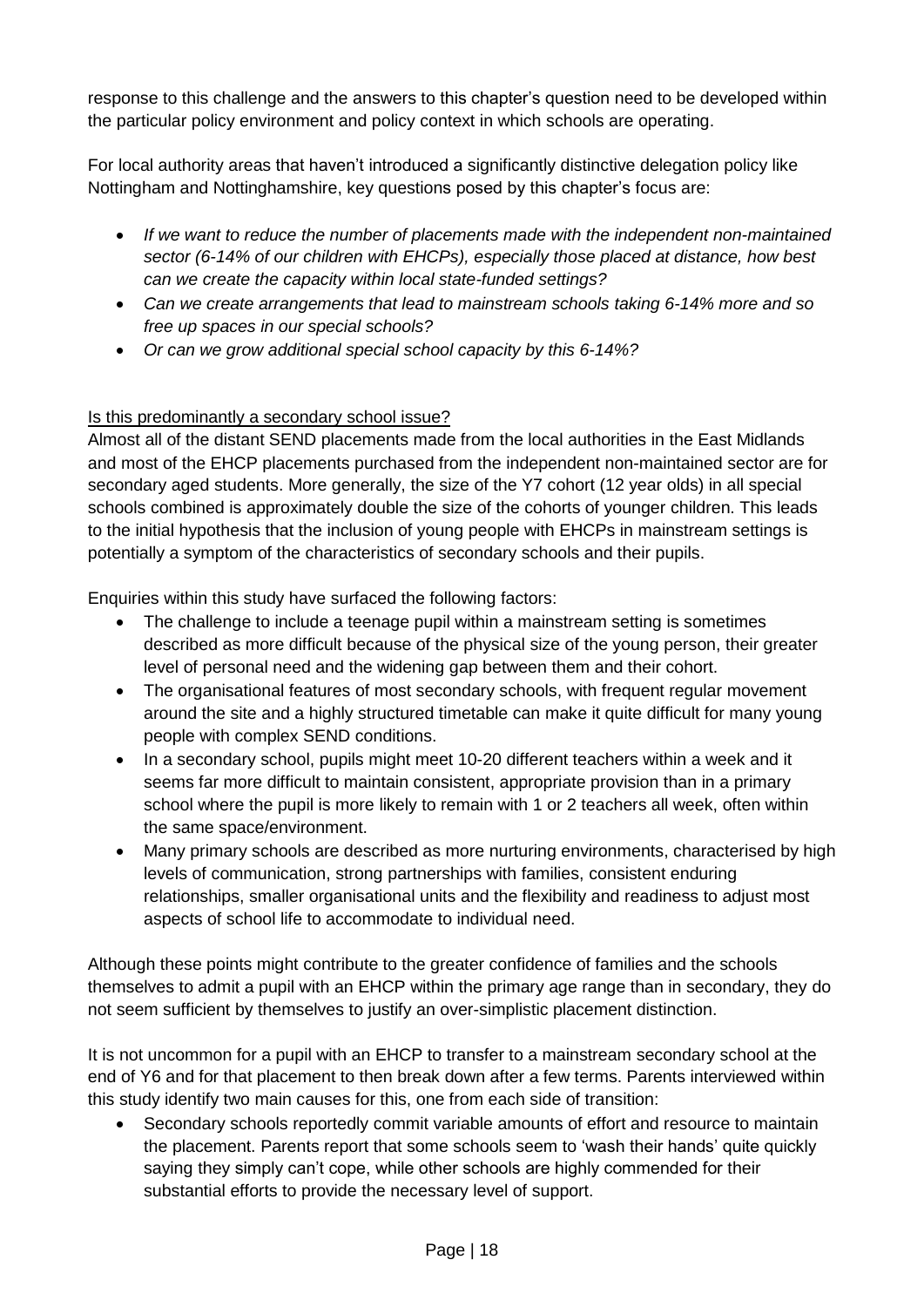response to this challenge and the answers to this chapter's question need to be developed within the particular policy environment and policy context in which schools are operating.

For local authority areas that haven't introduced a significantly distinctive delegation policy like Nottingham and Nottinghamshire, key questions posed by this chapter's focus are:

- *If we want to reduce the number of placements made with the independent non-maintained sector (6-14% of our children with EHCPs), especially those placed at distance, how best can we create the capacity within local state-funded settings?*
- *Can we create arrangements that lead to mainstream schools taking 6-14% more and so free up spaces in our special schools?*
- *Or can we grow additional special school capacity by this 6-14%?*

<u>Is this predominantly a secondary school issue?</u>

Almost all of the distant SEND placements made from the local authorities in the East Midlands and most of the EHCP placements purchased from the independent non-maintained sector are for secondary aged students. More generally, the size of the Y7 cohort (12 year olds) in all special schools combined is approximately double the size of the cohorts of younger children. This leads to the initial hypothesis that the inclusion of young people with EHCPs in mainstream settings is potentially a symptom of the characteristics of secondary schools and their pupils.

Enquiries within this study have surfaced the following factors:

- The challenge to include a teenage pupil within a mainstream setting is sometimes described as more difficult because of the physical size of the young person, their greater level of personal need and the widening gap between them and their cohort.
- The organisational features of most secondary schools, with frequent regular movement around the site and a highly structured timetable can make it quite difficult for many young people with complex SEND conditions.
- In a secondary school, pupils might meet 10-20 different teachers within a week and it seems far more difficult to maintain consistent, appropriate provision than in a primary school where the pupil is more likely to remain with 1 or 2 teachers all week, often within the same space/environment.
- Many primary schools are described as more nurturing environments, characterised by high levels of communication, strong partnerships with families, consistent enduring relationships, smaller organisational units and the flexibility and readiness to adjust most aspects of school life to accommodate to individual need.

Although these points might contribute to the greater confidence of families and the schools themselves to admit a pupil with an EHCP within the primary age range than in secondary, they do not seem sufficient by themselves to justify an over-simplistic placement distinction.

It is not uncommon for a pupil with an EHCP to transfer to a mainstream secondary school at the end of Y6 and for that placement to then break down after a few terms. Parents interviewed within this study identify two main causes for this, one from each side of transition:

- Secondary schools reportedly commit variable amounts of effort and resource to maintain the placement. Parents report that some schools seem to 'wash their hands' quite quickly saying they simply can't cope, while other schools are highly commended for their substantial efforts to provide the necessary level of support.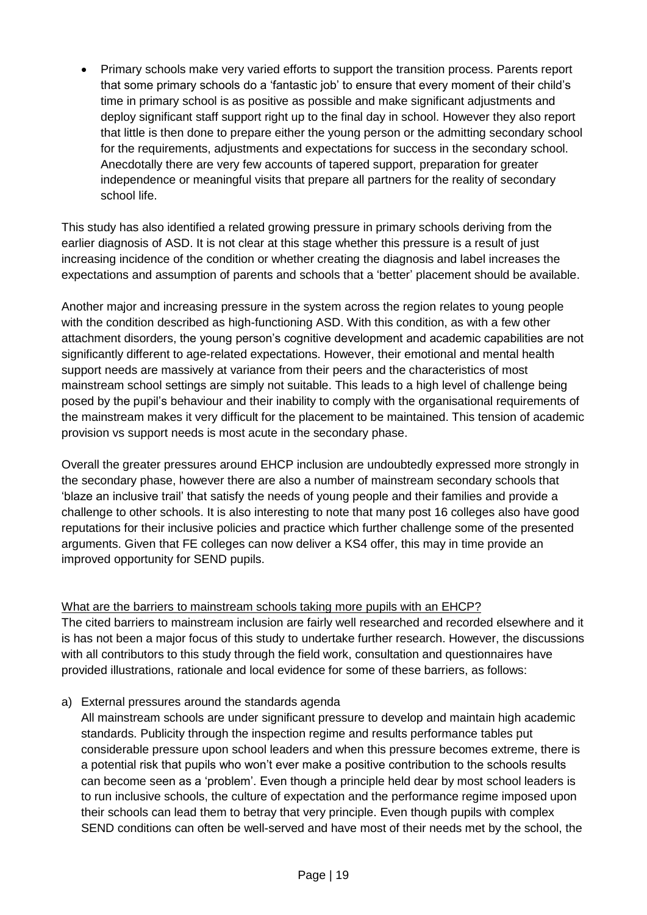- Primary schools make very varied efforts to support the transition process. Parents report that some primary schools do a 'fantastic job' to ensure that every moment of their child's time in primary school is as positive as possible and make significant adjustments and deploy significant staff support right up to the final day in school. However they also report that little is then done to prepare either the young person or the admitting secondary school for the requirements, adjustments and expectations for success in the secondary school. Anecdotally there are very few accounts of tapered support, preparation for greater independence or meaningful visits that prepare all partners for the reality of secondary school life.

This study has also identified a related growing pressure in primary schools deriving from the earlier diagnosis of ASD. It is not clear at this stage whether this pressure is a result of just increasing incidence of the condition or whether creating the diagnosis and label increases the expectations and assumption of parents and schools that a 'better' placement should be available.

Another major and increasing pressure in the system across the region relates to young people with the condition described as high-functioning ASD. With this condition, as with a few other attachment disorders, the young person's cognitive development and academic capabilities are not significantly different to age-related expectations. However, their emotional and mental health support needs are massively at variance from their peers and the characteristics of most mainstream school settings are simply not suitable. This leads to a high level of challenge being posed by the pupil's behaviour and their inability to comply with the organisational requirements of the mainstream makes it very difficult for the placement to be maintained. This tension of academic provision vs support needs is most acute in the secondary phase.

Overall the greater pressures around EHCP inclusion are undoubtedly expressed more strongly in the secondary phase, however there are also a number of mainstream secondary schools that 'blaze an inclusive trail' that satisfy the needs of young people and their families and provide a challenge to other schools. It is also interesting to note that many post 16 colleges also have good reputations for their inclusive policies and practice which further challenge some of the presented arguments. Given that FE colleges can now deliver a KS4 offer, this may in time provide an improved opportunity for SEND pupils.

What are the barriers to mainstream schools taking more pupils with an EHCP?

The cited barriers to mainstream inclusion are fairly well researched and recorded elsewhere and it is has not been a major focus of this study to undertake further research. However, the discussions with all contributors to this study through the field work, consultation and questionnaires have provided illustrations, rationale and local evidence for some of these barriers, as follows:

a) External pressures around the standards agenda

   All mainstream schools are under significant pressure to develop and maintain high academic standards. Publicity through the inspection regime and results performance tables put considerable pressure upon school leaders and when this pressure becomes extreme, there is a potential risk that pupils who won't ever make a positive contribution to the schools results can become seen as a 'problem'. Even though a principle held dear by most school leaders is to run inclusive schools, the culture of expectation and the performance regime imposed upon their schools can lead them to betray that very principle. Even though pupils with complex SEND conditions can often be well-served and have most of their needs met by the school, the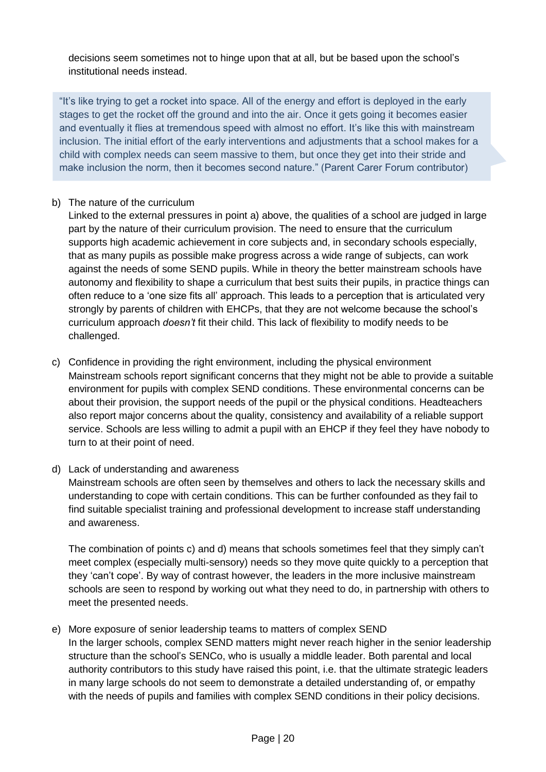decisions seem sometimes not to hinge upon that at all, but be based upon the school's institutional needs instead.

> "It's like trying to get a rocket into space. All of the energy and effort is deployed in the early stages to get the rocket off the ground and into the air. Once it gets going it becomes easier and eventually it flies at tremendous speed with almost no effort. It's like this with mainstream inclusion. The initial effort of the early interventions and adjustments that a school makes for a child with complex needs can seem massive to them, but once they get into their stride and make inclusion the norm, then it becomes second nature." (Parent Carer Forum contributor)

b) The nature of the curriculum

Linked to the external pressures in point a) above, the qualities of a school are judged in large part by the nature of their curriculum provision. The need to ensure that the curriculum supports high academic achievement in core subjects and, in secondary schools especially, that as many pupils as possible make progress across a wide range of subjects, can work against the needs of some SEND pupils. While in theory the better mainstream schools have autonomy and flexibility to shape a curriculum that best suits their pupils, in practice things can often reduce to a 'one size fits all' approach. This leads to a perception that is articulated very strongly by parents of children with EHCPs, that they are not welcome because the school's curriculum approach *doesn't* fit their child. This lack of flexibility to modify needs to be challenged.

c) Confidence in providing the right environment, including the physical environment

Mainstream schools report significant concerns that they might not be able to provide a suitable environment for pupils with complex SEND conditions. These environmental concerns can be about their provision, the support needs of the pupil or the physical conditions. Headteachers also report major concerns about the quality, consistency and availability of a reliable support service. Schools are less willing to admit a pupil with an EHCP if they feel they have nobody to turn to at their point of need.

d) Lack of understanding and awareness

Mainstream schools are often seen by themselves and others to lack the necessary skills and understanding to cope with certain conditions. This can be further confounded as they fail to find suitable specialist training and professional development to increase staff understanding and awareness.

The combination of points c) and d) means that schools sometimes feel that they simply can't meet complex (especially multi-sensory) needs so they move quite quickly to a perception that they 'can't cope'. By way of contrast however, the leaders in the more inclusive mainstream schools are seen to respond by working out what they need to do, in partnership with others to meet the presented needs.

e) More exposure of senior leadership teams to matters of complex SEND

In the larger schools, complex SEND matters might never reach higher in the senior leadership structure than the school's SENCo, who is usually a middle leader. Both parental and local authority contributors to this study have raised this point, i.e. that the ultimate strategic leaders in many large schools do not seem to demonstrate a detailed understanding of, or empathy with the needs of pupils and families with complex SEND conditions in their policy decisions.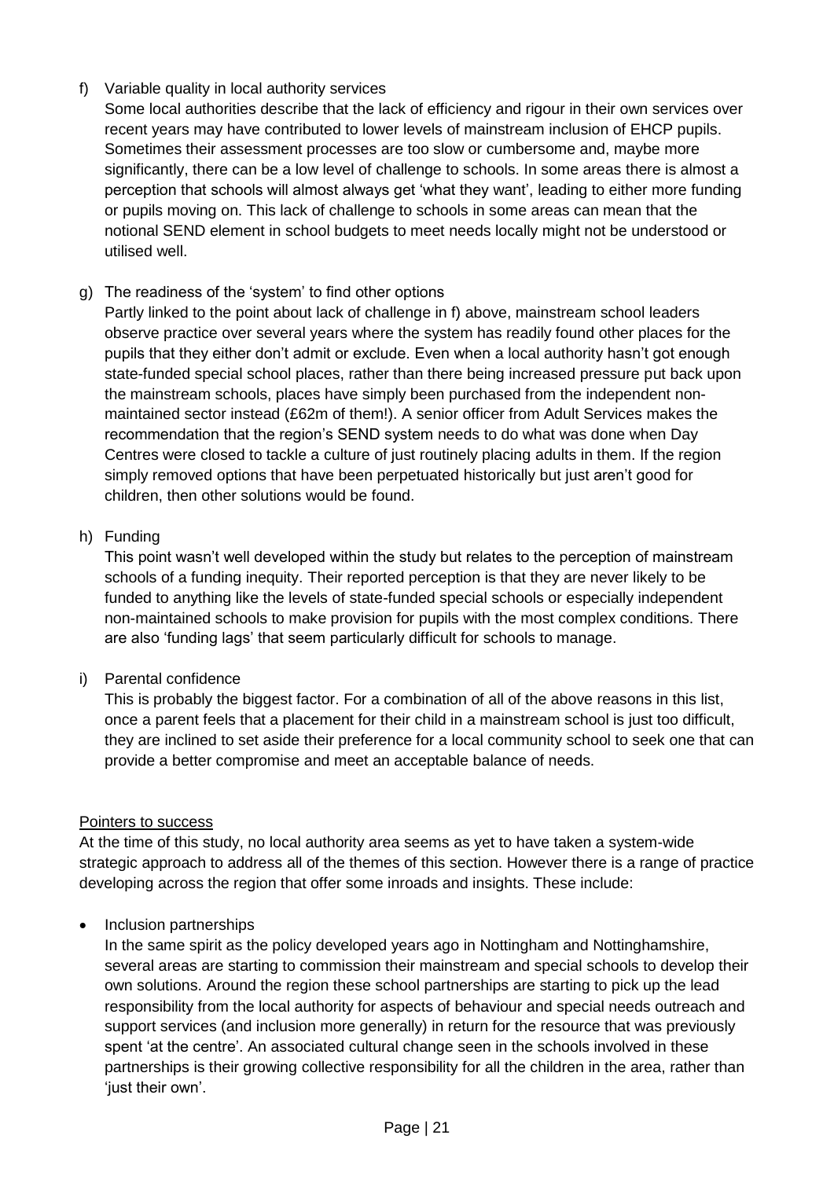f) Variable quality in local authority services

   Some local authorities describe that the lack of efficiency and rigour in their own services over recent years may have contributed to lower levels of mainstream inclusion of EHCP pupils. Sometimes their assessment processes are too slow or cumbersome and, maybe more significantly, there can be a low level of challenge to schools. In some areas there is almost a perception that schools will almost always get 'what they want', leading to either more funding or pupils moving on. This lack of challenge to schools in some areas can mean that the notional SEND element in school budgets to meet needs locally might not be understood or utilised well.

g) The readiness of the 'system' to find other options

   Partly linked to the point about lack of challenge in f) above, mainstream school leaders observe practice over several years where the system has readily found other places for the pupils that they either don't admit or exclude. Even when a local authority hasn't got enough state-funded special school places, rather than there being increased pressure put back upon the mainstream schools, places have simply been purchased from the independent non-maintained sector instead (£62m of them!). A senior officer from Adult Services makes the recommendation that the region's SEND system needs to do what was done when Day Centres were closed to tackle a culture of just routinely placing adults in them. If the region simply removed options that have been perpetuated historically but just aren't good for children, then other solutions would be found.

h) Funding

   This point wasn't well developed within the study but relates to the perception of mainstream schools of a funding inequity. Their reported perception is that they are never likely to be funded to anything like the levels of state-funded special schools or especially independent non-maintained schools to make provision for pupils with the most complex conditions. There are also 'funding lags' that seem particularly difficult for schools to manage.

i) Parental confidence

   This is probably the biggest factor. For a combination of all of the above reasons in this list, once a parent feels that a placement for their child in a mainstream school is just too difficult, they are inclined to set aside their preference for a local community school to seek one that can provide a better compromise and meet an acceptable balance of needs.

<u>Pointers to success</u>

At the time of this study, no local authority area seems as yet to have taken a system-wide strategic approach to address all of the themes of this section. However there is a range of practice developing across the region that offer some inroads and insights. These include:

- Inclusion partnerships

  In the same spirit as the policy developed years ago in Nottingham and Nottinghamshire, several areas are starting to commission their mainstream and special schools to develop their own solutions. Around the region these school partnerships are starting to pick up the lead responsibility from the local authority for aspects of behaviour and special needs outreach and support services (and inclusion more generally) in return for the resource that was previously spent 'at the centre'. An associated cultural change seen in the schools involved in these partnerships is their growing collective responsibility for all the children in the area, rather than 'just their own'.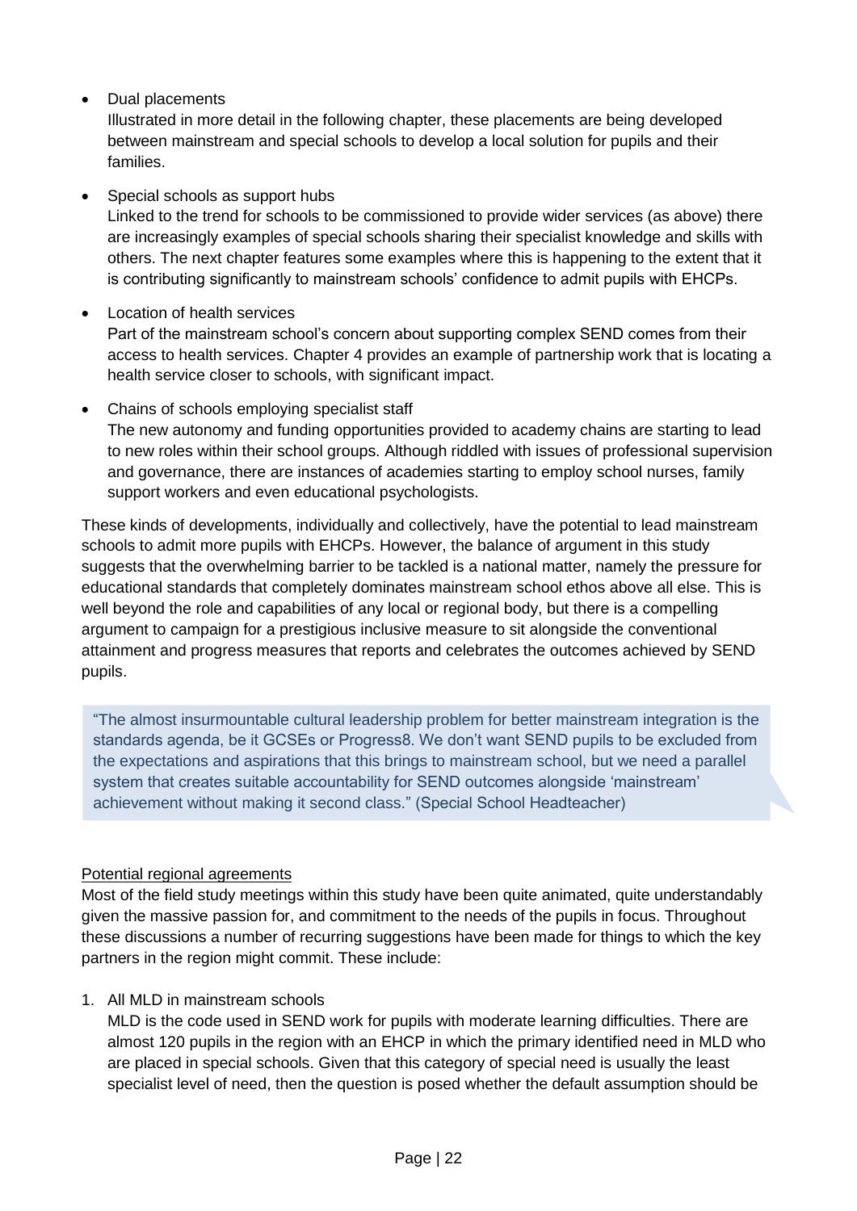- Dual placements
  Illustrated in more detail in the following chapter, these placements are being developed between mainstream and special schools to develop a local solution for pupils and their families.

- Special schools as support hubs
  Linked to the trend for schools to be commissioned to provide wider services (as above) there are increasingly examples of special schools sharing their specialist knowledge and skills with others. The next chapter features some examples where this is happening to the extent that it is contributing significantly to mainstream schools' confidence to admit pupils with EHCPs.

- Location of health services
  Part of the mainstream school's concern about supporting complex SEND comes from their access to health services. Chapter 4 provides an example of partnership work that is locating a health service closer to schools, with significant impact.

- Chains of schools employing specialist staff
  The new autonomy and funding opportunities provided to academy chains are starting to lead to new roles within their school groups. Although riddled with issues of professional supervision and governance, there are instances of academies starting to employ school nurses, family support workers and even educational psychologists.

These kinds of developments, individually and collectively, have the potential to lead mainstream schools to admit more pupils with EHCPs. However, the balance of argument in this study suggests that the overwhelming barrier to be tackled is a national matter, namely the pressure for educational standards that completely dominates mainstream school ethos above all else. This is well beyond the role and capabilities of any local or regional body, but there is a compelling argument to campaign for a prestigious inclusive measure to sit alongside the conventional attainment and progress measures that reports and celebrates the outcomes achieved by SEND pupils.

> "The almost insurmountable cultural leadership problem for better mainstream integration is the standards agenda, be it GCSEs or Progress8. We don't want SEND pupils to be excluded from the expectations and aspirations that this brings to mainstream school, but we need a parallel system that creates suitable accountability for SEND outcomes alongside 'mainstream' achievement without making it second class." (Special School Headteacher)

<u>Potential regional agreements</u>

Most of the field study meetings within this study have been quite animated, quite understandably given the massive passion for, and commitment to the needs of the pupils in focus. Throughout these discussions a number of recurring suggestions have been made for things to which the key partners in the region might commit. These include:

1. All MLD in mainstream schools
   MLD is the code used in SEND work for pupils with moderate learning difficulties. There are almost 120 pupils in the region with an EHCP in which the primary identified need in MLD who are placed in special schools. Given that this category of special need is usually the least specialist level of need, then the question is posed whether the default assumption should be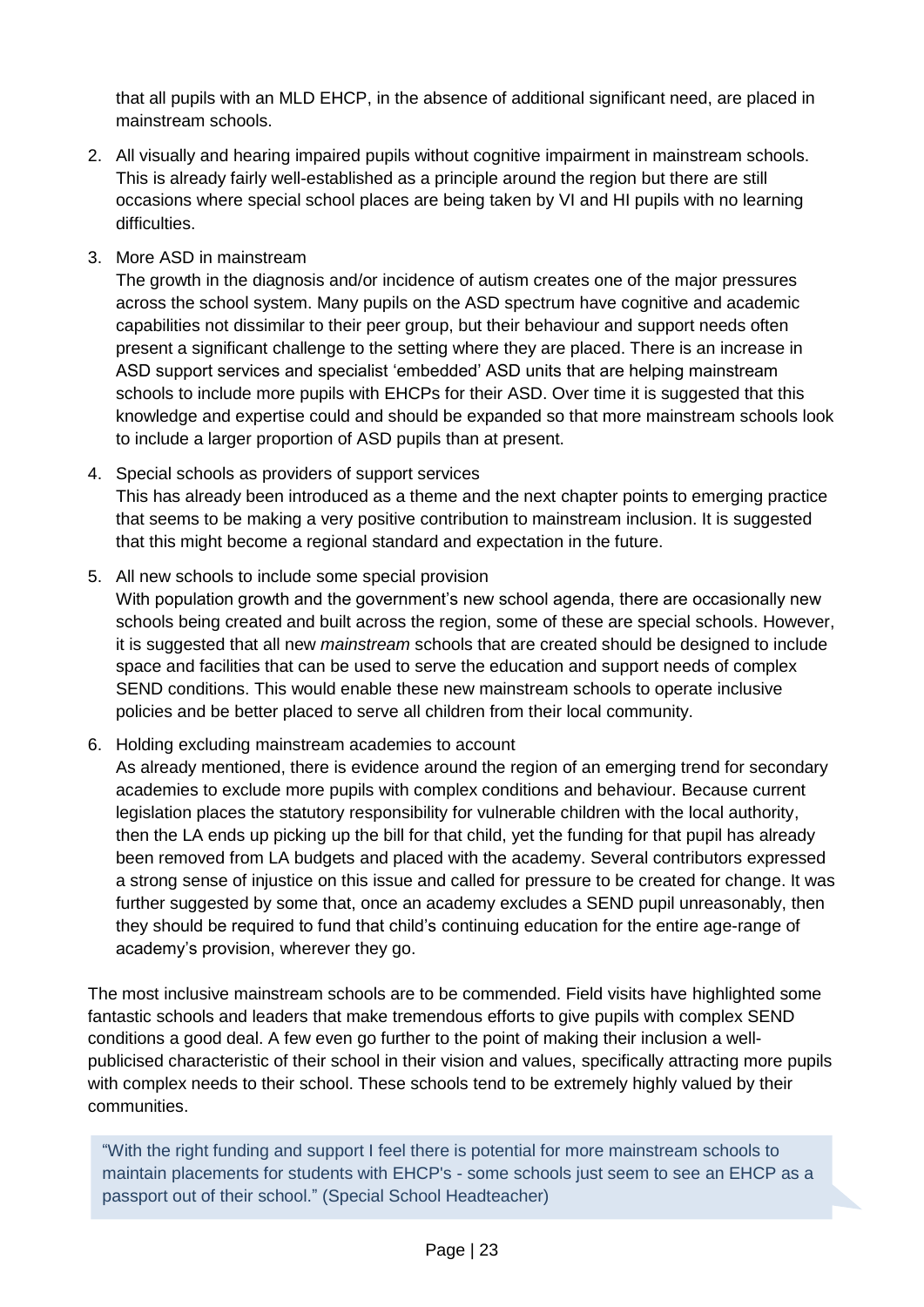that all pupils with an MLD EHCP, in the absence of additional significant need, are placed in mainstream schools.

2. All visually and hearing impaired pupils without cognitive impairment in mainstream schools. This is already fairly well-established as a principle around the region but there are still occasions where special school places are being taken by VI and HI pupils with no learning difficulties.

3. More ASD in mainstream
   The growth in the diagnosis and/or incidence of autism creates one of the major pressures across the school system. Many pupils on the ASD spectrum have cognitive and academic capabilities not dissimilar to their peer group, but their behaviour and support needs often present a significant challenge to the setting where they are placed. There is an increase in ASD support services and specialist 'embedded' ASD units that are helping mainstream schools to include more pupils with EHCPs for their ASD. Over time it is suggested that this knowledge and expertise could and should be expanded so that more mainstream schools look to include a larger proportion of ASD pupils than at present.

4. Special schools as providers of support services
   This has already been introduced as a theme and the next chapter points to emerging practice that seems to be making a very positive contribution to mainstream inclusion. It is suggested that this might become a regional standard and expectation in the future.

5. All new schools to include some special provision
   With population growth and the government's new school agenda, there are occasionally new schools being created and built across the region, some of these are special schools. However, it is suggested that all new *mainstream* schools that are created should be designed to include space and facilities that can be used to serve the education and support needs of complex SEND conditions. This would enable these new mainstream schools to operate inclusive policies and be better placed to serve all children from their local community.

6. Holding excluding mainstream academies to account
   As already mentioned, there is evidence around the region of an emerging trend for secondary academies to exclude more pupils with complex conditions and behaviour. Because current legislation places the statutory responsibility for vulnerable children with the local authority, then the LA ends up picking up the bill for that child, yet the funding for that pupil has already been removed from LA budgets and placed with the academy. Several contributors expressed a strong sense of injustice on this issue and called for pressure to be created for change. It was further suggested by some that, once an academy excludes a SEND pupil unreasonably, then they should be required to fund that child's continuing education for the entire age-range of academy's provision, wherever they go.

The most inclusive mainstream schools are to be commended. Field visits have highlighted some fantastic schools and leaders that make tremendous efforts to give pupils with complex SEND conditions a good deal. A few even go further to the point of making their inclusion a well-publicised characteristic of their school in their vision and values, specifically attracting more pupils with complex needs to their school. These schools tend to be extremely highly valued by their communities.

> "With the right funding and support I feel there is potential for more mainstream schools to maintain placements for students with EHCP's - some schools just seem to see an EHCP as a passport out of their school." (Special School Headteacher)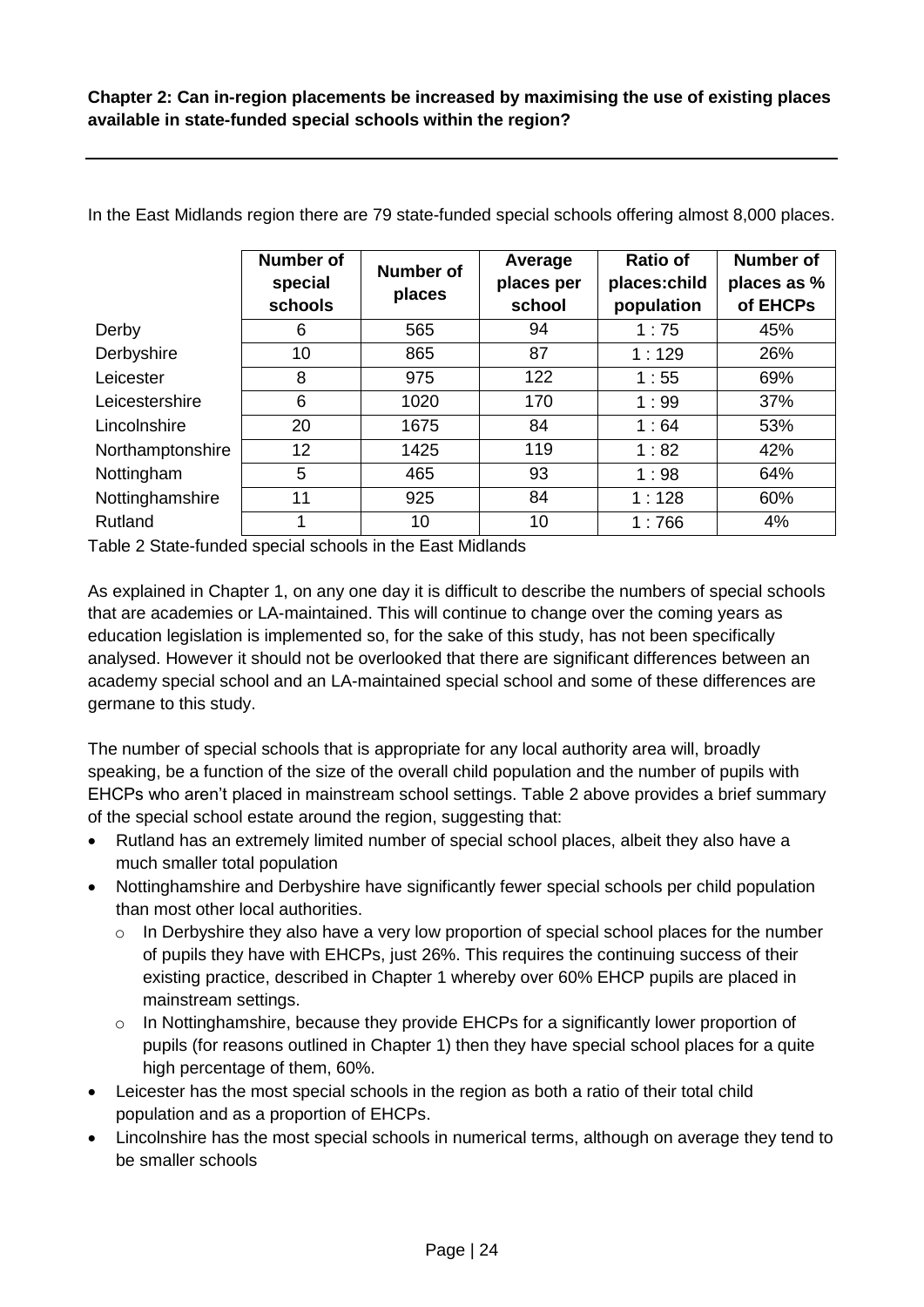**Chapter 2: Can in-region placements be increased by maximising the use of existing places available in state-funded special schools within the region?**

In the East Midlands region there are 79 state-funded special schools offering almost 8,000 places.

| | Number of special schools | Number of places | Average places per school | Ratio of places:child population | Number of places as % of EHCPs |
|---|---|---|---|---|---|
| Derby | 6 | 565 | 94 | 1 : 75 | 45% |
| Derbyshire | 10 | 865 | 87 | 1 : 129 | 26% |
| Leicester | 8 | 975 | 122 | 1 : 55 | 69% |
| Leicestershire | 6 | 1020 | 170 | 1 : 99 | 37% |
| Lincolnshire | 20 | 1675 | 84 | 1 : 64 | 53% |
| Northamptonshire | 12 | 1425 | 119 | 1 : 82 | 42% |
| Nottingham | 5 | 465 | 93 | 1 : 98 | 64% |
| Nottinghamshire | 11 | 925 | 84 | 1 : 128 | 60% |
| Rutland | 1 | 10 | 10 | 1 : 766 | 4% |

Table 2 State-funded special schools in the East Midlands

As explained in Chapter 1, on any one day it is difficult to describe the numbers of special schools that are academies or LA-maintained. This will continue to change over the coming years as education legislation is implemented so, for the sake of this study, has not been specifically analysed. However it should not be overlooked that there are significant differences between an academy special school and an LA-maintained special school and some of these differences are germane to this study.

The number of special schools that is appropriate for any local authority area will, broadly speaking, be a function of the size of the overall child population and the number of pupils with EHCPs who aren't placed in mainstream school settings. Table 2 above provides a brief summary of the special school estate around the region, suggesting that:

- Rutland has an extremely limited number of special school places, albeit they also have a much smaller total population
- Nottinghamshire and Derbyshire have significantly fewer special schools per child population than most other local authorities.
  - In Derbyshire they also have a very low proportion of special school places for the number of pupils they have with EHCPs, just 26%. This requires the continuing success of their existing practice, described in Chapter 1 whereby over 60% EHCP pupils are placed in mainstream settings.
  - In Nottinghamshire, because they provide EHCPs for a significantly lower proportion of pupils (for reasons outlined in Chapter 1) then they have special school places for a quite high percentage of them, 60%.
- Leicester has the most special schools in the region as both a ratio of their total child population and as a proportion of EHCPs.
- Lincolnshire has the most special schools in numerical terms, although on average they tend to be smaller schools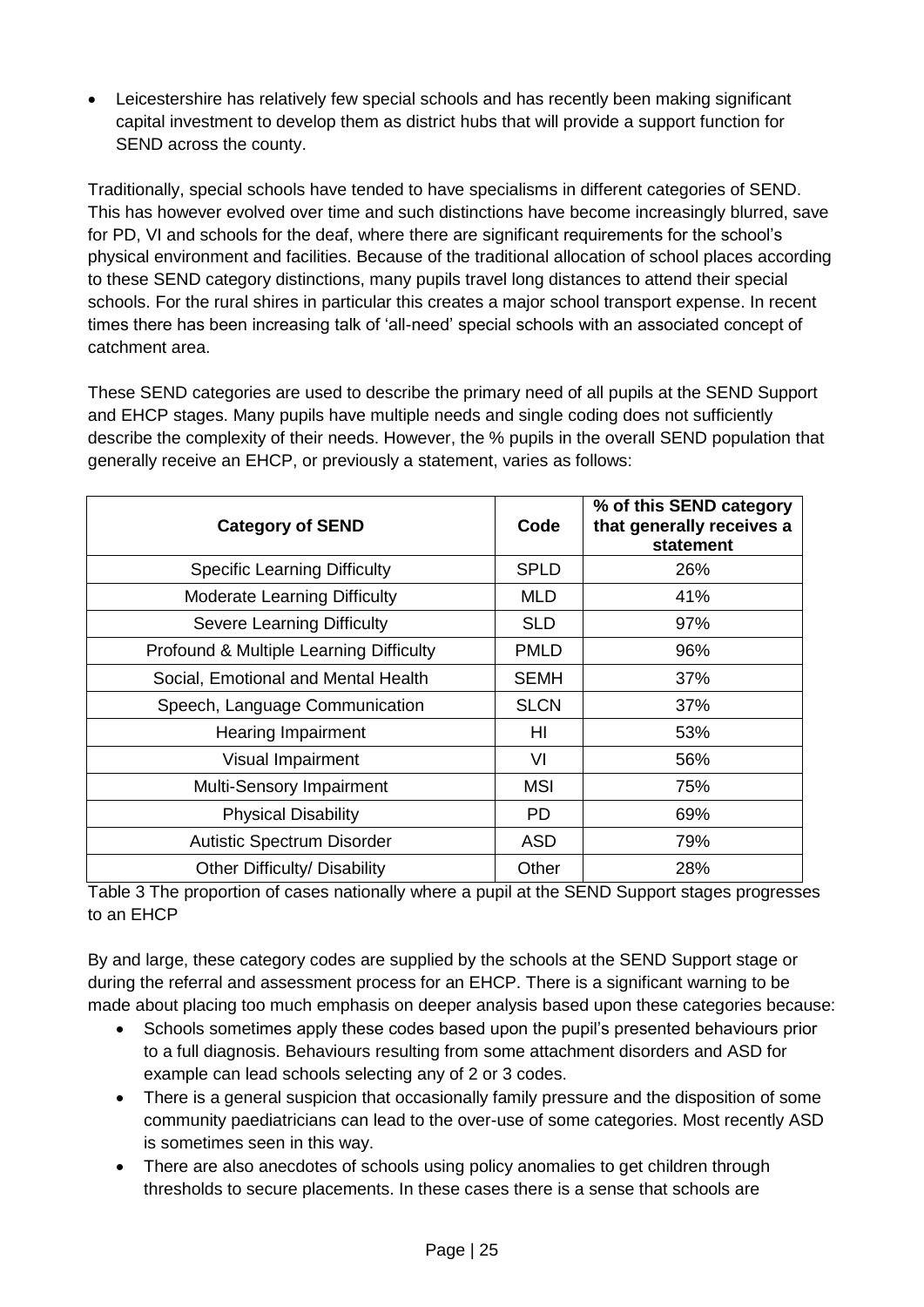- Leicestershire has relatively few special schools and has recently been making significant capital investment to develop them as district hubs that will provide a support function for SEND across the county.

Traditionally, special schools have tended to have specialisms in different categories of SEND. This has however evolved over time and such distinctions have become increasingly blurred, save for PD, VI and schools for the deaf, where there are significant requirements for the school's physical environment and facilities. Because of the traditional allocation of school places according to these SEND category distinctions, many pupils travel long distances to attend their special schools. For the rural shires in particular this creates a major school transport expense. In recent times there has been increasing talk of 'all-need' special schools with an associated concept of catchment area.

These SEND categories are used to describe the primary need of all pupils at the SEND Support and EHCP stages. Many pupils have multiple needs and single coding does not sufficiently describe the complexity of their needs. However, the % pupils in the overall SEND population that generally receive an EHCP, or previously a statement, varies as follows:

| Category of SEND | Code | % of this SEND category that generally receives a statement |
|---|---|---|
| Specific Learning Difficulty | SPLD | 26% |
| Moderate Learning Difficulty | MLD | 41% |
| Severe Learning Difficulty | SLD | 97% |
| Profound & Multiple Learning Difficulty | PMLD | 96% |
| Social, Emotional and Mental Health | SEMH | 37% |
| Speech, Language Communication | SLCN | 37% |
| Hearing Impairment | HI | 53% |
| Visual Impairment | VI | 56% |
| Multi-Sensory Impairment | MSI | 75% |
| Physical Disability | PD | 69% |
| Autistic Spectrum Disorder | ASD | 79% |
| Other Difficulty/ Disability | Other | 28% |

Table 3 The proportion of cases nationally where a pupil at the SEND Support stages progresses to an EHCP

By and large, these category codes are supplied by the schools at the SEND Support stage or during the referral and assessment process for an EHCP. There is a significant warning to be made about placing too much emphasis on deeper analysis based upon these categories because:

- Schools sometimes apply these codes based upon the pupil's presented behaviours prior to a full diagnosis. Behaviours resulting from some attachment disorders and ASD for example can lead schools selecting any of 2 or 3 codes.
- There is a general suspicion that occasionally family pressure and the disposition of some community paediatricians can lead to the over-use of some categories. Most recently ASD is sometimes seen in this way.
- There are also anecdotes of schools using policy anomalies to get children through thresholds to secure placements. In these cases there is a sense that schools are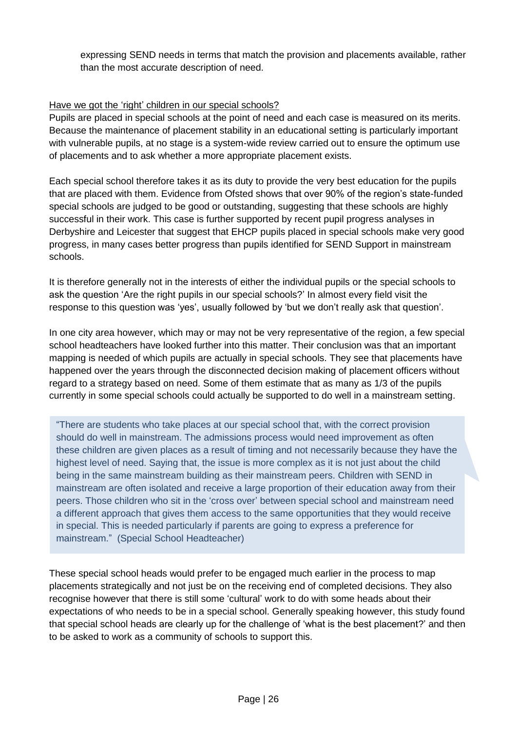expressing SEND needs in terms that match the provision and placements available, rather than the most accurate description of need.

<u>Have we got the 'right' children in our special schools?</u>

Pupils are placed in special schools at the point of need and each case is measured on its merits. Because the maintenance of placement stability in an educational setting is particularly important with vulnerable pupils, at no stage is a system-wide review carried out to ensure the optimum use of placements and to ask whether a more appropriate placement exists.

Each special school therefore takes it as its duty to provide the very best education for the pupils that are placed with them. Evidence from Ofsted shows that over 90% of the region's state-funded special schools are judged to be good or outstanding, suggesting that these schools are highly successful in their work. This case is further supported by recent pupil progress analyses in Derbyshire and Leicester that suggest that EHCP pupils placed in special schools make very good progress, in many cases better progress than pupils identified for SEND Support in mainstream schools.

It is therefore generally not in the interests of either the individual pupils or the special schools to ask the question 'Are the right pupils in our special schools?' In almost every field visit the response to this question was 'yes', usually followed by 'but we don't really ask that question'.

In one city area however, which may or may not be very representative of the region, a few special school headteachers have looked further into this matter. Their conclusion was that an important mapping is needed of which pupils are actually in special schools. They see that placements have happened over the years through the disconnected decision making of placement officers without regard to a strategy based on need. Some of them estimate that as many as 1/3 of the pupils currently in some special schools could actually be supported to do well in a mainstream setting.

> "There are students who take places at our special school that, with the correct provision should do well in mainstream. The admissions process would need improvement as often these children are given places as a result of timing and not necessarily because they have the highest level of need. Saying that, the issue is more complex as it is not just about the child being in the same mainstream building as their mainstream peers. Children with SEND in mainstream are often isolated and receive a large proportion of their education away from their peers. Those children who sit in the 'cross over' between special school and mainstream need a different approach that gives them access to the same opportunities that they would receive in special. This is needed particularly if parents are going to express a preference for mainstream." (Special School Headteacher)

These special school heads would prefer to be engaged much earlier in the process to map placements strategically and not just be on the receiving end of completed decisions. They also recognise however that there is still some 'cultural' work to do with some heads about their expectations of who needs to be in a special school. Generally speaking however, this study found that special school heads are clearly up for the challenge of 'what is the best placement?' and then to be asked to work as a community of schools to support this.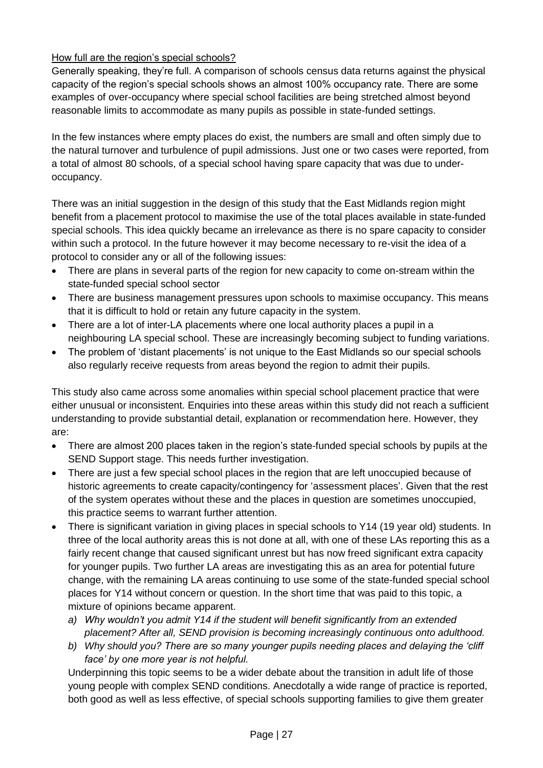How full are the region's special schools?

Generally speaking, they're full. A comparison of schools census data returns against the physical capacity of the region's special schools shows an almost 100% occupancy rate. There are some examples of over-occupancy where special school facilities are being stretched almost beyond reasonable limits to accommodate as many pupils as possible in state-funded settings.

In the few instances where empty places do exist, the numbers are small and often simply due to the natural turnover and turbulence of pupil admissions. Just one or two cases were reported, from a total of almost 80 schools, of a special school having spare capacity that was due to under-occupancy.

There was an initial suggestion in the design of this study that the East Midlands region might benefit from a placement protocol to maximise the use of the total places available in state-funded special schools. This idea quickly became an irrelevance as there is no spare capacity to consider within such a protocol. In the future however it may become necessary to re-visit the idea of a protocol to consider any or all of the following issues:

- There are plans in several parts of the region for new capacity to come on-stream within the state-funded special school sector
- There are business management pressures upon schools to maximise occupancy. This means that it is difficult to hold or retain any future capacity in the system.
- There are a lot of inter-LA placements where one local authority places a pupil in a neighbouring LA special school. These are increasingly becoming subject to funding variations.
- The problem of 'distant placements' is not unique to the East Midlands so our special schools also regularly receive requests from areas beyond the region to admit their pupils.

This study also came across some anomalies within special school placement practice that were either unusual or inconsistent. Enquiries into these areas within this study did not reach a sufficient understanding to provide substantial detail, explanation or recommendation here. However, they are:

- There are almost 200 places taken in the region's state-funded special schools by pupils at the SEND Support stage. This needs further investigation.
- There are just a few special school places in the region that are left unoccupied because of historic agreements to create capacity/contingency for 'assessment places'. Given that the rest of the system operates without these and the places in question are sometimes unoccupied, this practice seems to warrant further attention.
- There is significant variation in giving places in special schools to Y14 (19 year old) students. In three of the local authority areas this is not done at all, with one of these LAs reporting this as a fairly recent change that caused significant unrest but has now freed significant extra capacity for younger pupils. Two further LA areas are investigating this as an area for potential future change, with the remaining LA areas continuing to use some of the state-funded special school places for Y14 without concern or question. In the short time that was paid to this topic, a mixture of opinions became apparent.
  a) *Why wouldn't you admit Y14 if the student will benefit significantly from an extended placement? After all, SEND provision is becoming increasingly continuous onto adulthood.*
  b) *Why should you? There are so many younger pupils needing places and delaying the 'cliff face' by one more year is not helpful.*

  Underpinning this topic seems to be a wider debate about the transition in adult life of those young people with complex SEND conditions. Anecdotally a wide range of practice is reported, both good as well as less effective, of special schools supporting families to give them greater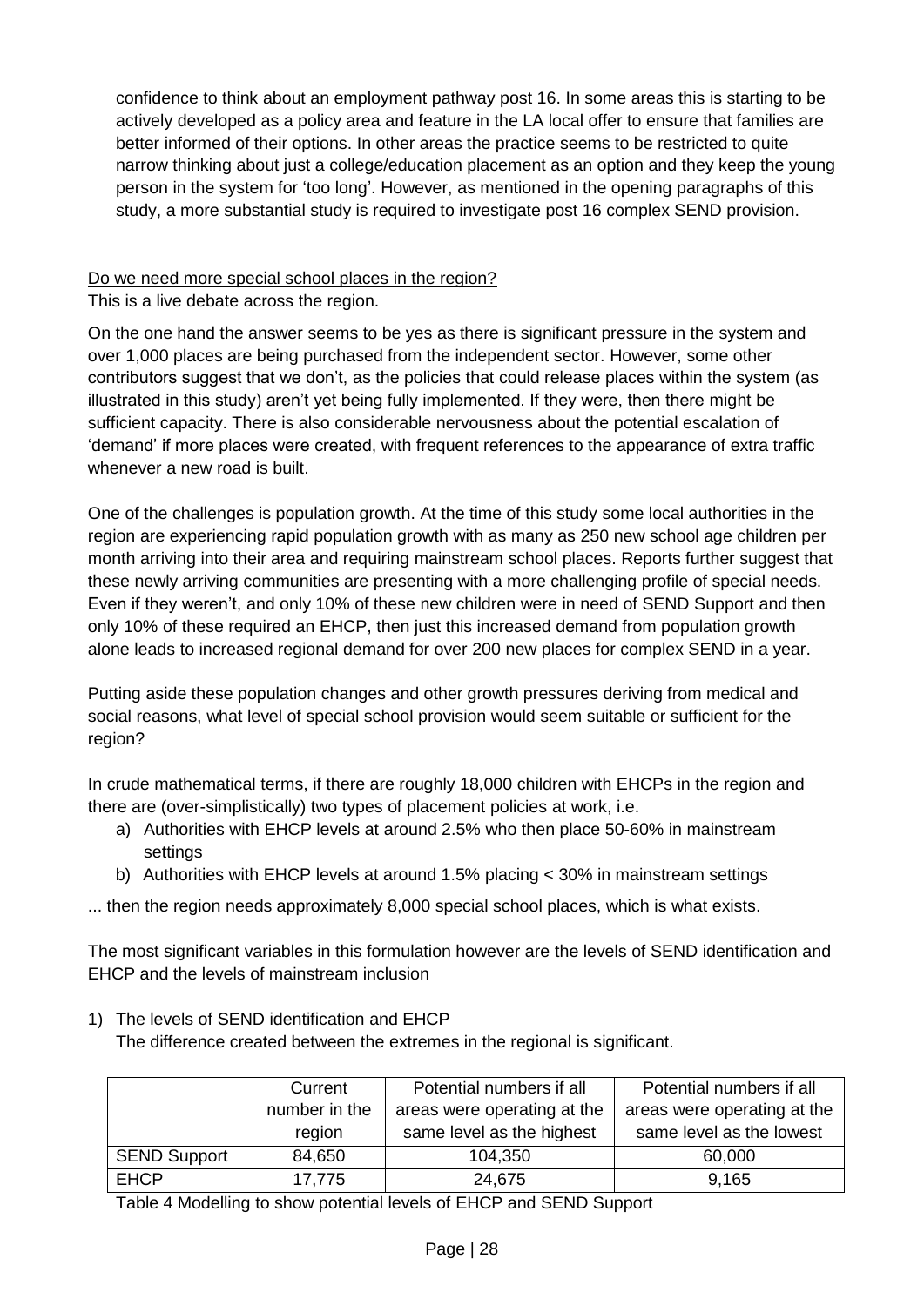confidence to think about an employment pathway post 16. In some areas this is starting to be actively developed as a policy area and feature in the LA local offer to ensure that families are better informed of their options. In other areas the practice seems to be restricted to quite narrow thinking about just a college/education placement as an option and they keep the young person in the system for 'too long'. However, as mentioned in the opening paragraphs of this study, a more substantial study is required to investigate post 16 complex SEND provision.

Do we need more special school places in the region?

This is a live debate across the region.

On the one hand the answer seems to be yes as there is significant pressure in the system and over 1,000 places are being purchased from the independent sector. However, some other contributors suggest that we don't, as the policies that could release places within the system (as illustrated in this study) aren't yet being fully implemented. If they were, then there might be sufficient capacity. There is also considerable nervousness about the potential escalation of 'demand' if more places were created, with frequent references to the appearance of extra traffic whenever a new road is built.

One of the challenges is population growth. At the time of this study some local authorities in the region are experiencing rapid population growth with as many as 250 new school age children per month arriving into their area and requiring mainstream school places. Reports further suggest that these newly arriving communities are presenting with a more challenging profile of special needs. Even if they weren't, and only 10% of these new children were in need of SEND Support and then only 10% of these required an EHCP, then just this increased demand from population growth alone leads to increased regional demand for over 200 new places for complex SEND in a year.

Putting aside these population changes and other growth pressures deriving from medical and social reasons, what level of special school provision would seem suitable or sufficient for the region?

In crude mathematical terms, if there are roughly 18,000 children with EHCPs in the region and there are (over-simplistically) two types of placement policies at work, i.e.

a) Authorities with EHCP levels at around 2.5% who then place 50-60% in mainstream settings
b) Authorities with EHCP levels at around 1.5% placing < 30% in mainstream settings

... then the region needs approximately 8,000 special school places, which is what exists.

The most significant variables in this formulation however are the levels of SEND identification and EHCP and the levels of mainstream inclusion

1) The levels of SEND identification and EHCP

The difference created between the extremes in the regional is significant.

| | Current number in the region | Potential numbers if all areas were operating at the same level as the highest | Potential numbers if all areas were operating at the same level as the lowest |
|---|---|---|---|
| SEND Support | 84,650 | 104,350 | 60,000 |
| EHCP | 17,775 | 24,675 | 9,165 |

Table 4 Modelling to show potential levels of EHCP and SEND Support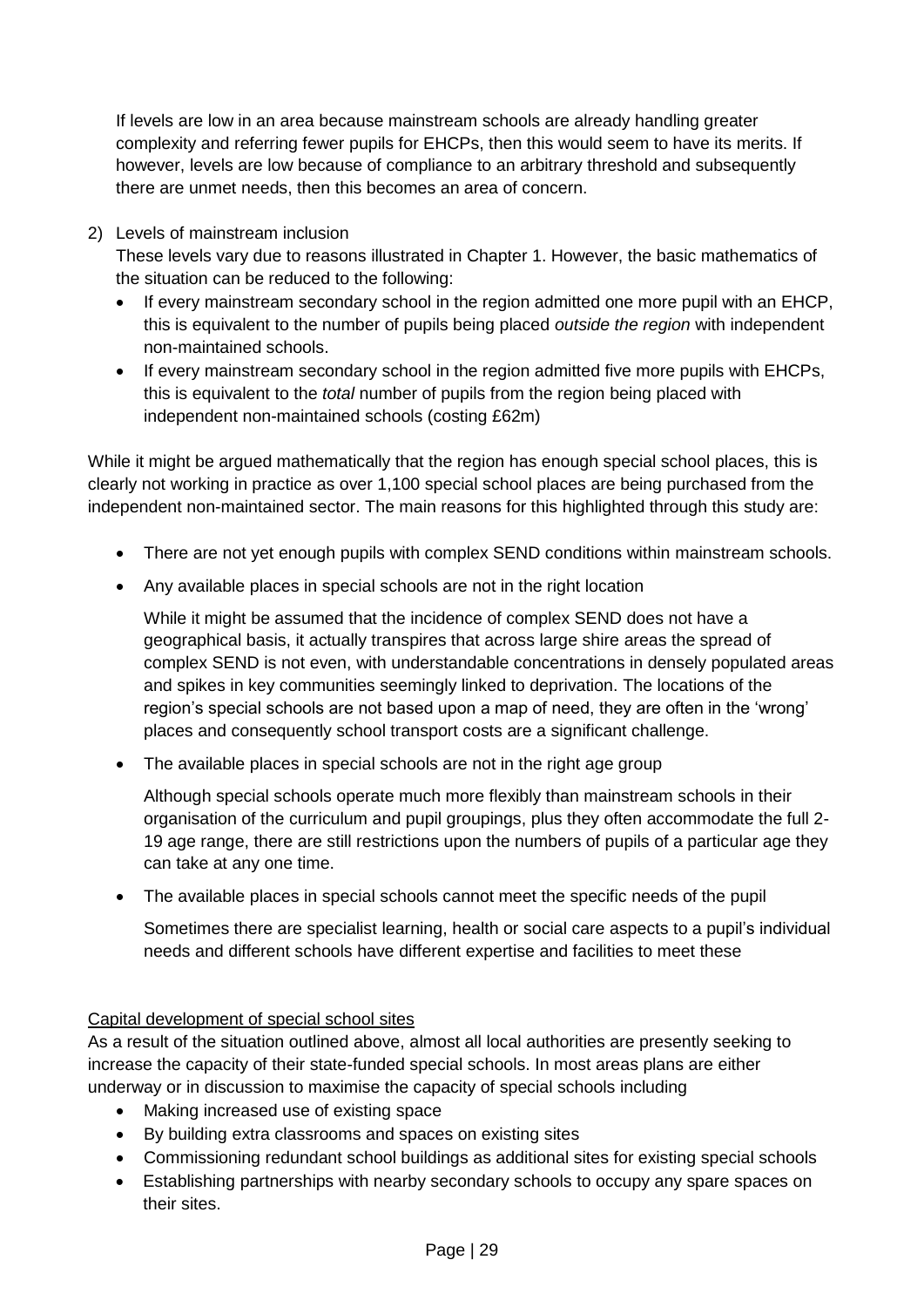If levels are low in an area because mainstream schools are already handling greater complexity and referring fewer pupils for EHCPs, then this would seem to have its merits. If however, levels are low because of compliance to an arbitrary threshold and subsequently there are unmet needs, then this becomes an area of concern.

2) Levels of mainstream inclusion

   These levels vary due to reasons illustrated in Chapter 1. However, the basic mathematics of the situation can be reduced to the following:

   - If every mainstream secondary school in the region admitted one more pupil with an EHCP, this is equivalent to the number of pupils being placed *outside the region* with independent non-maintained schools.
   - If every mainstream secondary school in the region admitted five more pupils with EHCPs, this is equivalent to the *total* number of pupils from the region being placed with independent non-maintained schools (costing £62m)

While it might be argued mathematically that the region has enough special school places, this is clearly not working in practice as over 1,100 special school places are being purchased from the independent non-maintained sector. The main reasons for this highlighted through this study are:

- There are not yet enough pupils with complex SEND conditions within mainstream schools.
- Any available places in special schools are not in the right location

  While it might be assumed that the incidence of complex SEND does not have a geographical basis, it actually transpires that across large shire areas the spread of complex SEND is not even, with understandable concentrations in densely populated areas and spikes in key communities seemingly linked to deprivation. The locations of the region's special schools are not based upon a map of need, they are often in the 'wrong' places and consequently school transport costs are a significant challenge.

- The available places in special schools are not in the right age group

  Although special schools operate much more flexibly than mainstream schools in their organisation of the curriculum and pupil groupings, plus they often accommodate the full 2-19 age range, there are still restrictions upon the numbers of pupils of a particular age they can take at any one time.

- The available places in special schools cannot meet the specific needs of the pupil

  Sometimes there are specialist learning, health or social care aspects to a pupil's individual needs and different schools have different expertise and facilities to meet these

<u>Capital development of special school sites</u>

As a result of the situation outlined above, almost all local authorities are presently seeking to increase the capacity of their state-funded special schools. In most areas plans are either underway or in discussion to maximise the capacity of special schools including

- Making increased use of existing space
- By building extra classrooms and spaces on existing sites
- Commissioning redundant school buildings as additional sites for existing special schools
- Establishing partnerships with nearby secondary schools to occupy any spare spaces on their sites.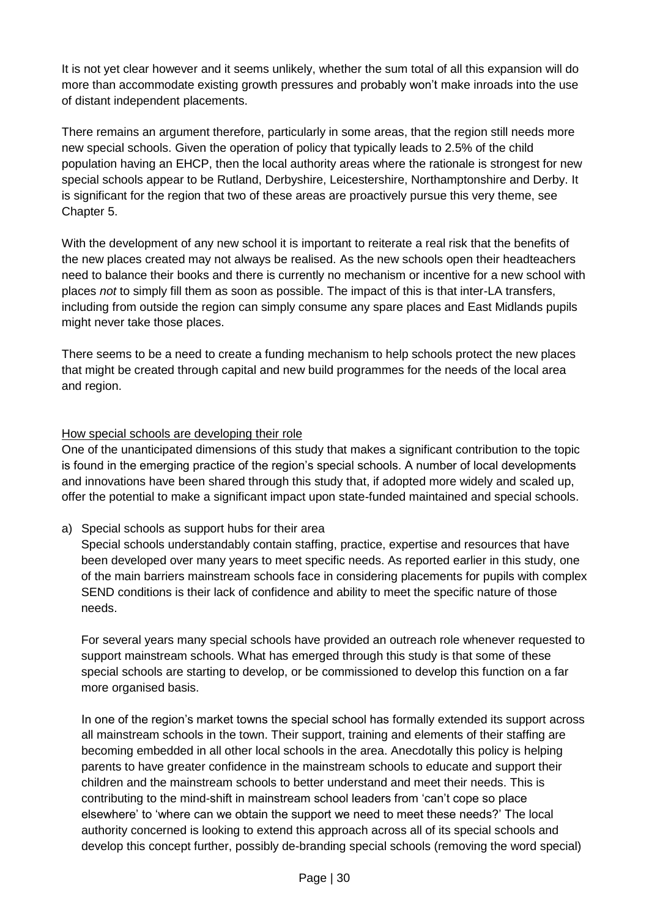It is not yet clear however and it seems unlikely, whether the sum total of all this expansion will do more than accommodate existing growth pressures and probably won't make inroads into the use of distant independent placements.

There remains an argument therefore, particularly in some areas, that the region still needs more new special schools. Given the operation of policy that typically leads to 2.5% of the child population having an EHCP, then the local authority areas where the rationale is strongest for new special schools appear to be Rutland, Derbyshire, Leicestershire, Northamptonshire and Derby. It is significant for the region that two of these areas are proactively pursue this very theme, see Chapter 5.

With the development of any new school it is important to reiterate a real risk that the benefits of the new places created may not always be realised. As the new schools open their headteachers need to balance their books and there is currently no mechanism or incentive for a new school with places *not* to simply fill them as soon as possible. The impact of this is that inter-LA transfers, including from outside the region can simply consume any spare places and East Midlands pupils might never take those places.

There seems to be a need to create a funding mechanism to help schools protect the new places that might be created through capital and new build programmes for the needs of the local area and region.

<u>How special schools are developing their role</u>

One of the unanticipated dimensions of this study that makes a significant contribution to the topic is found in the emerging practice of the region's special schools. A number of local developments and innovations have been shared through this study that, if adopted more widely and scaled up, offer the potential to make a significant impact upon state-funded maintained and special schools.

a) Special schools as support hubs for their area

   Special schools understandably contain staffing, practice, expertise and resources that have been developed over many years to meet specific needs. As reported earlier in this study, one of the main barriers mainstream schools face in considering placements for pupils with complex SEND conditions is their lack of confidence and ability to meet the specific nature of those needs.

   For several years many special schools have provided an outreach role whenever requested to support mainstream schools. What has emerged through this study is that some of these special schools are starting to develop, or be commissioned to develop this function on a far more organised basis.

   In one of the region's market towns the special school has formally extended its support across all mainstream schools in the town. Their support, training and elements of their staffing are becoming embedded in all other local schools in the area. Anecdotally this policy is helping parents to have greater confidence in the mainstream schools to educate and support their children and the mainstream schools to better understand and meet their needs. This is contributing to the mind-shift in mainstream school leaders from 'can't cope so place elsewhere' to 'where can we obtain the support we need to meet these needs?' The local authority concerned is looking to extend this approach across all of its special schools and develop this concept further, possibly de-branding special schools (removing the word special)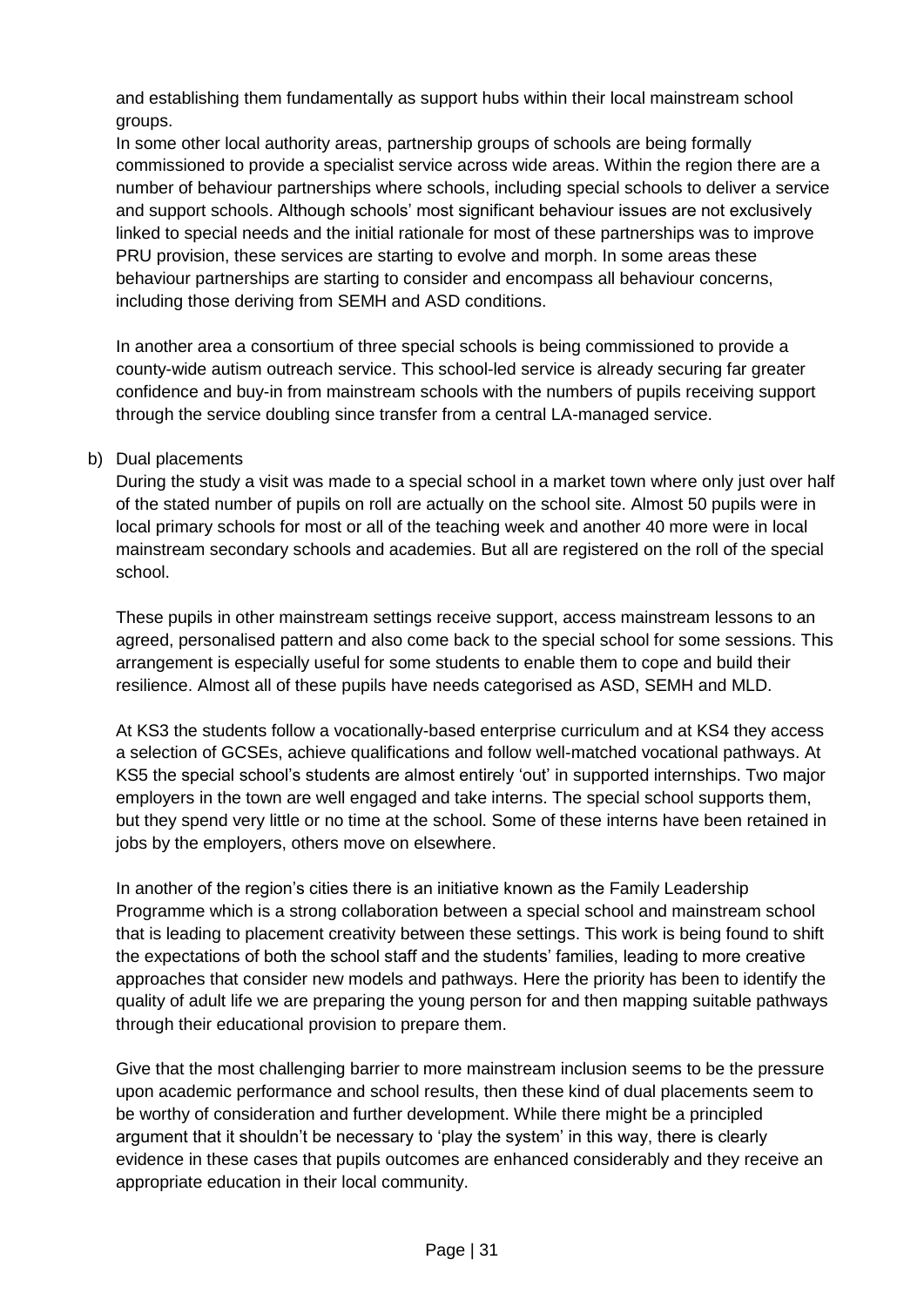and establishing them fundamentally as support hubs within their local mainstream school groups.

In some other local authority areas, partnership groups of schools are being formally commissioned to provide a specialist service across wide areas. Within the region there are a number of behaviour partnerships where schools, including special schools to deliver a service and support schools. Although schools' most significant behaviour issues are not exclusively linked to special needs and the initial rationale for most of these partnerships was to improve PRU provision, these services are starting to evolve and morph. In some areas these behaviour partnerships are starting to consider and encompass all behaviour concerns, including those deriving from SEMH and ASD conditions.

In another area a consortium of three special schools is being commissioned to provide a county-wide autism outreach service. This school-led service is already securing far greater confidence and buy-in from mainstream schools with the numbers of pupils receiving support through the service doubling since transfer from a central LA-managed service.

b) Dual placements

During the study a visit was made to a special school in a market town where only just over half of the stated number of pupils on roll are actually on the school site. Almost 50 pupils were in local primary schools for most or all of the teaching week and another 40 more were in local mainstream secondary schools and academies. But all are registered on the roll of the special school.

These pupils in other mainstream settings receive support, access mainstream lessons to an agreed, personalised pattern and also come back to the special school for some sessions. This arrangement is especially useful for some students to enable them to cope and build their resilience. Almost all of these pupils have needs categorised as ASD, SEMH and MLD.

At KS3 the students follow a vocationally-based enterprise curriculum and at KS4 they access a selection of GCSEs, achieve qualifications and follow well-matched vocational pathways. At KS5 the special school's students are almost entirely 'out' in supported internships. Two major employers in the town are well engaged and take interns. The special school supports them, but they spend very little or no time at the school. Some of these interns have been retained in jobs by the employers, others move on elsewhere.

In another of the region's cities there is an initiative known as the Family Leadership Programme which is a strong collaboration between a special school and mainstream school that is leading to placement creativity between these settings. This work is being found to shift the expectations of both the school staff and the students' families, leading to more creative approaches that consider new models and pathways. Here the priority has been to identify the quality of adult life we are preparing the young person for and then mapping suitable pathways through their educational provision to prepare them.

Give that the most challenging barrier to more mainstream inclusion seems to be the pressure upon academic performance and school results, then these kind of dual placements seem to be worthy of consideration and further development. While there might be a principled argument that it shouldn't be necessary to 'play the system' in this way, there is clearly evidence in these cases that pupils outcomes are enhanced considerably and they receive an appropriate education in their local community.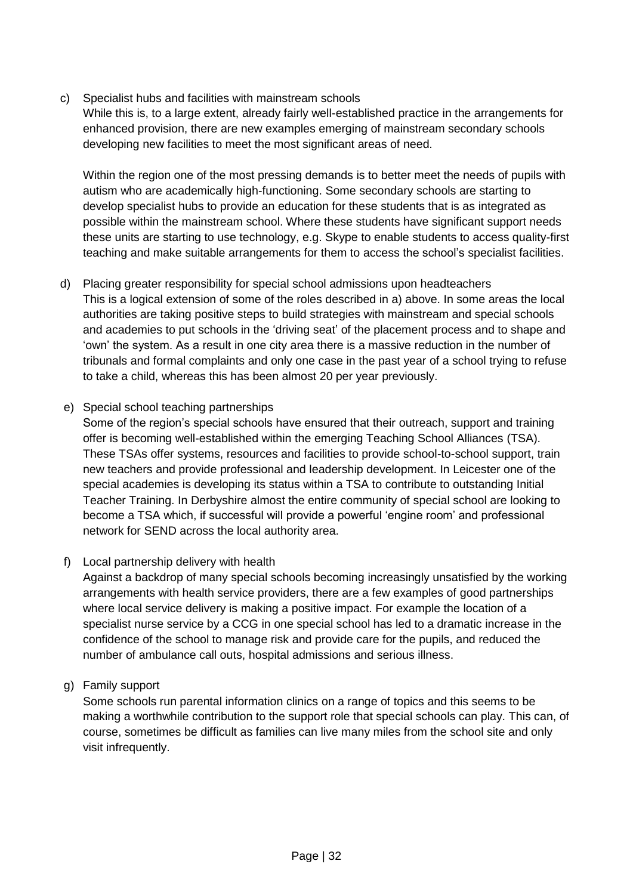c) Specialist hubs and facilities with mainstream schools
   While this is, to a large extent, already fairly well-established practice in the arrangements for enhanced provision, there are new examples emerging of mainstream secondary schools developing new facilities to meet the most significant areas of need.

   Within the region one of the most pressing demands is to better meet the needs of pupils with autism who are academically high-functioning. Some secondary schools are starting to develop specialist hubs to provide an education for these students that is as integrated as possible within the mainstream school. Where these students have significant support needs these units are starting to use technology, e.g. Skype to enable students to access quality-first teaching and make suitable arrangements for them to access the school's specialist facilities.

d) Placing greater responsibility for special school admissions upon headteachers
   This is a logical extension of some of the roles described in a) above. In some areas the local authorities are taking positive steps to build strategies with mainstream and special schools and academies to put schools in the 'driving seat' of the placement process and to shape and 'own' the system. As a result in one city area there is a massive reduction in the number of tribunals and formal complaints and only one case in the past year of a school trying to refuse to take a child, whereas this has been almost 20 per year previously.

e) Special school teaching partnerships
   Some of the region's special schools have ensured that their outreach, support and training offer is becoming well-established within the emerging Teaching School Alliances (TSA). These TSAs offer systems, resources and facilities to provide school-to-school support, train new teachers and provide professional and leadership development. In Leicester one of the special academies is developing its status within a TSA to contribute to outstanding Initial Teacher Training. In Derbyshire almost the entire community of special school are looking to become a TSA which, if successful will provide a powerful 'engine room' and professional network for SEND across the local authority area.

f) Local partnership delivery with health
   Against a backdrop of many special schools becoming increasingly unsatisfied by the working arrangements with health service providers, there are a few examples of good partnerships where local service delivery is making a positive impact. For example the location of a specialist nurse service by a CCG in one special school has led to a dramatic increase in the confidence of the school to manage risk and provide care for the pupils, and reduced the number of ambulance call outs, hospital admissions and serious illness.

g) Family support
   Some schools run parental information clinics on a range of topics and this seems to be making a worthwhile contribution to the support role that special schools can play. This can, of course, sometimes be difficult as families can live many miles from the school site and only visit infrequently.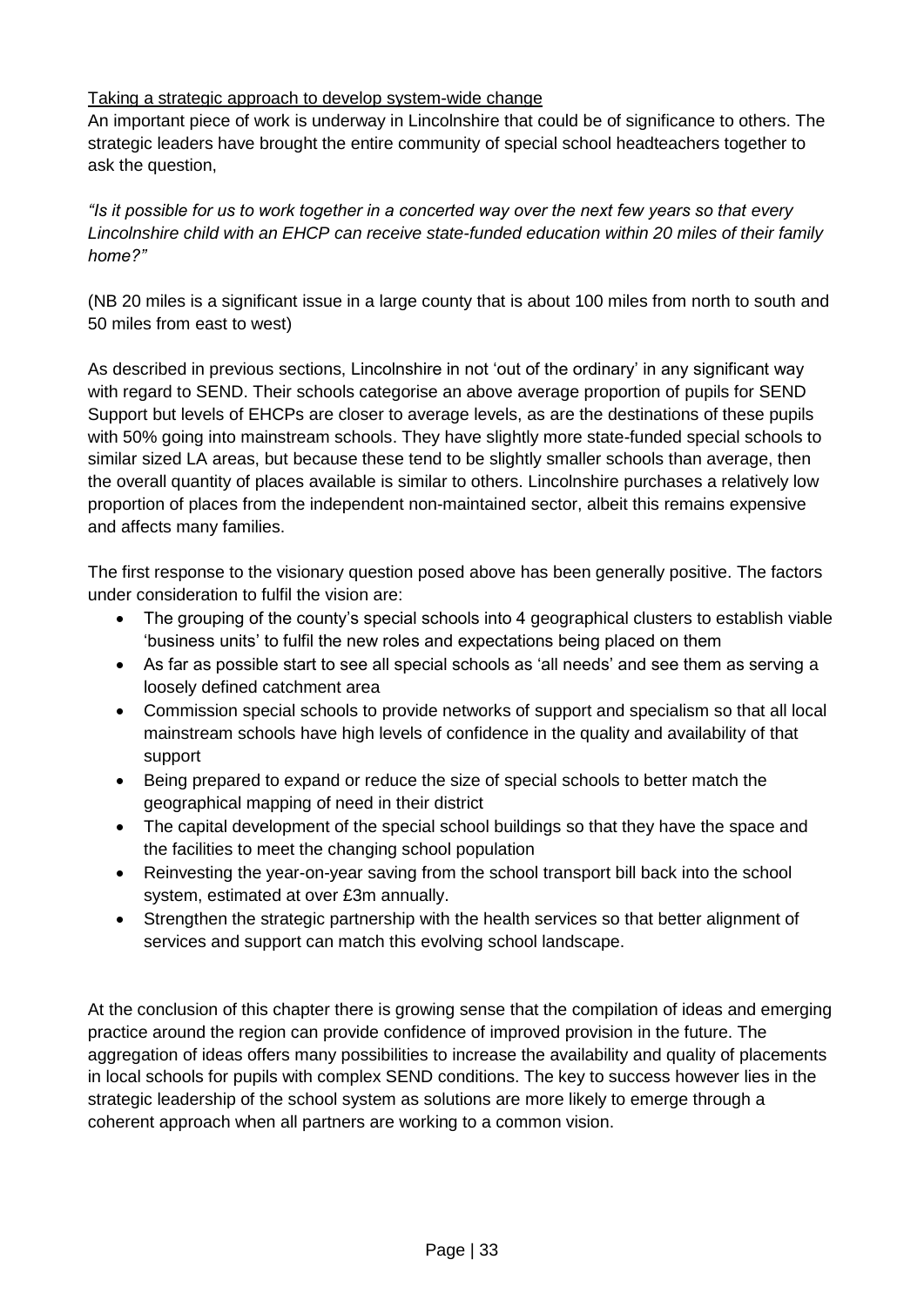Taking a strategic approach to develop system-wide change

An important piece of work is underway in Lincolnshire that could be of significance to others. The strategic leaders have brought the entire community of special school headteachers together to ask the question,

*"Is it possible for us to work together in a concerted way over the next few years so that every Lincolnshire child with an EHCP can receive state-funded education within 20 miles of their family home?"*

(NB 20 miles is a significant issue in a large county that is about 100 miles from north to south and 50 miles from east to west)

As described in previous sections, Lincolnshire in not 'out of the ordinary' in any significant way with regard to SEND. Their schools categorise an above average proportion of pupils for SEND Support but levels of EHCPs are closer to average levels, as are the destinations of these pupils with 50% going into mainstream schools. They have slightly more state-funded special schools to similar sized LA areas, but because these tend to be slightly smaller schools than average, then the overall quantity of places available is similar to others. Lincolnshire purchases a relatively low proportion of places from the independent non-maintained sector, albeit this remains expensive and affects many families.

The first response to the visionary question posed above has been generally positive. The factors under consideration to fulfil the vision are:

- The grouping of the county's special schools into 4 geographical clusters to establish viable 'business units' to fulfil the new roles and expectations being placed on them
- As far as possible start to see all special schools as 'all needs' and see them as serving a loosely defined catchment area
- Commission special schools to provide networks of support and specialism so that all local mainstream schools have high levels of confidence in the quality and availability of that support
- Being prepared to expand or reduce the size of special schools to better match the geographical mapping of need in their district
- The capital development of the special school buildings so that they have the space and the facilities to meet the changing school population
- Reinvesting the year-on-year saving from the school transport bill back into the school system, estimated at over £3m annually.
- Strengthen the strategic partnership with the health services so that better alignment of services and support can match this evolving school landscape.

At the conclusion of this chapter there is growing sense that the compilation of ideas and emerging practice around the region can provide confidence of improved provision in the future. The aggregation of ideas offers many possibilities to increase the availability and quality of placements in local schools for pupils with complex SEND conditions. The key to success however lies in the strategic leadership of the school system as solutions are more likely to emerge through a coherent approach when all partners are working to a common vision.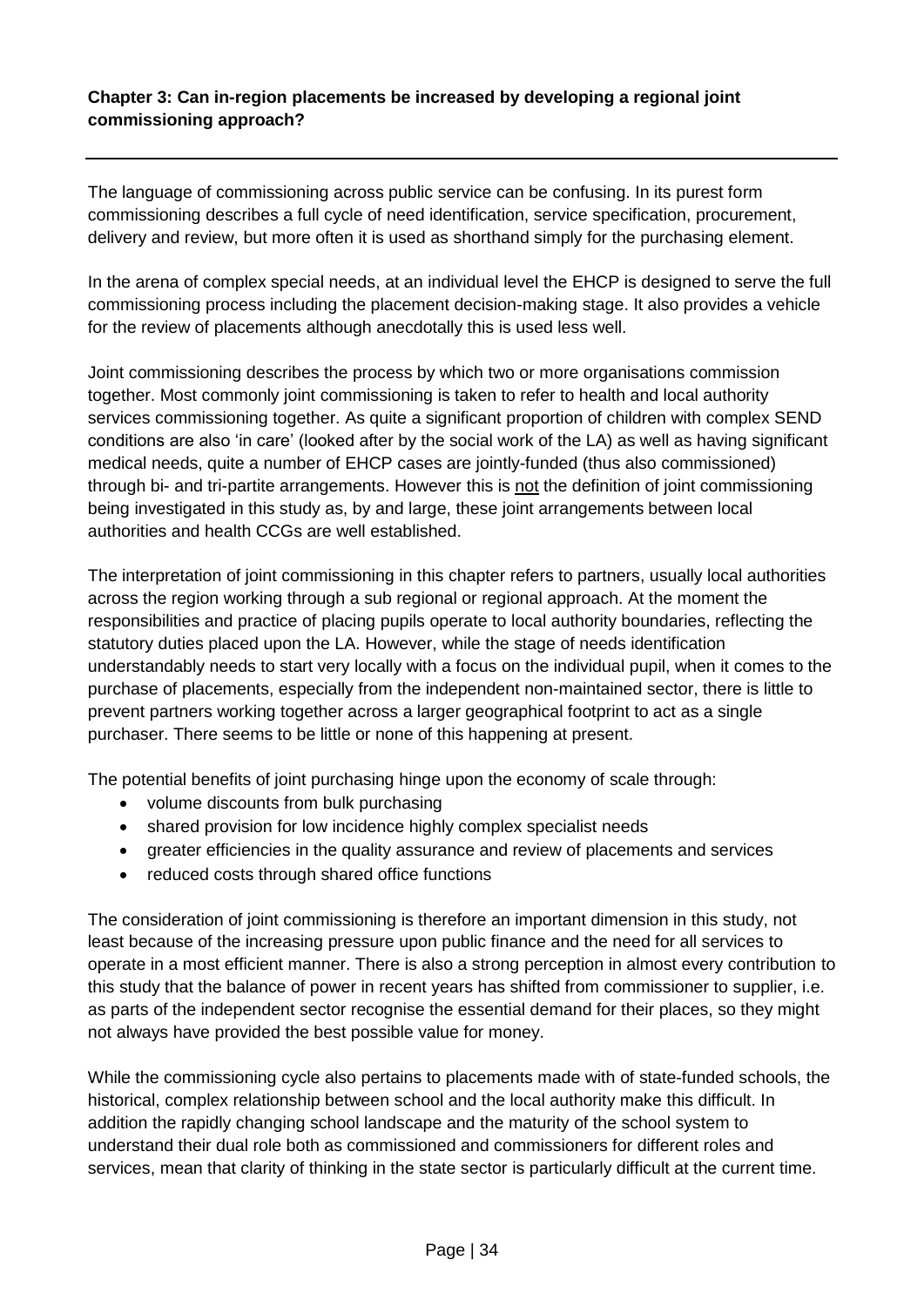**Chapter 3: Can in-region placements be increased by developing a regional joint commissioning approach?**

---

The language of commissioning across public service can be confusing. In its purest form commissioning describes a full cycle of need identification, service specification, procurement, delivery and review, but more often it is used as shorthand simply for the purchasing element.

In the arena of complex special needs, at an individual level the EHCP is designed to serve the full commissioning process including the placement decision-making stage. It also provides a vehicle for the review of placements although anecdotally this is used less well.

Joint commissioning describes the process by which two or more organisations commission together. Most commonly joint commissioning is taken to refer to health and local authority services commissioning together. As quite a significant proportion of children with complex SEND conditions are also 'in care' (looked after by the social work of the LA) as well as having significant medical needs, quite a number of EHCP cases are jointly-funded (thus also commissioned) through bi- and tri-partite arrangements. However this is not the definition of joint commissioning being investigated in this study as, by and large, these joint arrangements between local authorities and health CCGs are well established.

The interpretation of joint commissioning in this chapter refers to partners, usually local authorities across the region working through a sub regional or regional approach. At the moment the responsibilities and practice of placing pupils operate to local authority boundaries, reflecting the statutory duties placed upon the LA. However, while the stage of needs identification understandably needs to start very locally with a focus on the individual pupil, when it comes to the purchase of placements, especially from the independent non-maintained sector, there is little to prevent partners working together across a larger geographical footprint to act as a single purchaser. There seems to be little or none of this happening at present.

The potential benefits of joint purchasing hinge upon the economy of scale through:

- volume discounts from bulk purchasing
- shared provision for low incidence highly complex specialist needs
- greater efficiencies in the quality assurance and review of placements and services
- reduced costs through shared office functions

The consideration of joint commissioning is therefore an important dimension in this study, not least because of the increasing pressure upon public finance and the need for all services to operate in a most efficient manner. There is also a strong perception in almost every contribution to this study that the balance of power in recent years has shifted from commissioner to supplier, i.e. as parts of the independent sector recognise the essential demand for their places, so they might not always have provided the best possible value for money.

While the commissioning cycle also pertains to placements made with of state-funded schools, the historical, complex relationship between school and the local authority make this difficult. In addition the rapidly changing school landscape and the maturity of the school system to understand their dual role both as commissioned and commissioners for different roles and services, mean that clarity of thinking in the state sector is particularly difficult at the current time.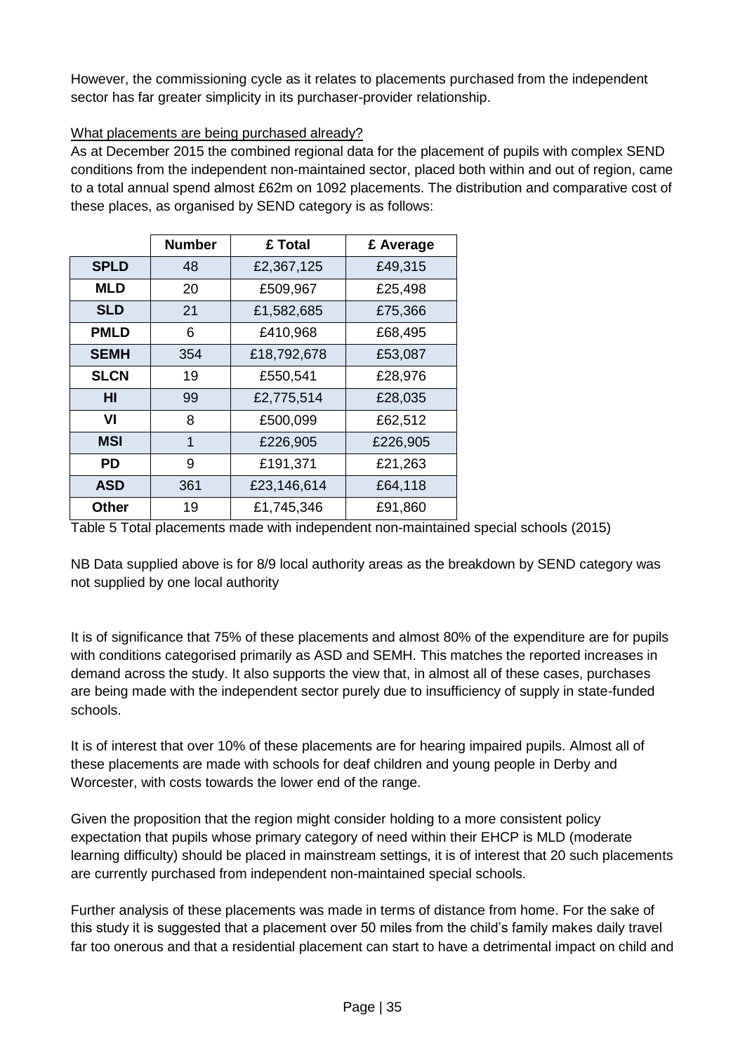However, the commissioning cycle as it relates to placements purchased from the independent sector has far greater simplicity in its purchaser-provider relationship.

What placements are being purchased already?

As at December 2015 the combined regional data for the placement of pupils with complex SEND conditions from the independent non-maintained sector, placed both within and out of region, came to a total annual spend almost £62m on 1092 placements. The distribution and comparative cost of these places, as organised by SEND category is as follows:

| | Number | £ Total | £ Average |
|---|---|---|---|
| **SPLD** | 48 | £2,367,125 | £49,315 |
| **MLD** | 20 | £509,967 | £25,498 |
| **SLD** | 21 | £1,582,685 | £75,366 |
| **PMLD** | 6 | £410,968 | £68,495 |
| **SEMH** | 354 | £18,792,678 | £53,087 |
| **SLCN** | 19 | £550,541 | £28,976 |
| **HI** | 99 | £2,775,514 | £28,035 |
| **VI** | 8 | £500,099 | £62,512 |
| **MSI** | 1 | £226,905 | £226,905 |
| **PD** | 9 | £191,371 | £21,263 |
| **ASD** | 361 | £23,146,614 | £64,118 |
| **Other** | 19 | £1,745,346 | £91,860 |

Table 5 Total placements made with independent non-maintained special schools (2015)

NB Data supplied above is for 8/9 local authority areas as the breakdown by SEND category was not supplied by one local authority

It is of significance that 75% of these placements and almost 80% of the expenditure are for pupils with conditions categorised primarily as ASD and SEMH. This matches the reported increases in demand across the study. It also supports the view that, in almost all of these cases, purchases are being made with the independent sector purely due to insufficiency of supply in state-funded schools.

It is of interest that over 10% of these placements are for hearing impaired pupils. Almost all of these placements are made with schools for deaf children and young people in Derby and Worcester, with costs towards the lower end of the range.

Given the proposition that the region might consider holding to a more consistent policy expectation that pupils whose primary category of need within their EHCP is MLD (moderate learning difficulty) should be placed in mainstream settings, it is of interest that 20 such placements are currently purchased from independent non-maintained special schools.

Further analysis of these placements was made in terms of distance from home. For the sake of this study it is suggested that a placement over 50 miles from the child's family makes daily travel far too onerous and that a residential placement can start to have a detrimental impact on child and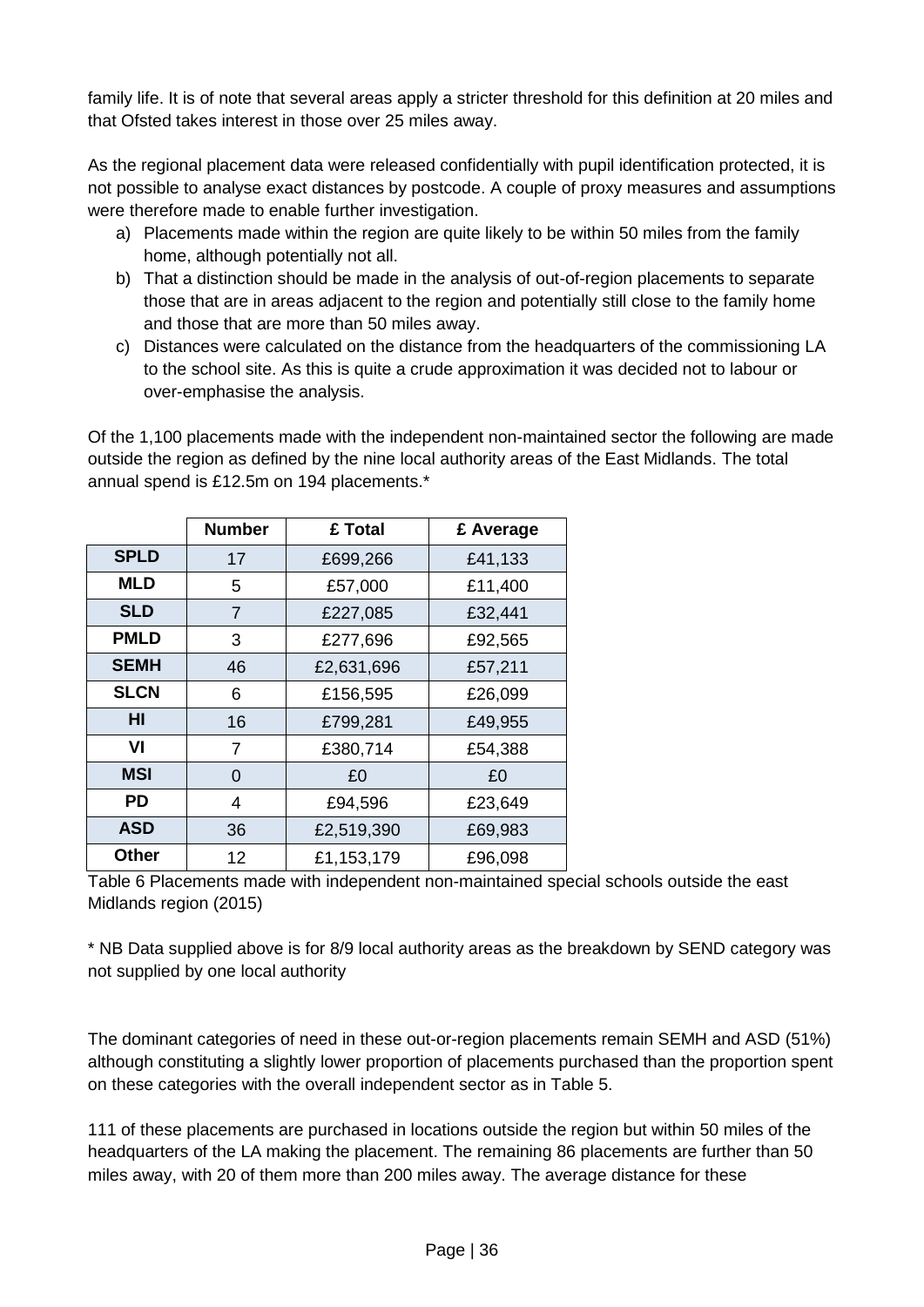family life. It is of note that several areas apply a stricter threshold for this definition at 20 miles and that Ofsted takes interest in those over 25 miles away.

As the regional placement data were released confidentially with pupil identification protected, it is not possible to analyse exact distances by postcode. A couple of proxy measures and assumptions were therefore made to enable further investigation.

a) Placements made within the region are quite likely to be within 50 miles from the family home, although potentially not all.
b) That a distinction should be made in the analysis of out-of-region placements to separate those that are in areas adjacent to the region and potentially still close to the family home and those that are more than 50 miles away.
c) Distances were calculated on the distance from the headquarters of the commissioning LA to the school site. As this is quite a crude approximation it was decided not to labour or over-emphasise the analysis.

Of the 1,100 placements made with the independent non-maintained sector the following are made outside the region as defined by the nine local authority areas of the East Midlands. The total annual spend is £12.5m on 194 placements.*

| | Number | £ Total | £ Average |
|---|---|---|---|
| **SPLD** | 17 | £699,266 | £41,133 |
| **MLD** | 5 | £57,000 | £11,400 |
| **SLD** | 7 | £227,085 | £32,441 |
| **PMLD** | 3 | £277,696 | £92,565 |
| **SEMH** | 46 | £2,631,696 | £57,211 |
| **SLCN** | 6 | £156,595 | £26,099 |
| **HI** | 16 | £799,281 | £49,955 |
| **VI** | 7 | £380,714 | £54,388 |
| **MSI** | 0 | £0 | £0 |
| **PD** | 4 | £94,596 | £23,649 |
| **ASD** | 36 | £2,519,390 | £69,983 |
| **Other** | 12 | £1,153,179 | £96,098 |

Table 6 Placements made with independent non-maintained special schools outside the east Midlands region (2015)

* NB Data supplied above is for 8/9 local authority areas as the breakdown by SEND category was not supplied by one local authority

The dominant categories of need in these out-or-region placements remain SEMH and ASD (51%) although constituting a slightly lower proportion of placements purchased than the proportion spent on these categories with the overall independent sector as in Table 5.

111 of these placements are purchased in locations outside the region but within 50 miles of the headquarters of the LA making the placement. The remaining 86 placements are further than 50 miles away, with 20 of them more than 200 miles away. The average distance for these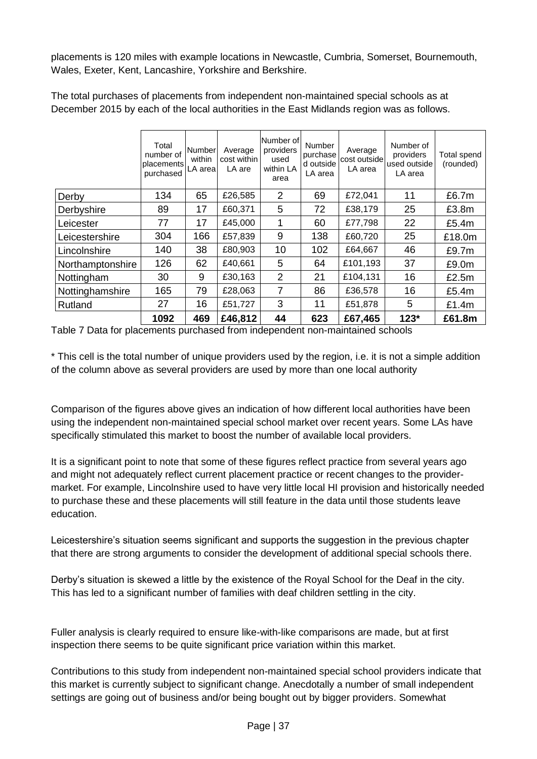placements is 120 miles with example locations in Newcastle, Cumbria, Somerset, Bournemouth, Wales, Exeter, Kent, Lancashire, Yorkshire and Berkshire.

The total purchases of placements from independent non-maintained special schools as at December 2015 by each of the local authorities in the East Midlands region was as follows.

| | Total number of placements purchased | Number within LA area | Average cost within LA are | Number of providers used within LA area | Number purchased outside LA area | Average cost outside LA area | Number of providers used outside LA area | Total spend (rounded) |
|---|---|---|---|---|---|---|---|---|
| Derby | 134 | 65 | £26,585 | 2 | 69 | £72,041 | 11 | £6.7m |
| Derbyshire | 89 | 17 | £60,371 | 5 | 72 | £38,179 | 25 | £3.8m |
| Leicester | 77 | 17 | £45,000 | 1 | 60 | £77,798 | 22 | £5.4m |
| Leicestershire | 304 | 166 | £57,839 | 9 | 138 | £60,720 | 25 | £18.0m |
| Lincolnshire | 140 | 38 | £80,903 | 10 | 102 | £64,667 | 46 | £9.7m |
| Northamptonshire | 126 | 62 | £40,661 | 5 | 64 | £101,193 | 37 | £9.0m |
| Nottingham | 30 | 9 | £30,163 | 2 | 21 | £104,131 | 16 | £2.5m |
| Nottinghamshire | 165 | 79 | £28,063 | 7 | 86 | £36,578 | 16 | £5.4m |
| Rutland | 27 | 16 | £51,727 | 3 | 11 | £51,878 | 5 | £1.4m |
| | **1092** | **469** | **£46,812** | **44** | **623** | **£67,465** | **123*** | **£61.8m** |

Table 7 Data for placements purchased from independent non-maintained schools

* This cell is the total number of unique providers used by the region, i.e. it is not a simple addition of the column above as several providers are used by more than one local authority

Comparison of the figures above gives an indication of how different local authorities have been using the independent non-maintained special school market over recent years. Some LAs have specifically stimulated this market to boost the number of available local providers.

It is a significant point to note that some of these figures reflect practice from several years ago and might not adequately reflect current placement practice or recent changes to the provider-market. For example, Lincolnshire used to have very little local HI provision and historically needed to purchase these and these placements will still feature in the data until those students leave education.

Leicestershire's situation seems significant and supports the suggestion in the previous chapter that there are strong arguments to consider the development of additional special schools there.

Derby's situation is skewed a little by the existence of the Royal School for the Deaf in the city. This has led to a significant number of families with deaf children settling in the city.

Fuller analysis is clearly required to ensure like-with-like comparisons are made, but at first inspection there seems to be quite significant price variation within this market.

Contributions to this study from independent non-maintained special school providers indicate that this market is currently subject to significant change. Anecdotally a number of small independent settings are going out of business and/or being bought out by bigger providers. Somewhat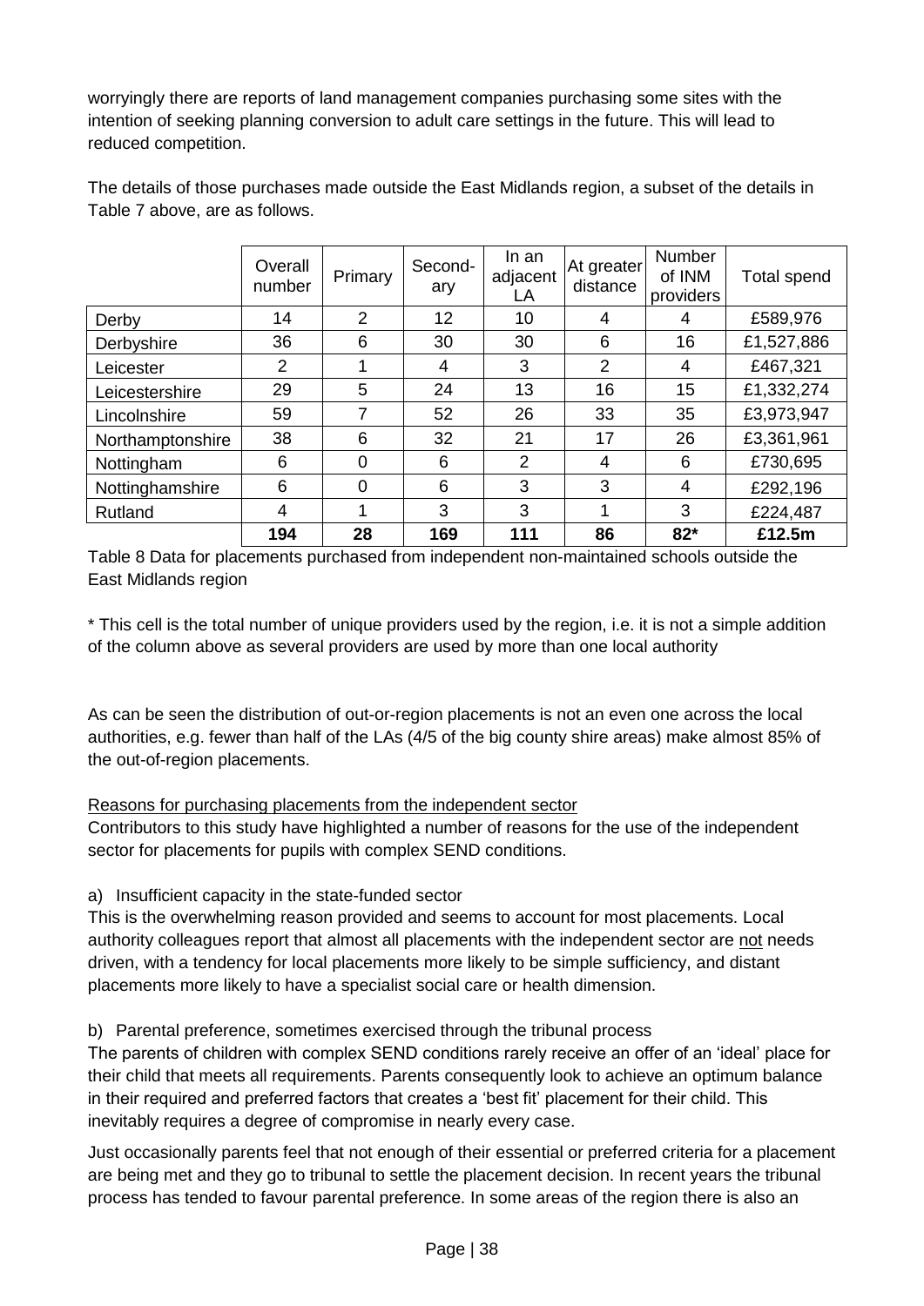worryingly there are reports of land management companies purchasing some sites with the intention of seeking planning conversion to adult care settings in the future. This will lead to reduced competition.

The details of those purchases made outside the East Midlands region, a subset of the details in Table 7 above, are as follows.

| | Overall number | Primary | Second-ary | In an adjacent LA | At greater distance | Number of INM providers | Total spend |
|---|---|---|---|---|---|---|---|
| Derby | 14 | 2 | 12 | 10 | 4 | 4 | £589,976 |
| Derbyshire | 36 | 6 | 30 | 30 | 6 | 16 | £1,527,886 |
| Leicester | 2 | 1 | 4 | 3 | 2 | 4 | £467,321 |
| Leicestershire | 29 | 5 | 24 | 13 | 16 | 15 | £1,332,274 |
| Lincolnshire | 59 | 7 | 52 | 26 | 33 | 35 | £3,973,947 |
| Northamptonshire | 38 | 6 | 32 | 21 | 17 | 26 | £3,361,961 |
| Nottingham | 6 | 0 | 6 | 2 | 4 | 6 | £730,695 |
| Nottinghamshire | 6 | 0 | 6 | 3 | 3 | 4 | £292,196 |
| Rutland | 4 | 1 | 3 | 3 | 1 | 3 | £224,487 |
| | **194** | **28** | **169** | **111** | **86** | **82*** | **£12.5m** |

Table 8 Data for placements purchased from independent non-maintained schools outside the East Midlands region

* This cell is the total number of unique providers used by the region, i.e. it is not a simple addition of the column above as several providers are used by more than one local authority

As can be seen the distribution of out-or-region placements is not an even one across the local authorities, e.g. fewer than half of the LAs (4/5 of the big county shire areas) make almost 85% of the out-of-region placements.

Reasons for purchasing placements from the independent sector

Contributors to this study have highlighted a number of reasons for the use of the independent sector for placements for pupils with complex SEND conditions.

a) Insufficient capacity in the state-funded sector

This is the overwhelming reason provided and seems to account for most placements. Local authority colleagues report that almost all placements with the independent sector are not needs driven, with a tendency for local placements more likely to be simple sufficiency, and distant placements more likely to have a specialist social care or health dimension.

b) Parental preference, sometimes exercised through the tribunal process

The parents of children with complex SEND conditions rarely receive an offer of an 'ideal' place for their child that meets all requirements. Parents consequently look to achieve an optimum balance in their required and preferred factors that creates a 'best fit' placement for their child. This inevitably requires a degree of compromise in nearly every case.

Just occasionally parents feel that not enough of their essential or preferred criteria for a placement are being met and they go to tribunal to settle the placement decision. In recent years the tribunal process has tended to favour parental preference. In some areas of the region there is also an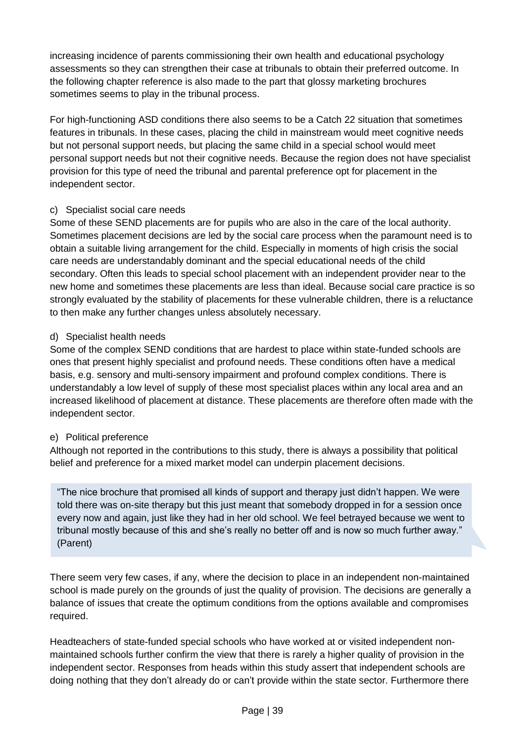increasing incidence of parents commissioning their own health and educational psychology assessments so they can strengthen their case at tribunals to obtain their preferred outcome. In the following chapter reference is also made to the part that glossy marketing brochures sometimes seems to play in the tribunal process.

For high-functioning ASD conditions there also seems to be a Catch 22 situation that sometimes features in tribunals. In these cases, placing the child in mainstream would meet cognitive needs but not personal support needs, but placing the same child in a special school would meet personal support needs but not their cognitive needs. Because the region does not have specialist provision for this type of need the tribunal and parental preference opt for placement in the independent sector.

c) Specialist social care needs

Some of these SEND placements are for pupils who are also in the care of the local authority. Sometimes placement decisions are led by the social care process when the paramount need is to obtain a suitable living arrangement for the child. Especially in moments of high crisis the social care needs are understandably dominant and the special educational needs of the child secondary. Often this leads to special school placement with an independent provider near to the new home and sometimes these placements are less than ideal. Because social care practice is so strongly evaluated by the stability of placements for these vulnerable children, there is a reluctance to then make any further changes unless absolutely necessary.

d) Specialist health needs

Some of the complex SEND conditions that are hardest to place within state-funded schools are ones that present highly specialist and profound needs. These conditions often have a medical basis, e.g. sensory and multi-sensory impairment and profound complex conditions. There is understandably a low level of supply of these most specialist places within any local area and an increased likelihood of placement at distance. These placements are therefore often made with the independent sector.

e) Political preference

Although not reported in the contributions to this study, there is always a possibility that political belief and preference for a mixed market model can underpin placement decisions.

> "The nice brochure that promised all kinds of support and therapy just didn't happen. We were told there was on-site therapy but this just meant that somebody dropped in for a session once every now and again, just like they had in her old school. We feel betrayed because we went to tribunal mostly because of this and she's really no better off and is now so much further away." (Parent)

There seem very few cases, if any, where the decision to place in an independent non-maintained school is made purely on the grounds of just the quality of provision. The decisions are generally a balance of issues that create the optimum conditions from the options available and compromises required.

Headteachers of state-funded special schools who have worked at or visited independent non-maintained schools further confirm the view that there is rarely a higher quality of provision in the independent sector. Responses from heads within this study assert that independent schools are doing nothing that they don't already do or can't provide within the state sector. Furthermore there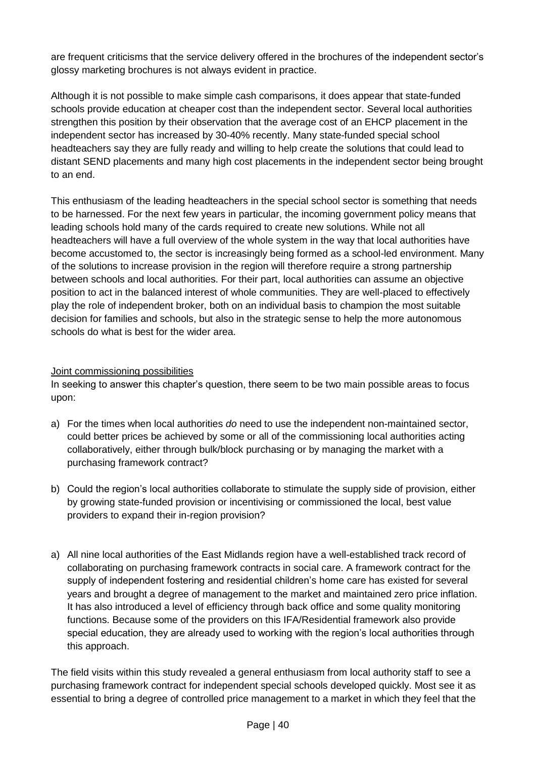are frequent criticisms that the service delivery offered in the brochures of the independent sector's glossy marketing brochures is not always evident in practice.

Although it is not possible to make simple cash comparisons, it does appear that state-funded schools provide education at cheaper cost than the independent sector. Several local authorities strengthen this position by their observation that the average cost of an EHCP placement in the independent sector has increased by 30-40% recently. Many state-funded special school headteachers say they are fully ready and willing to help create the solutions that could lead to distant SEND placements and many high cost placements in the independent sector being brought to an end.

This enthusiasm of the leading headteachers in the special school sector is something that needs to be harnessed. For the next few years in particular, the incoming government policy means that leading schools hold many of the cards required to create new solutions. While not all headteachers will have a full overview of the whole system in the way that local authorities have become accustomed to, the sector is increasingly being formed as a school-led environment. Many of the solutions to increase provision in the region will therefore require a strong partnership between schools and local authorities. For their part, local authorities can assume an objective position to act in the balanced interest of whole communities. They are well-placed to effectively play the role of independent broker, both on an individual basis to champion the most suitable decision for families and schools, but also in the strategic sense to help the more autonomous schools do what is best for the wider area.

<u>Joint commissioning possibilities</u>

In seeking to answer this chapter's question, there seem to be two main possible areas to focus upon:

a) For the times when local authorities *do* need to use the independent non-maintained sector, could better prices be achieved by some or all of the commissioning local authorities acting collaboratively, either through bulk/block purchasing or by managing the market with a purchasing framework contract?

b) Could the region's local authorities collaborate to stimulate the supply side of provision, either by growing state-funded provision or incentivising or commissioned the local, best value providers to expand their in-region provision?

a) All nine local authorities of the East Midlands region have a well-established track record of collaborating on purchasing framework contracts in social care. A framework contract for the supply of independent fostering and residential children's home care has existed for several years and brought a degree of management to the market and maintained zero price inflation. It has also introduced a level of efficiency through back office and some quality monitoring functions. Because some of the providers on this IFA/Residential framework also provide special education, they are already used to working with the region's local authorities through this approach.

The field visits within this study revealed a general enthusiasm from local authority staff to see a purchasing framework contract for independent special schools developed quickly. Most see it as essential to bring a degree of controlled price management to a market in which they feel that the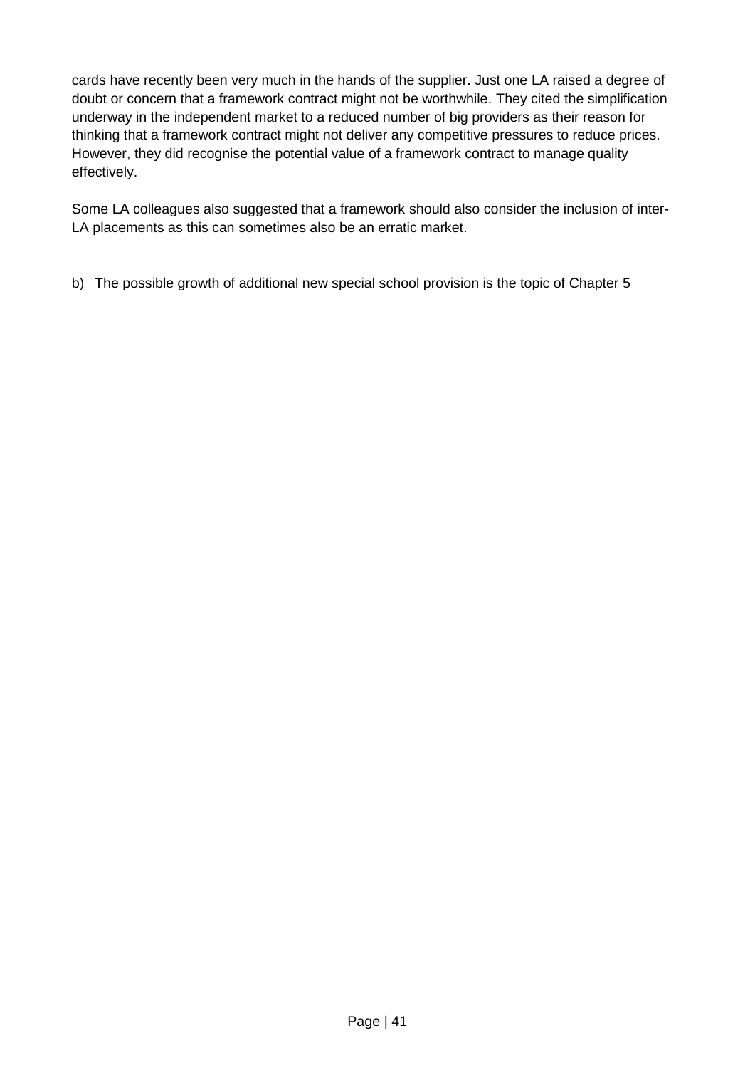cards have recently been very much in the hands of the supplier. Just one LA raised a degree of doubt or concern that a framework contract might not be worthwhile. They cited the simplification underway in the independent market to a reduced number of big providers as their reason for thinking that a framework contract might not deliver any competitive pressures to reduce prices. However, they did recognise the potential value of a framework contract to manage quality effectively.

Some LA colleagues also suggested that a framework should also consider the inclusion of inter-LA placements as this can sometimes also be an erratic market.

b) The possible growth of additional new special school provision is the topic of Chapter 5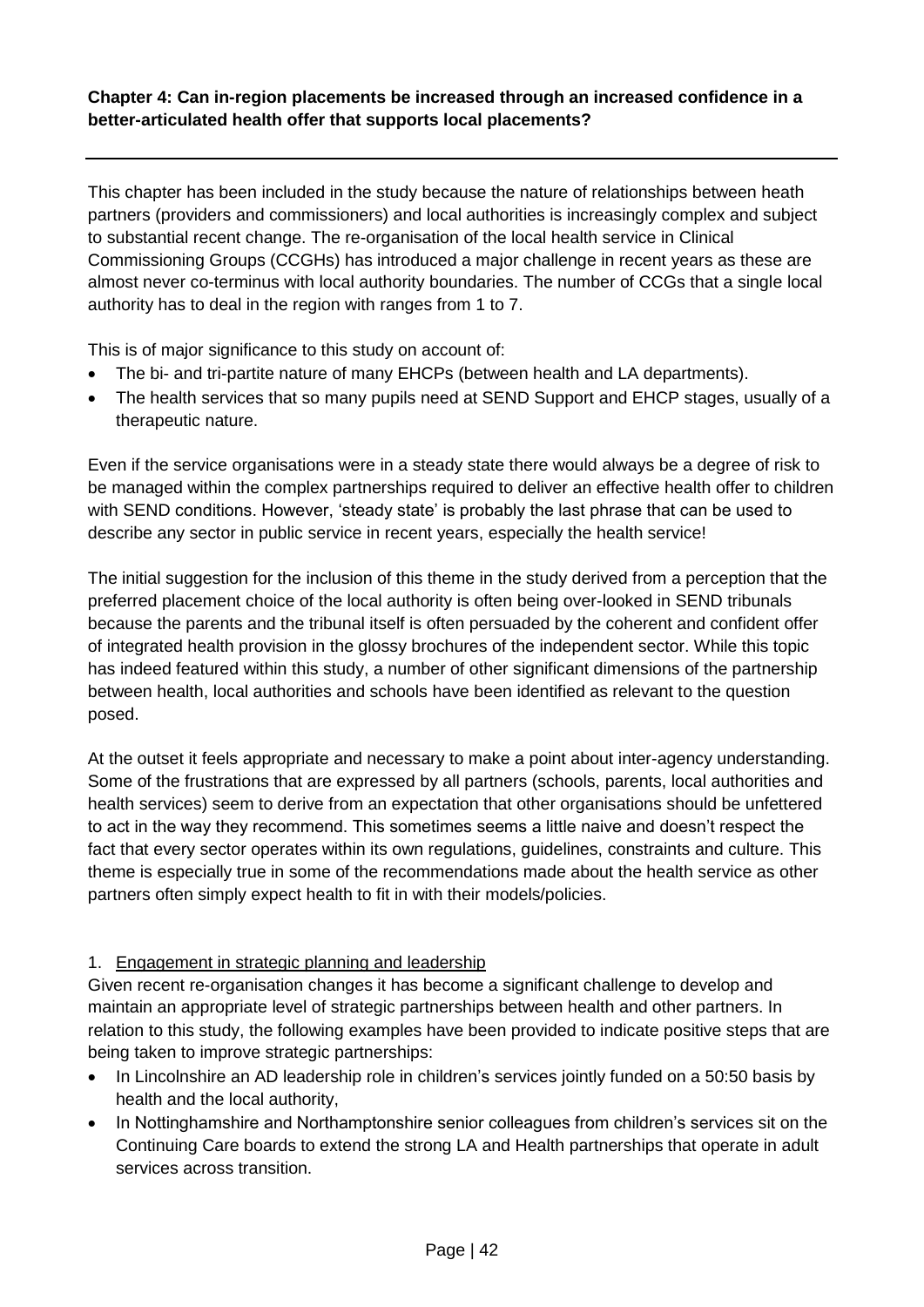**Chapter 4: Can in-region placements be increased through an increased confidence in a better-articulated health offer that supports local placements?**

---

This chapter has been included in the study because the nature of relationships between heath partners (providers and commissioners) and local authorities is increasingly complex and subject to substantial recent change. The re-organisation of the local health service in Clinical Commissioning Groups (CCGHs) has introduced a major challenge in recent years as these are almost never co-terminus with local authority boundaries. The number of CCGs that a single local authority has to deal in the region with ranges from 1 to 7.

This is of major significance to this study on account of:

- The bi- and tri-partite nature of many EHCPs (between health and LA departments).
- The health services that so many pupils need at SEND Support and EHCP stages, usually of a therapeutic nature.

Even if the service organisations were in a steady state there would always be a degree of risk to be managed within the complex partnerships required to deliver an effective health offer to children with SEND conditions. However, 'steady state' is probably the last phrase that can be used to describe any sector in public service in recent years, especially the health service!

The initial suggestion for the inclusion of this theme in the study derived from a perception that the preferred placement choice of the local authority is often being over-looked in SEND tribunals because the parents and the tribunal itself is often persuaded by the coherent and confident offer of integrated health provision in the glossy brochures of the independent sector. While this topic has indeed featured within this study, a number of other significant dimensions of the partnership between health, local authorities and schools have been identified as relevant to the question posed.

At the outset it feels appropriate and necessary to make a point about inter-agency understanding. Some of the frustrations that are expressed by all partners (schools, parents, local authorities and health services) seem to derive from an expectation that other organisations should be unfettered to act in the way they recommend. This sometimes seems a little naive and doesn't respect the fact that every sector operates within its own regulations, guidelines, constraints and culture. This theme is especially true in some of the recommendations made about the health service as other partners often simply expect health to fit in with their models/policies.

1. Engagement in strategic planning and leadership

Given recent re-organisation changes it has become a significant challenge to develop and maintain an appropriate level of strategic partnerships between health and other partners. In relation to this study, the following examples have been provided to indicate positive steps that are being taken to improve strategic partnerships:

- In Lincolnshire an AD leadership role in children's services jointly funded on a 50:50 basis by health and the local authority,
- In Nottinghamshire and Northamptonshire senior colleagues from children's services sit on the Continuing Care boards to extend the strong LA and Health partnerships that operate in adult services across transition.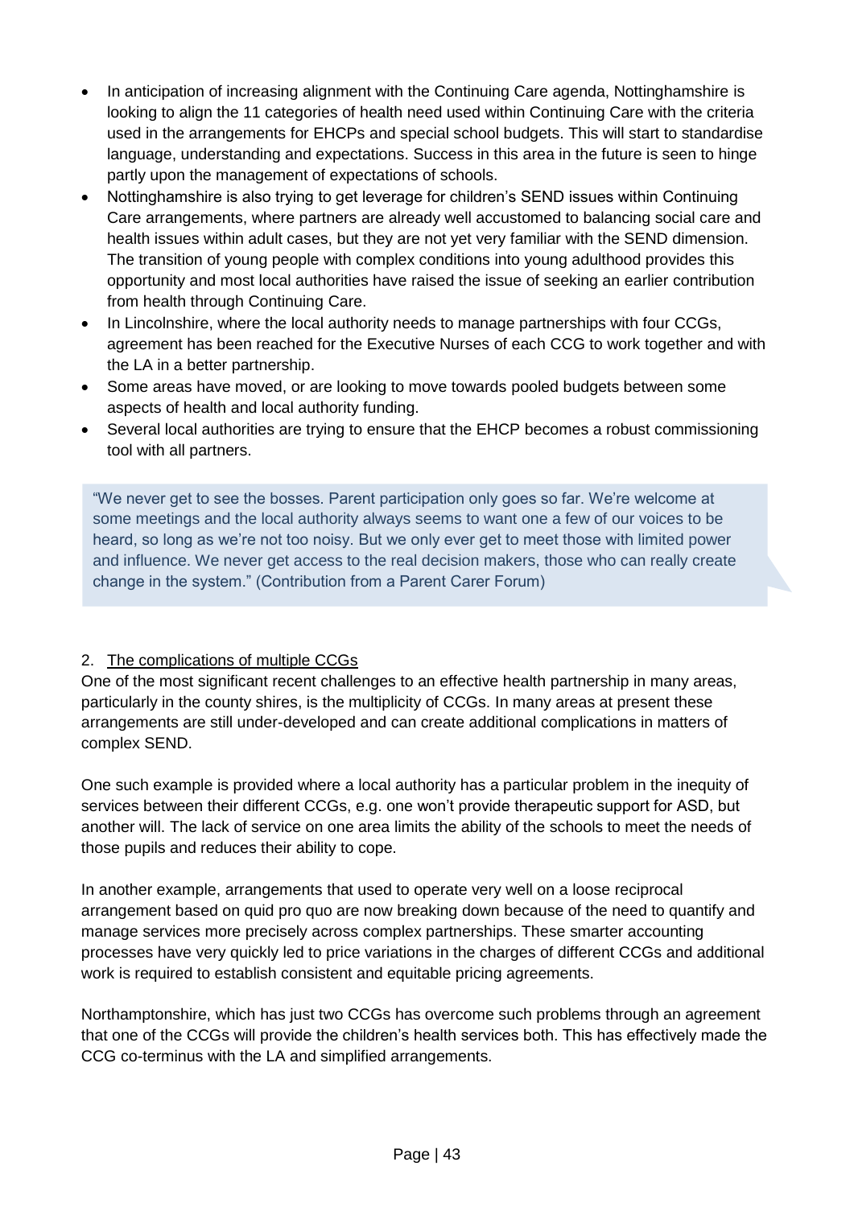- In anticipation of increasing alignment with the Continuing Care agenda, Nottinghamshire is looking to align the 11 categories of health need used within Continuing Care with the criteria used in the arrangements for EHCPs and special school budgets. This will start to standardise language, understanding and expectations. Success in this area in the future is seen to hinge partly upon the management of expectations of schools.
- Nottinghamshire is also trying to get leverage for children's SEND issues within Continuing Care arrangements, where partners are already well accustomed to balancing social care and health issues within adult cases, but they are not yet very familiar with the SEND dimension. The transition of young people with complex conditions into young adulthood provides this opportunity and most local authorities have raised the issue of seeking an earlier contribution from health through Continuing Care.
- In Lincolnshire, where the local authority needs to manage partnerships with four CCGs, agreement has been reached for the Executive Nurses of each CCG to work together and with the LA in a better partnership.
- Some areas have moved, or are looking to move towards pooled budgets between some aspects of health and local authority funding.
- Several local authorities are trying to ensure that the EHCP becomes a robust commissioning tool with all partners.

> "We never get to see the bosses. Parent participation only goes so far. We're welcome at some meetings and the local authority always seems to want one a few of our voices to be heard, so long as we're not too noisy. But we only ever get to meet those with limited power and influence. We never get access to the real decision makers, those who can really create change in the system." (Contribution from a Parent Carer Forum)

2. <u>The complications of multiple CCGs</u>

One of the most significant recent challenges to an effective health partnership in many areas, particularly in the county shires, is the multiplicity of CCGs. In many areas at present these arrangements are still under-developed and can create additional complications in matters of complex SEND.

One such example is provided where a local authority has a particular problem in the inequity of services between their different CCGs, e.g. one won't provide therapeutic support for ASD, but another will. The lack of service on one area limits the ability of the schools to meet the needs of those pupils and reduces their ability to cope.

In another example, arrangements that used to operate very well on a loose reciprocal arrangement based on quid pro quo are now breaking down because of the need to quantify and manage services more precisely across complex partnerships. These smarter accounting processes have very quickly led to price variations in the charges of different CCGs and additional work is required to establish consistent and equitable pricing agreements.

Northamptonshire, which has just two CCGs has overcome such problems through an agreement that one of the CCGs will provide the children's health services both. This has effectively made the CCG co-terminus with the LA and simplified arrangements.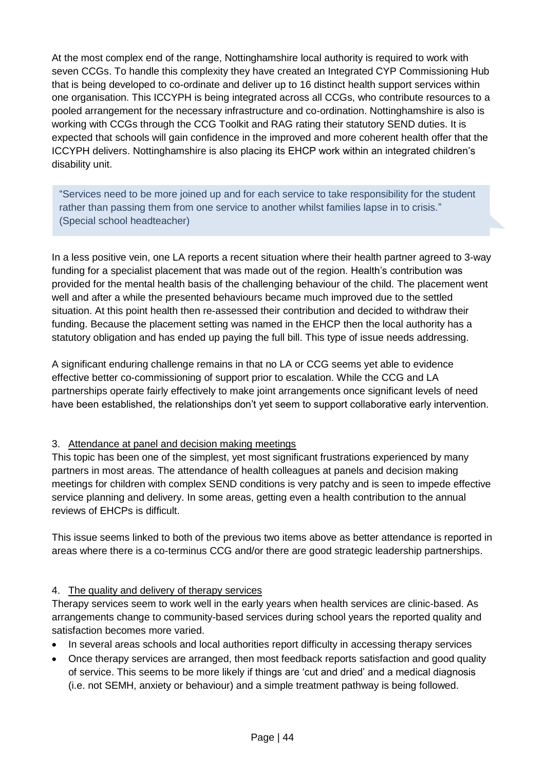At the most complex end of the range, Nottinghamshire local authority is required to work with seven CCGs. To handle this complexity they have created an Integrated CYP Commissioning Hub that is being developed to co-ordinate and deliver up to 16 distinct health support services within one organisation. This ICCYPH is being integrated across all CCGs, who contribute resources to a pooled arrangement for the necessary infrastructure and co-ordination. Nottinghamshire is also is working with CCGs through the CCG Toolkit and RAG rating their statutory SEND duties. It is expected that schools will gain confidence in the improved and more coherent health offer that the ICCYPH delivers. Nottinghamshire is also placing its EHCP work within an integrated children's disability unit.

> "Services need to be more joined up and for each service to take responsibility for the student rather than passing them from one service to another whilst families lapse in to crisis." (Special school headteacher)

In a less positive vein, one LA reports a recent situation where their health partner agreed to 3-way funding for a specialist placement that was made out of the region. Health's contribution was provided for the mental health basis of the challenging behaviour of the child. The placement went well and after a while the presented behaviours became much improved due to the settled situation. At this point health then re-assessed their contribution and decided to withdraw their funding. Because the placement setting was named in the EHCP then the local authority has a statutory obligation and has ended up paying the full bill. This type of issue needs addressing.

A significant enduring challenge remains in that no LA or CCG seems yet able to evidence effective better co-commissioning of support prior to escalation. While the CCG and LA partnerships operate fairly effectively to make joint arrangements once significant levels of need have been established, the relationships don't yet seem to support collaborative early intervention.

3. Attendance at panel and decision making meetings

This topic has been one of the simplest, yet most significant frustrations experienced by many partners in most areas. The attendance of health colleagues at panels and decision making meetings for children with complex SEND conditions is very patchy and is seen to impede effective service planning and delivery. In some areas, getting even a health contribution to the annual reviews of EHCPs is difficult.

This issue seems linked to both of the previous two items above as better attendance is reported in areas where there is a co-terminus CCG and/or there are good strategic leadership partnerships.

4. The quality and delivery of therapy services

Therapy services seem to work well in the early years when health services are clinic-based. As arrangements change to community-based services during school years the reported quality and satisfaction becomes more varied.

- In several areas schools and local authorities report difficulty in accessing therapy services
- Once therapy services are arranged, then most feedback reports satisfaction and good quality of service. This seems to be more likely if things are 'cut and dried' and a medical diagnosis (i.e. not SEMH, anxiety or behaviour) and a simple treatment pathway is being followed.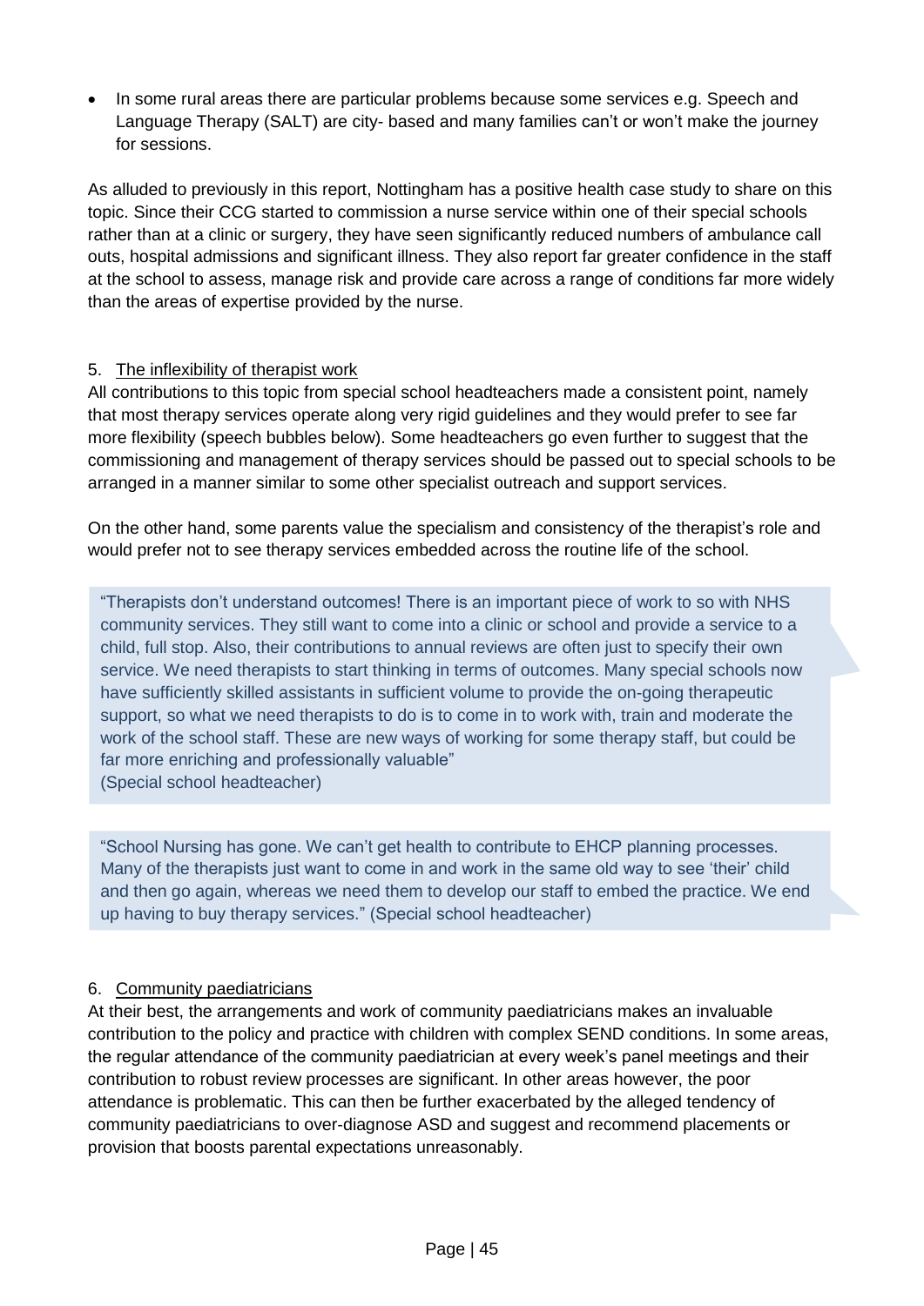- In some rural areas there are particular problems because some services e.g. Speech and Language Therapy (SALT) are city- based and many families can't or won't make the journey for sessions.

As alluded to previously in this report, Nottingham has a positive health case study to share on this topic. Since their CCG started to commission a nurse service within one of their special schools rather than at a clinic or surgery, they have seen significantly reduced numbers of ambulance call outs, hospital admissions and significant illness. They also report far greater confidence in the staff at the school to assess, manage risk and provide care across a range of conditions far more widely than the areas of expertise provided by the nurse.

5. The inflexibility of therapist work

All contributions to this topic from special school headteachers made a consistent point, namely that most therapy services operate along very rigid guidelines and they would prefer to see far more flexibility (speech bubbles below). Some headteachers go even further to suggest that the commissioning and management of therapy services should be passed out to special schools to be arranged in a manner similar to some other specialist outreach and support services.

On the other hand, some parents value the specialism and consistency of the therapist's role and would prefer not to see therapy services embedded across the routine life of the school.

> "Therapists don't understand outcomes! There is an important piece of work to so with NHS community services. They still want to come into a clinic or school and provide a service to a child, full stop. Also, their contributions to annual reviews are often just to specify their own service. We need therapists to start thinking in terms of outcomes. Many special schools now have sufficiently skilled assistants in sufficient volume to provide the on-going therapeutic support, so what we need therapists to do is to come in to work with, train and moderate the work of the school staff. These are new ways of working for some therapy staff, but could be far more enriching and professionally valuable"
> (Special school headteacher)

> "School Nursing has gone. We can't get health to contribute to EHCP planning processes. Many of the therapists just want to come in and work in the same old way to see 'their' child and then go again, whereas we need them to develop our staff to embed the practice. We end up having to buy therapy services." (Special school headteacher)

6. Community paediatricians

At their best, the arrangements and work of community paediatricians makes an invaluable contribution to the policy and practice with children with complex SEND conditions. In some areas, the regular attendance of the community paediatrician at every week's panel meetings and their contribution to robust review processes are significant. In other areas however, the poor attendance is problematic. This can then be further exacerbated by the alleged tendency of community paediatricians to over-diagnose ASD and suggest and recommend placements or provision that boosts parental expectations unreasonably.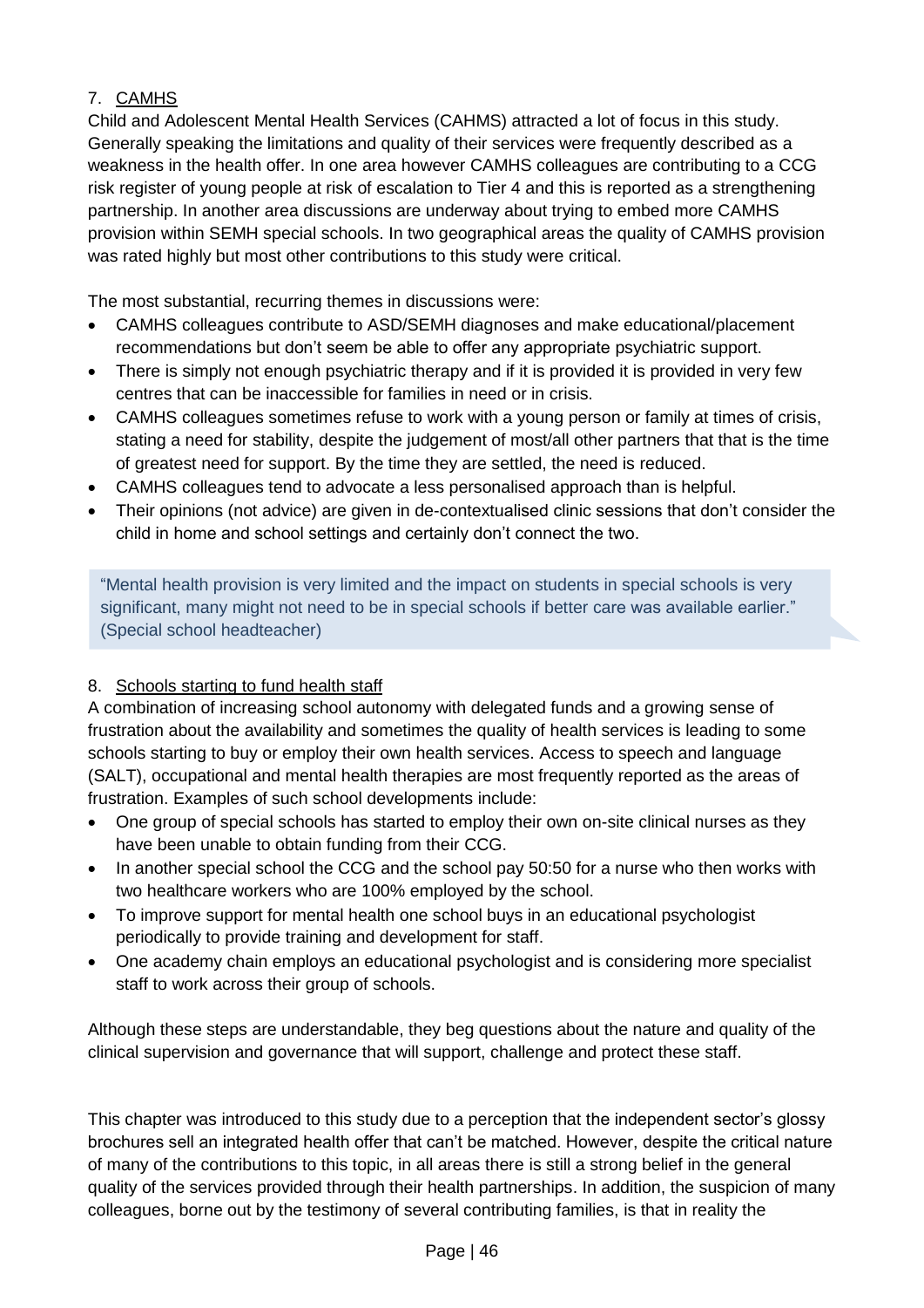7. <u>CAMHS</u>

Child and Adolescent Mental Health Services (CAHMS) attracted a lot of focus in this study. Generally speaking the limitations and quality of their services were frequently described as a weakness in the health offer. In one area however CAMHS colleagues are contributing to a CCG risk register of young people at risk of escalation to Tier 4 and this is reported as a strengthening partnership. In another area discussions are underway about trying to embed more CAMHS provision within SEMH special schools. In two geographical areas the quality of CAMHS provision was rated highly but most other contributions to this study were critical.

The most substantial, recurring themes in discussions were:

- CAMHS colleagues contribute to ASD/SEMH diagnoses and make educational/placement recommendations but don't seem be able to offer any appropriate psychiatric support.
- There is simply not enough psychiatric therapy and if it is provided it is provided in very few centres that can be inaccessible for families in need or in crisis.
- CAMHS colleagues sometimes refuse to work with a young person or family at times of crisis, stating a need for stability, despite the judgement of most/all other partners that that is the time of greatest need for support. By the time they are settled, the need is reduced.
- CAMHS colleagues tend to advocate a less personalised approach than is helpful.
- Their opinions (not advice) are given in de-contextualised clinic sessions that don't consider the child in home and school settings and certainly don't connect the two.

> "Mental health provision is very limited and the impact on students in special schools is very significant, many might not need to be in special schools if better care was available earlier." (Special school headteacher)

8. <u>Schools starting to fund health staff</u>

A combination of increasing school autonomy with delegated funds and a growing sense of frustration about the availability and sometimes the quality of health services is leading to some schools starting to buy or employ their own health services. Access to speech and language (SALT), occupational and mental health therapies are most frequently reported as the areas of frustration. Examples of such school developments include:

- One group of special schools has started to employ their own on-site clinical nurses as they have been unable to obtain funding from their CCG.
- In another special school the CCG and the school pay 50:50 for a nurse who then works with two healthcare workers who are 100% employed by the school.
- To improve support for mental health one school buys in an educational psychologist periodically to provide training and development for staff.
- One academy chain employs an educational psychologist and is considering more specialist staff to work across their group of schools.

Although these steps are understandable, they beg questions about the nature and quality of the clinical supervision and governance that will support, challenge and protect these staff.

This chapter was introduced to this study due to a perception that the independent sector's glossy brochures sell an integrated health offer that can't be matched. However, despite the critical nature of many of the contributions to this topic, in all areas there is still a strong belief in the general quality of the services provided through their health partnerships. In addition, the suspicion of many colleagues, borne out by the testimony of several contributing families, is that in reality the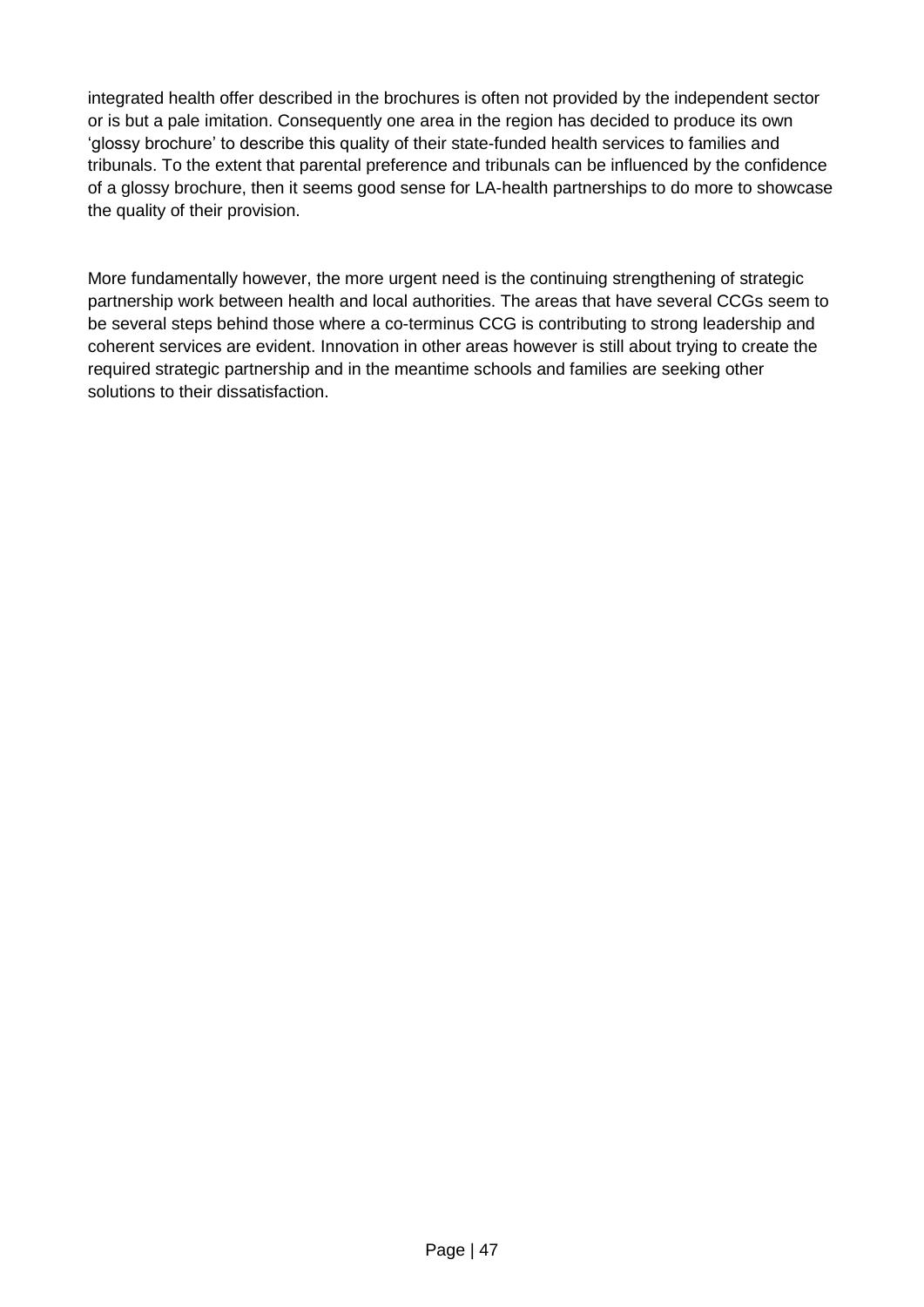integrated health offer described in the brochures is often not provided by the independent sector or is but a pale imitation. Consequently one area in the region has decided to produce its own 'glossy brochure' to describe this quality of their state-funded health services to families and tribunals. To the extent that parental preference and tribunals can be influenced by the confidence of a glossy brochure, then it seems good sense for LA-health partnerships to do more to showcase the quality of their provision.

More fundamentally however, the more urgent need is the continuing strengthening of strategic partnership work between health and local authorities. The areas that have several CCGs seem to be several steps behind those where a co-terminus CCG is contributing to strong leadership and coherent services are evident. Innovation in other areas however is still about trying to create the required strategic partnership and in the meantime schools and families are seeking other solutions to their dissatisfaction.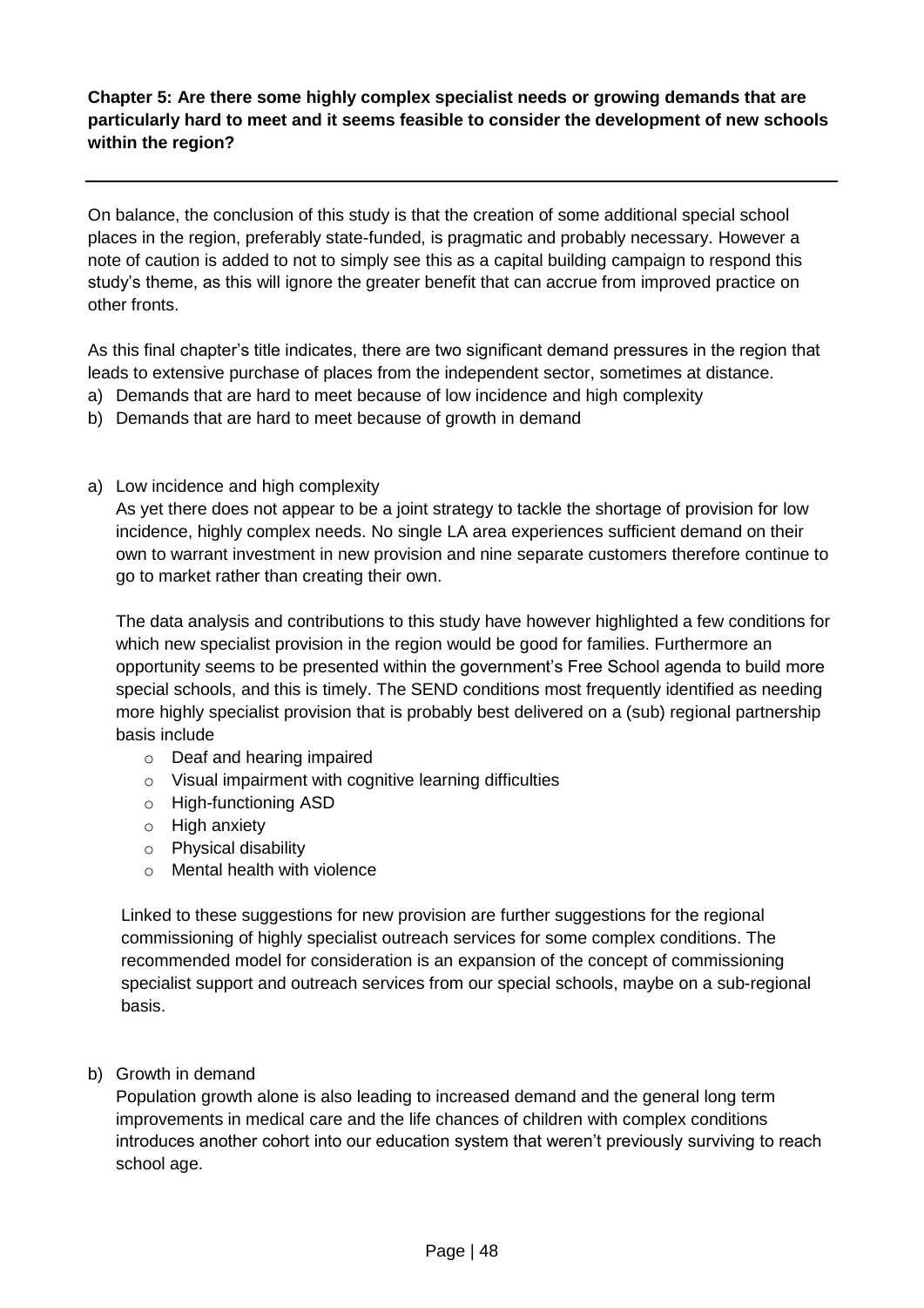**Chapter 5: Are there some highly complex specialist needs or growing demands that are particularly hard to meet and it seems feasible to consider the development of new schools within the region?**

---

On balance, the conclusion of this study is that the creation of some additional special school places in the region, preferably state-funded, is pragmatic and probably necessary. However a note of caution is added to not to simply see this as a capital building campaign to respond this study's theme, as this will ignore the greater benefit that can accrue from improved practice on other fronts.

As this final chapter's title indicates, there are two significant demand pressures in the region that leads to extensive purchase of places from the independent sector, sometimes at distance.

a) Demands that are hard to meet because of low incidence and high complexity
b) Demands that are hard to meet because of growth in demand

a) Low incidence and high complexity

   As yet there does not appear to be a joint strategy to tackle the shortage of provision for low incidence, highly complex needs. No single LA area experiences sufficient demand on their own to warrant investment in new provision and nine separate customers therefore continue to go to market rather than creating their own.

   The data analysis and contributions to this study have however highlighted a few conditions for which new specialist provision in the region would be good for families. Furthermore an opportunity seems to be presented within the government's Free School agenda to build more special schools, and this is timely. The SEND conditions most frequently identified as needing more highly specialist provision that is probably best delivered on a (sub) regional partnership basis include

   - Deaf and hearing impaired
   - Visual impairment with cognitive learning difficulties
   - High-functioning ASD
   - High anxiety
   - Physical disability
   - Mental health with violence

   Linked to these suggestions for new provision are further suggestions for the regional commissioning of highly specialist outreach services for some complex conditions. The recommended model for consideration is an expansion of the concept of commissioning specialist support and outreach services from our special schools, maybe on a sub-regional basis.

b) Growth in demand

   Population growth alone is also leading to increased demand and the general long term improvements in medical care and the life chances of children with complex conditions introduces another cohort into our education system that weren't previously surviving to reach school age.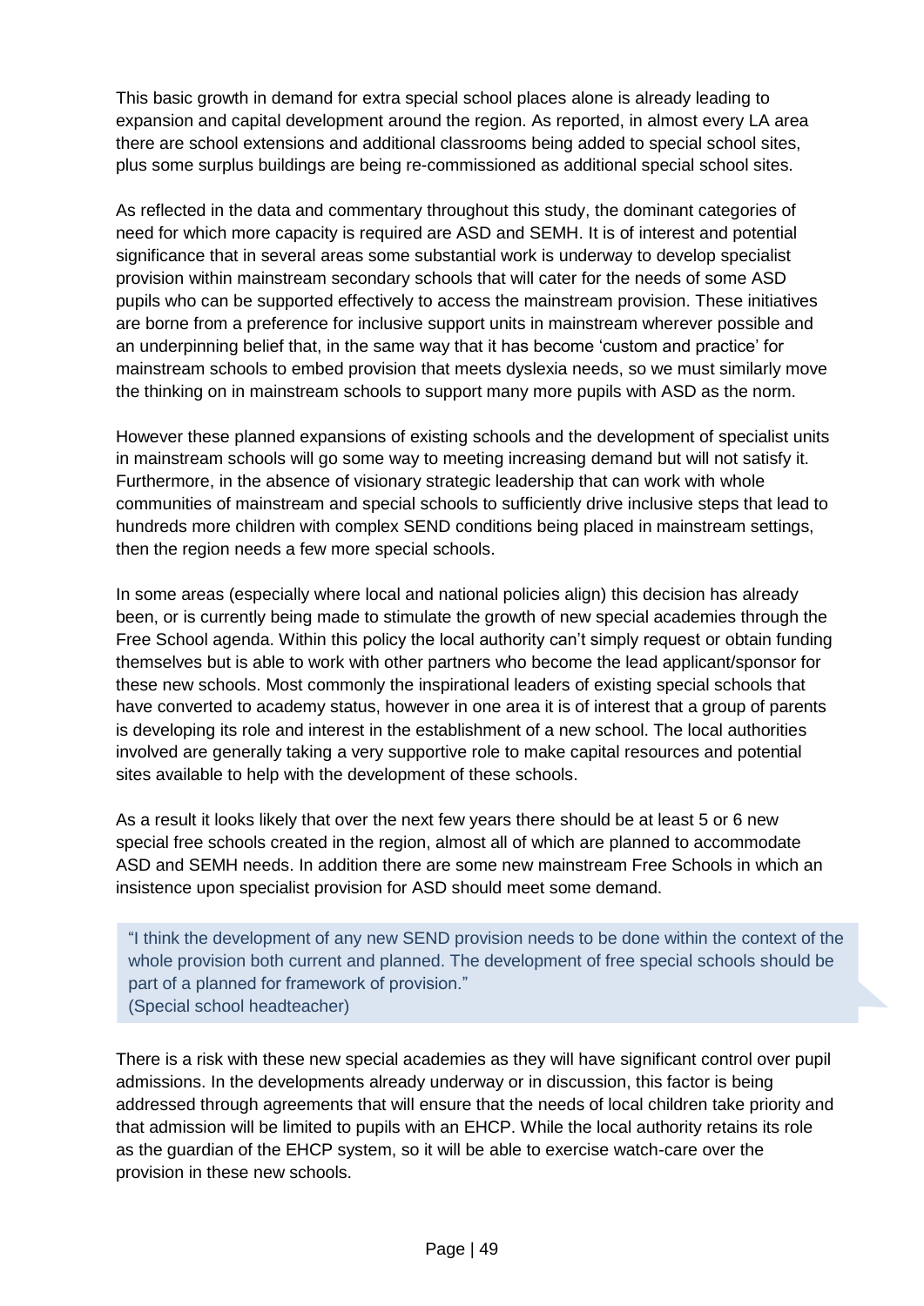This basic growth in demand for extra special school places alone is already leading to expansion and capital development around the region. As reported, in almost every LA area there are school extensions and additional classrooms being added to special school sites, plus some surplus buildings are being re-commissioned as additional special school sites.

As reflected in the data and commentary throughout this study, the dominant categories of need for which more capacity is required are ASD and SEMH. It is of interest and potential significance that in several areas some substantial work is underway to develop specialist provision within mainstream secondary schools that will cater for the needs of some ASD pupils who can be supported effectively to access the mainstream provision. These initiatives are borne from a preference for inclusive support units in mainstream wherever possible and an underpinning belief that, in the same way that it has become 'custom and practice' for mainstream schools to embed provision that meets dyslexia needs, so we must similarly move the thinking on in mainstream schools to support many more pupils with ASD as the norm.

However these planned expansions of existing schools and the development of specialist units in mainstream schools will go some way to meeting increasing demand but will not satisfy it. Furthermore, in the absence of visionary strategic leadership that can work with whole communities of mainstream and special schools to sufficiently drive inclusive steps that lead to hundreds more children with complex SEND conditions being placed in mainstream settings, then the region needs a few more special schools.

In some areas (especially where local and national policies align) this decision has already been, or is currently being made to stimulate the growth of new special academies through the Free School agenda. Within this policy the local authority can't simply request or obtain funding themselves but is able to work with other partners who become the lead applicant/sponsor for these new schools. Most commonly the inspirational leaders of existing special schools that have converted to academy status, however in one area it is of interest that a group of parents is developing its role and interest in the establishment of a new school. The local authorities involved are generally taking a very supportive role to make capital resources and potential sites available to help with the development of these schools.

As a result it looks likely that over the next few years there should be at least 5 or 6 new special free schools created in the region, almost all of which are planned to accommodate ASD and SEMH needs. In addition there are some new mainstream Free Schools in which an insistence upon specialist provision for ASD should meet some demand.

> "I think the development of any new SEND provision needs to be done within the context of the whole provision both current and planned. The development of free special schools should be part of a planned for framework of provision."
> (Special school headteacher)

There is a risk with these new special academies as they will have significant control over pupil admissions. In the developments already underway or in discussion, this factor is being addressed through agreements that will ensure that the needs of local children take priority and that admission will be limited to pupils with an EHCP. While the local authority retains its role as the guardian of the EHCP system, so it will be able to exercise watch-care over the provision in these new schools.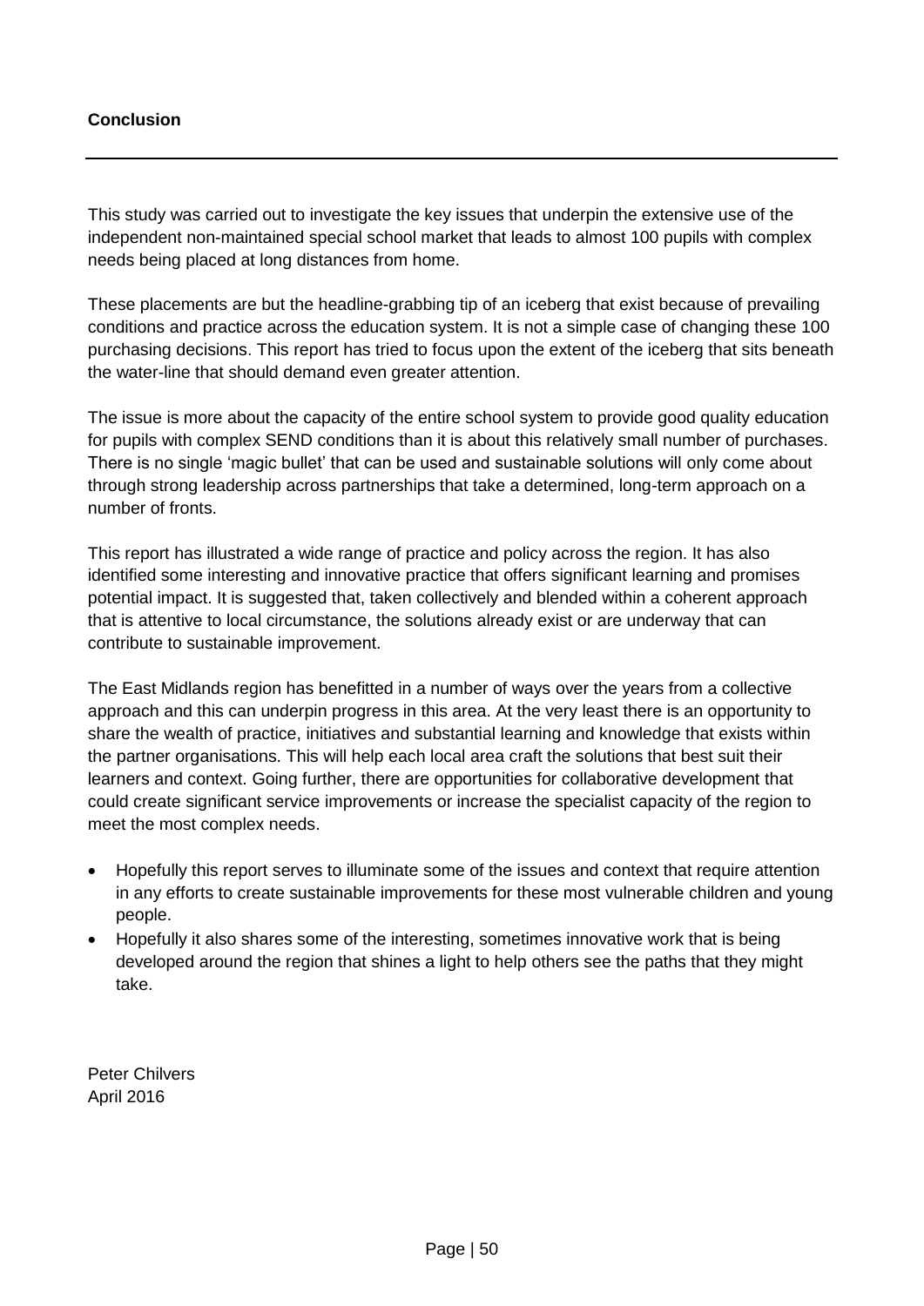**Conclusion**

---

This study was carried out to investigate the key issues that underpin the extensive use of the independent non-maintained special school market that leads to almost 100 pupils with complex needs being placed at long distances from home.

These placements are but the headline-grabbing tip of an iceberg that exist because of prevailing conditions and practice across the education system. It is not a simple case of changing these 100 purchasing decisions. This report has tried to focus upon the extent of the iceberg that sits beneath the water-line that should demand even greater attention.

The issue is more about the capacity of the entire school system to provide good quality education for pupils with complex SEND conditions than it is about this relatively small number of purchases. There is no single 'magic bullet' that can be used and sustainable solutions will only come about through strong leadership across partnerships that take a determined, long-term approach on a number of fronts.

This report has illustrated a wide range of practice and policy across the region. It has also identified some interesting and innovative practice that offers significant learning and promises potential impact. It is suggested that, taken collectively and blended within a coherent approach that is attentive to local circumstance, the solutions already exist or are underway that can contribute to sustainable improvement.

The East Midlands region has benefitted in a number of ways over the years from a collective approach and this can underpin progress in this area. At the very least there is an opportunity to share the wealth of practice, initiatives and substantial learning and knowledge that exists within the partner organisations. This will help each local area craft the solutions that best suit their learners and context. Going further, there are opportunities for collaborative development that could create significant service improvements or increase the specialist capacity of the region to meet the most complex needs.

- Hopefully this report serves to illuminate some of the issues and context that require attention in any efforts to create sustainable improvements for these most vulnerable children and young people.
- Hopefully it also shares some of the interesting, sometimes innovative work that is being developed around the region that shines a light to help others see the paths that they might take.

Peter Chilvers
April 2016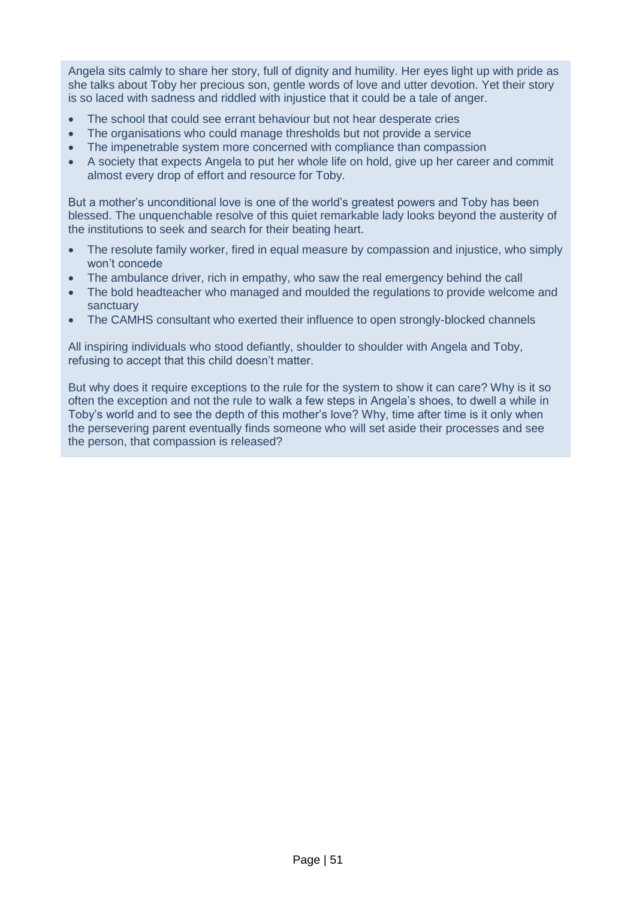Angela sits calmly to share her story, full of dignity and humility. Her eyes light up with pride as she talks about Toby her precious son, gentle words of love and utter devotion. Yet their story is so laced with sadness and riddled with injustice that it could be a tale of anger.

- The school that could see errant behaviour but not hear desperate cries
- The organisations who could manage thresholds but not provide a service
- The impenetrable system more concerned with compliance than compassion
- A society that expects Angela to put her whole life on hold, give up her career and commit almost every drop of effort and resource for Toby.

But a mother's unconditional love is one of the world's greatest powers and Toby has been blessed. The unquenchable resolve of this quiet remarkable lady looks beyond the austerity of the institutions to seek and search for their beating heart.

- The resolute family worker, fired in equal measure by compassion and injustice, who simply won't concede
- The ambulance driver, rich in empathy, who saw the real emergency behind the call
- The bold headteacher who managed and moulded the regulations to provide welcome and sanctuary
- The CAMHS consultant who exerted their influence to open strongly-blocked channels

All inspiring individuals who stood defiantly, shoulder to shoulder with Angela and Toby, refusing to accept that this child doesn't matter.

But why does it require exceptions to the rule for the system to show it can care? Why is it so often the exception and not the rule to walk a few steps in Angela's shoes, to dwell a while in Toby's world and to see the depth of this mother's love? Why, time after time is it only when the persevering parent eventually finds someone who will set aside their processes and see the person, that compassion is released?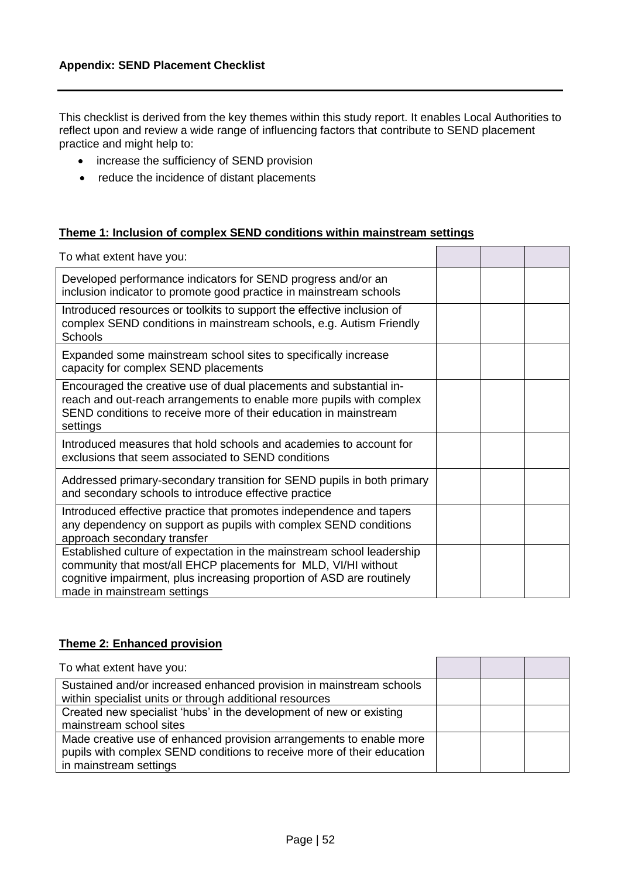### Appendix: SEND Placement Checklist

This checklist is derived from the key themes within this study report. It enables Local Authorities to reflect upon and review a wide range of influencing factors that contribute to SEND placement practice and might help to:

- increase the sufficiency of SEND provision
- reduce the incidence of distant placements

**<u>Theme 1: Inclusion of complex SEND conditions within mainstream settings</u>**

| To what extent have you: | | | |
|---|---|---|---|
| Developed performance indicators for SEND progress and/or an inclusion indicator to promote good practice in mainstream schools | | | |
| Introduced resources or toolkits to support the effective inclusion of complex SEND conditions in mainstream schools, e.g. Autism Friendly Schools | | | |
| Expanded some mainstream school sites to specifically increase capacity for complex SEND placements | | | |
| Encouraged the creative use of dual placements and substantial in-reach and out-reach arrangements to enable more pupils with complex SEND conditions to receive more of their education in mainstream settings | | | |
| Introduced measures that hold schools and academies to account for exclusions that seem associated to SEND conditions | | | |
| Addressed primary-secondary transition for SEND pupils in both primary and secondary schools to introduce effective practice | | | |
| Introduced effective practice that promotes independence and tapers any dependency on support as pupils with complex SEND conditions approach secondary transfer | | | |
| Established culture of expectation in the mainstream school leadership community that most/all EHCP placements for MLD, VI/HI without cognitive impairment, plus increasing proportion of ASD are routinely made in mainstream settings | | | |

**<u>Theme 2: Enhanced provision</u>**

| To what extent have you: | | | |
|---|---|---|---|
| Sustained and/or increased enhanced provision in mainstream schools within specialist units or through additional resources | | | |
| Created new specialist 'hubs' in the development of new or existing mainstream school sites | | | |
| Made creative use of enhanced provision arrangements to enable more pupils with complex SEND conditions to receive more of their education in mainstream settings | | | |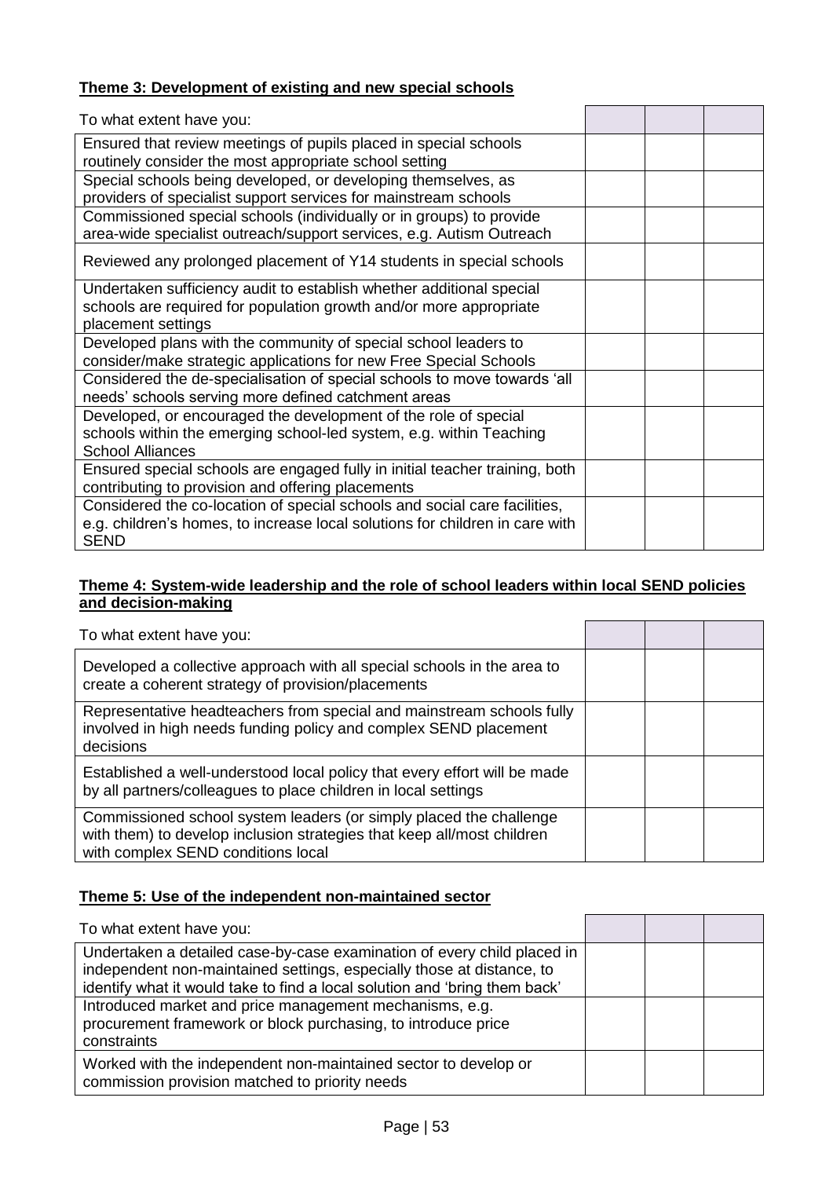**Theme 3: Development of existing and new special schools**

| To what extent have you: | | | |
|---|---|---|---|
| Ensured that review meetings of pupils placed in special schools routinely consider the most appropriate school setting | | | |
| Special schools being developed, or developing themselves, as providers of specialist support services for mainstream schools | | | |
| Commissioned special schools (individually or in groups) to provide area-wide specialist outreach/support services, e.g. Autism Outreach | | | |
| Reviewed any prolonged placement of Y14 students in special schools | | | |
| Undertaken sufficiency audit to establish whether additional special schools are required for population growth and/or more appropriate placement settings | | | |
| Developed plans with the community of special school leaders to consider/make strategic applications for new Free Special Schools | | | |
| Considered the de-specialisation of special schools to move towards 'all needs' schools serving more defined catchment areas | | | |
| Developed, or encouraged the development of the role of special schools within the emerging school-led system, e.g. within Teaching School Alliances | | | |
| Ensured special schools are engaged fully in initial teacher training, both contributing to provision and offering placements | | | |
| Considered the co-location of special schools and social care facilities, e.g. children's homes, to increase local solutions for children in care with SEND | | | |

**Theme 4: System-wide leadership and the role of school leaders within local SEND policies and decision-making**

| To what extent have you: | | | |
|---|---|---|---|
| Developed a collective approach with all special schools in the area to create a coherent strategy of provision/placements | | | |
| Representative headteachers from special and mainstream schools fully involved in high needs funding policy and complex SEND placement decisions | | | |
| Established a well-understood local policy that every effort will be made by all partners/colleagues to place children in local settings | | | |
| Commissioned school system leaders (or simply placed the challenge with them) to develop inclusion strategies that keep all/most children with complex SEND conditions local | | | |

**Theme 5: Use of the independent non-maintained sector**

| To what extent have you: | | | |
|---|---|---|---|
| Undertaken a detailed case-by-case examination of every child placed in independent non-maintained settings, especially those at distance, to identify what it would take to find a local solution and 'bring them back' | | | |
| Introduced market and price management mechanisms, e.g. procurement framework or block purchasing, to introduce price constraints | | | |
| Worked with the independent non-maintained sector to develop or commission provision matched to priority needs | | | |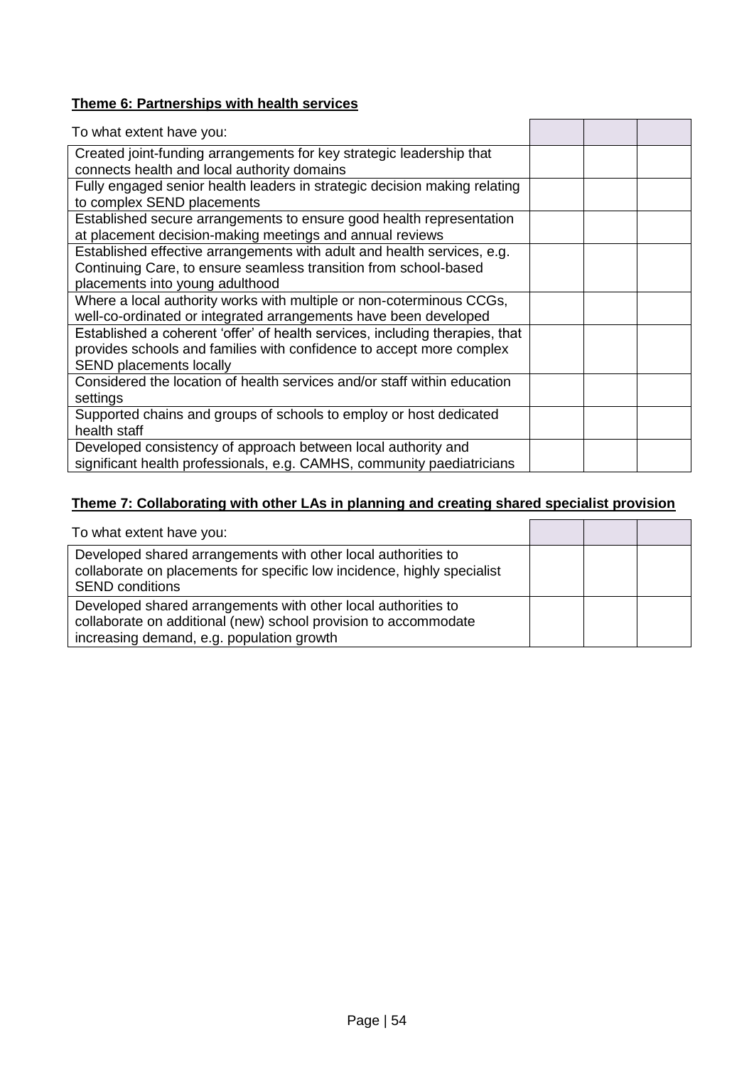**Theme 6: Partnerships with health services**

| To what extent have you: | | | |
|---|---|---|---|
| Created joint-funding arrangements for key strategic leadership that connects health and local authority domains | | | |
| Fully engaged senior health leaders in strategic decision making relating to complex SEND placements | | | |
| Established secure arrangements to ensure good health representation at placement decision-making meetings and annual reviews | | | |
| Established effective arrangements with adult and health services, e.g. Continuing Care, to ensure seamless transition from school-based placements into young adulthood | | | |
| Where a local authority works with multiple or non-coterminous CCGs, well-co-ordinated or integrated arrangements have been developed | | | |
| Established a coherent 'offer' of health services, including therapies, that provides schools and families with confidence to accept more complex SEND placements locally | | | |
| Considered the location of health services and/or staff within education settings | | | |
| Supported chains and groups of schools to employ or host dedicated health staff | | | |
| Developed consistency of approach between local authority and significant health professionals, e.g. CAMHS, community paediatricians | | | |

**Theme 7: Collaborating with other LAs in planning and creating shared specialist provision**

| To what extent have you: | | | |
|---|---|---|---|
| Developed shared arrangements with other local authorities to collaborate on placements for specific low incidence, highly specialist SEND conditions | | | |
| Developed shared arrangements with other local authorities to collaborate on additional (new) school provision to accommodate increasing demand, e.g. population growth | | | |